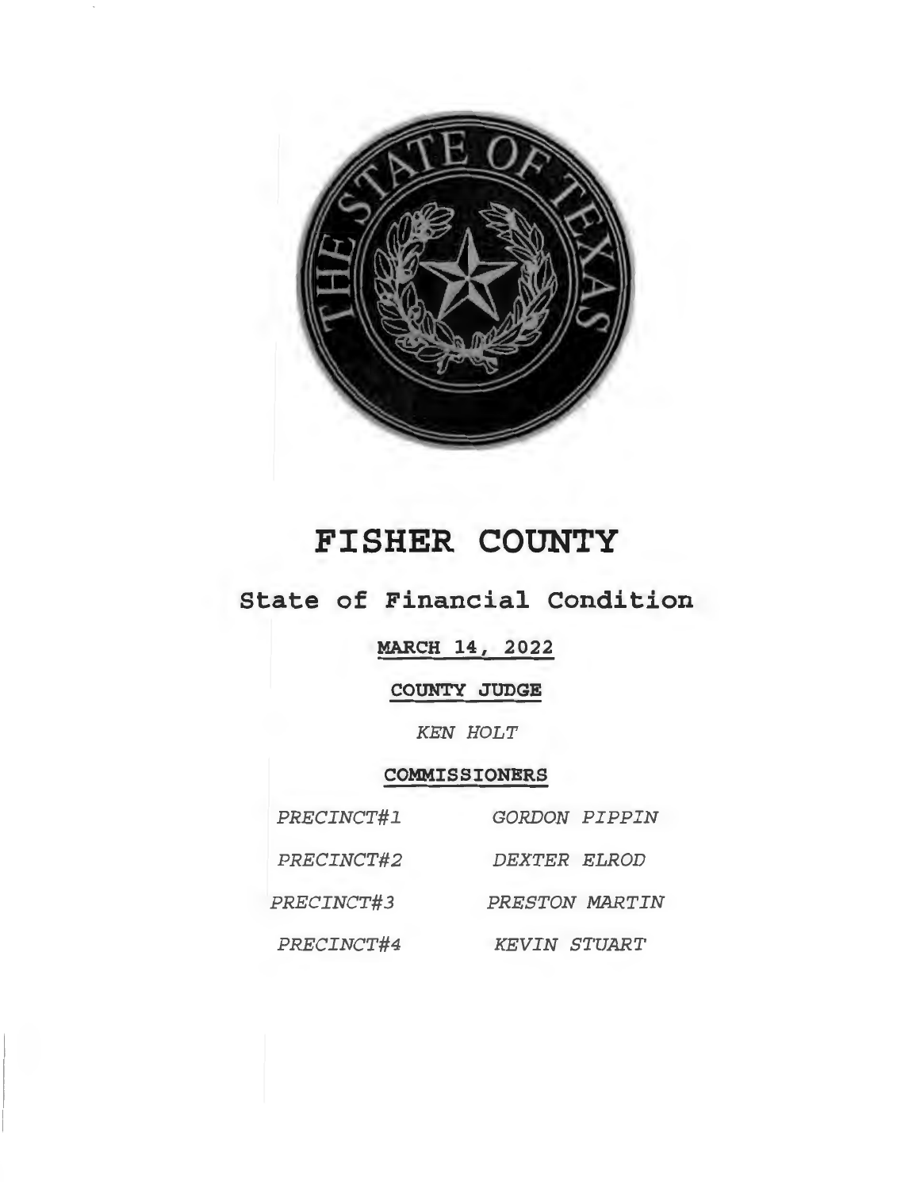# FISHER COUNTY

## State of Financial Condition

**MARCH 14, 2022**

**COUNTY JUDGE**

*KEN HOLT*

**COMMISSIONERS**

| | |
|---|---|
| *PRECINCT#1* | *GORDON PIPPIN* |
| *PRECINCT#2* | *DEXTER ELROD* |
| *PRECINCT#3* | *PRESTON MARTIN* |
| *PRECINCT#4* | *KEVIN STUART* |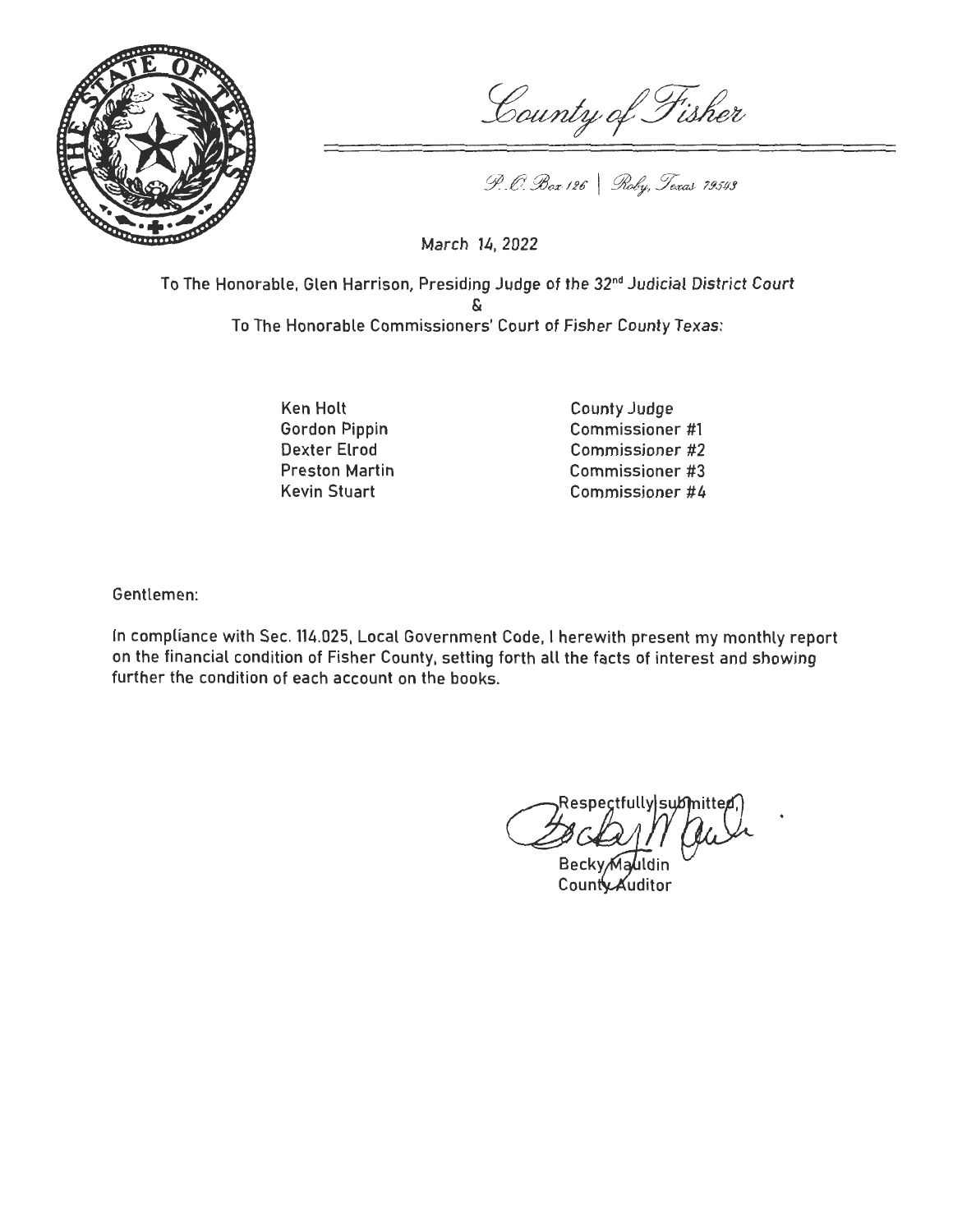# County of Fisher

P.O. Box 126 | Roby, Texas 79543

March 14, 2022

To The Honorable, Glen Harrison, Presiding Judge of the 32nd Judicial District Court

&

To The Honorable Commissioners' Court of Fisher County Texas:

| | |
|---|---|
| Ken Holt | County Judge |
| Gordon Pippin | Commissioner #1 |
| Dexter Elrod | Commissioner #2 |
| Preston Martin | Commissioner #3 |
| Kevin Stuart | Commissioner #4 |

Gentlemen:

In compliance with Sec. 114.025, Local Government Code, I herewith present my monthly report on the financial condition of Fisher County, setting forth all the facts of interest and showing further the condition of each account on the books.

Respectfully submitted,

Becky Mauldin
County Auditor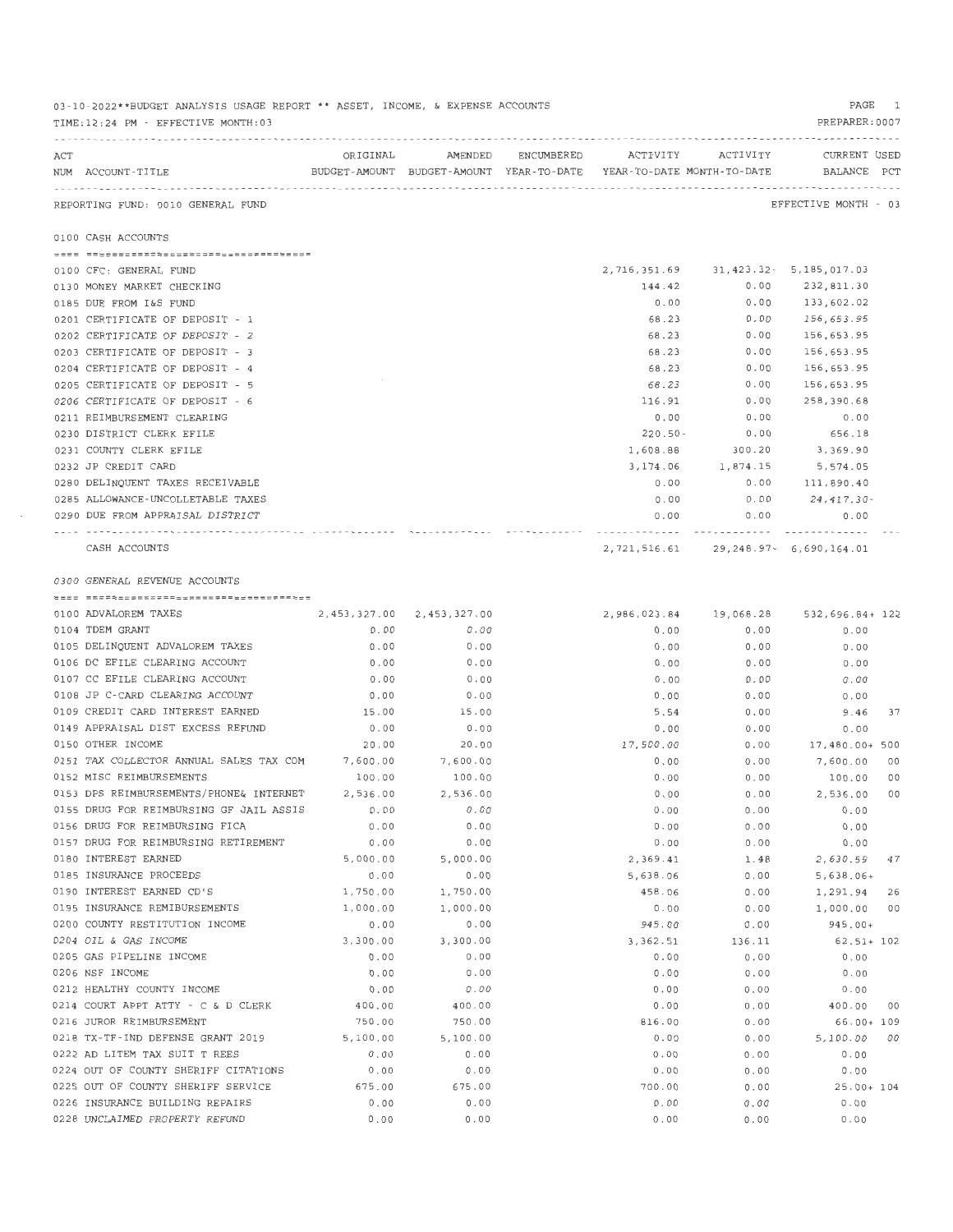03-10-2022**BUDGET ANALYSIS USAGE REPORT ** ASSET, INCOME, & EXPENSE ACCOUNTS
TIME:12:24 PM - EFFECTIVE MONTH:03

PREPARER:0007

REPORTING FUND: 0010 GENERAL FUND — EFFECTIVE MONTH - 03

## 0100 CASH ACCOUNTS

| ACT NUM | ACCOUNT-TITLE | ORIGINAL BUDGET-AMOUNT | AMENDED BUDGET-AMOUNT | ENCUMBERED YEAR-TO-DATE | ACTIVITY YEAR-TO-DATE | ACTIVITY MONTH-TO-DATE | CURRENT BALANCE | USED PCT |
|---|---|---|---|---|---|---|---|---|
| 0100 | CFC: GENERAL FUND | | | | 2,716,351.69 | 31,423.32- | 5,185,017.03 | |
| 0130 | MONEY MARKET CHECKING | | | | 144.42 | 0.00 | 232,811.30 | |
| 0185 | DUE FROM I&S FUND | | | | 0.00 | 0.00 | 133,602.02 | |
| 0201 | CERTIFICATE OF DEPOSIT - 1 | | | | 68.23 | 0.00 | 156,653.95 | |
| 0202 | CERTIFICATE OF DEPOSIT - 2 | | | | 68.23 | 0.00 | 156,653.95 | |
| 0203 | CERTIFICATE OF DEPOSIT - 3 | | | | 68.23 | 0.00 | 156,653.95 | |
| 0204 | CERTIFICATE OF DEPOSIT - 4 | | | | 68.23 | 0.00 | 156,653.95 | |
| 0205 | CERTIFICATE OF DEPOSIT - 5 | | | | 68.23 | 0.00 | 156,653.95 | |
| 0206 | CERTIFICATE OF DEPOSIT - 6 | | | | 116.91 | 0.00 | 258,390.68 | |
| 0211 | REIMBURSEMENT CLEARING | | | | 0.00 | 0.00 | 0.00 | |
| 0230 | DISTRICT CLERK EFILE | | | | 220.50- | 0.00 | 656.18 | |
| 0231 | COUNTY CLERK EFILE | | | | 1,608.88 | 300.20 | 3,369.90 | |
| 0232 | JP CREDIT CARD | | | | 3,174.06 | 1,874.15 | 5,574.05 | |
| 0280 | DELINQUENT TAXES RECEIVABLE | | | | 0.00 | 0.00 | 111,890.40 | |
| 0285 | ALLOWANCE-UNCOLLETABLE TAXES | | | | 0.00 | 0.00 | 24,417.30- | |
| 0290 | DUE FROM APPRAISAL DISTRICT | | | | 0.00 | 0.00 | 0.00 | |
| | CASH ACCOUNTS | | | | 2,721,516.61 | 29,248.97- | 6,690,164.01 | |

## 0300 GENERAL REVENUE ACCOUNTS

| ACT NUM | ACCOUNT-TITLE | ORIGINAL BUDGET-AMOUNT | AMENDED BUDGET-AMOUNT | ENCUMBERED YEAR-TO-DATE | ACTIVITY YEAR-TO-DATE | ACTIVITY MONTH-TO-DATE | CURRENT BALANCE | USED PCT |
|---|---|---|---|---|---|---|---|---|
| 0100 | ADVALOREM TAXES | 2,453,327.00 | 2,453,327.00 | | 2,986,023.84 | 19,068.28 | 532,696.84+ | 122 |
| 0104 | TDEM GRANT | 0.00 | 0.00 | | 0.00 | 0.00 | 0.00 | |
| 0105 | DELINQUENT ADVALOREM TAXES | 0.00 | 0.00 | | 0.00 | 0.00 | 0.00 | |
| 0106 | DC EFILE CLEARING ACCOUNT | 0.00 | 0.00 | | 0.00 | 0.00 | 0.00 | |
| 0107 | CC EFILE CLEARING ACCOUNT | 0.00 | 0.00 | | 0.00 | 0.00 | 0.00 | |
| 0108 | JP C-CARD CLEARING ACCOUNT | 0.00 | 0.00 | | 0.00 | 0.00 | 0.00 | |
| 0109 | CREDIT CARD INTEREST EARNED | 15.00 | 15.00 | | 5.54 | 0.00 | 9.46 | 37 |
| 0149 | APPRAISAL DIST EXCESS REFUND | 0.00 | 0.00 | | 0.00 | 0.00 | 0.00 | |
| 0150 | OTHER INCOME | 20.00 | 20.00 | | 17,500.00 | 0.00 | 17,480.00+ | 500 |
| 0151 | TAX COLLECTOR ANNUAL SALES TAX COM | 7,600.00 | 7,600.00 | | 0.00 | 0.00 | 7,600.00 | 00 |
| 0152 | MISC REIMBURSEMENTS | 100.00 | 100.00 | | 0.00 | 0.00 | 100.00 | 00 |
| 0153 | DPS REIMBURSEMENTS/PHONE& INTERNET | 2,536.00 | 2,536.00 | | 0.00 | 0.00 | 2,536.00 | 00 |
| 0155 | DRUG FOR REIMBURSING GF JAIL ASSIS | 0.00 | 0.00 | | 0.00 | 0.00 | 0.00 | |
| 0156 | DRUG FOR REIMBURSING FICA | 0.00 | 0.00 | | 0.00 | 0.00 | 0.00 | |
| 0157 | DRUG FOR REIMBURSING RETIREMENT | 0.00 | 0.00 | | 0.00 | 0.00 | 0.00 | |
| 0180 | INTEREST EARNED | 5,000.00 | 5,000.00 | | 2,369.41 | 1.48 | 2,630.59 | 47 |
| 0185 | INSURANCE PROCEEDS | 0.00 | 0.00 | | 5,638.06 | 0.00 | 5,638.06+ | |
| 0190 | INTEREST EARNED CD'S | 1,750.00 | 1,750.00 | | 458.06 | 0.00 | 1,291.94 | 26 |
| 0195 | INSURANCE REMIBURSEMENTS | 1,000.00 | 1,000.00 | | 0.00 | 0.00 | 1,000.00 | 00 |
| 0200 | COUNTY RESTITUTION INCOME | 0.00 | 0.00 | | 945.00 | 0.00 | 945.00+ | |
| 0204 | OIL & GAS INCOME | 3,300.00 | 3,300.00 | | 3,362.51 | 136.11 | 62.51+ | 102 |
| 0205 | GAS PIPELINE INCOME | 0.00 | 0.00 | | 0.00 | 0.00 | 0.00 | |
| 0206 | NSF INCOME | 0.00 | 0.00 | | 0.00 | 0.00 | 0.00 | |
| 0212 | HEALTHY COUNTY INCOME | 0.00 | 0.00 | | 0.00 | 0.00 | 0.00 | |
| 0214 | COURT APPT ATTY - C & D CLERK | 400.00 | 400.00 | | 0.00 | 0.00 | 400.00 | 00 |
| 0216 | JUROR REIMBURSEMENT | 750.00 | 750.00 | | 816.00 | 0.00 | 66.00+ | 109 |
| 0218 | TX-TF-IND DEFENSE GRANT 2019 | 5,100.00 | 5,100.00 | | 0.00 | 0.00 | 5,100.00 | 00 |
| 0222 | AD LITEM TAX SUIT T REES | 0.00 | 0.00 | | 0.00 | 0.00 | 0.00 | |
| 0224 | OUT OF COUNTY SHERIFF CITATIONS | 0.00 | 0.00 | | 0.00 | 0.00 | 0.00 | |
| 0225 | OUT OF COUNTY SHERIFF SERVICE | 675.00 | 675.00 | | 700.00 | 0.00 | 25.00+ | 104 |
| 0226 | INSURANCE BUILDING REPAIRS | 0.00 | 0.00 | | 0.00 | 0.00 | 0.00 | |
| 0228 | UNCLAIMED PROPERTY REFUND | 0.00 | 0.00 | | 0.00 | 0.00 | 0.00 | |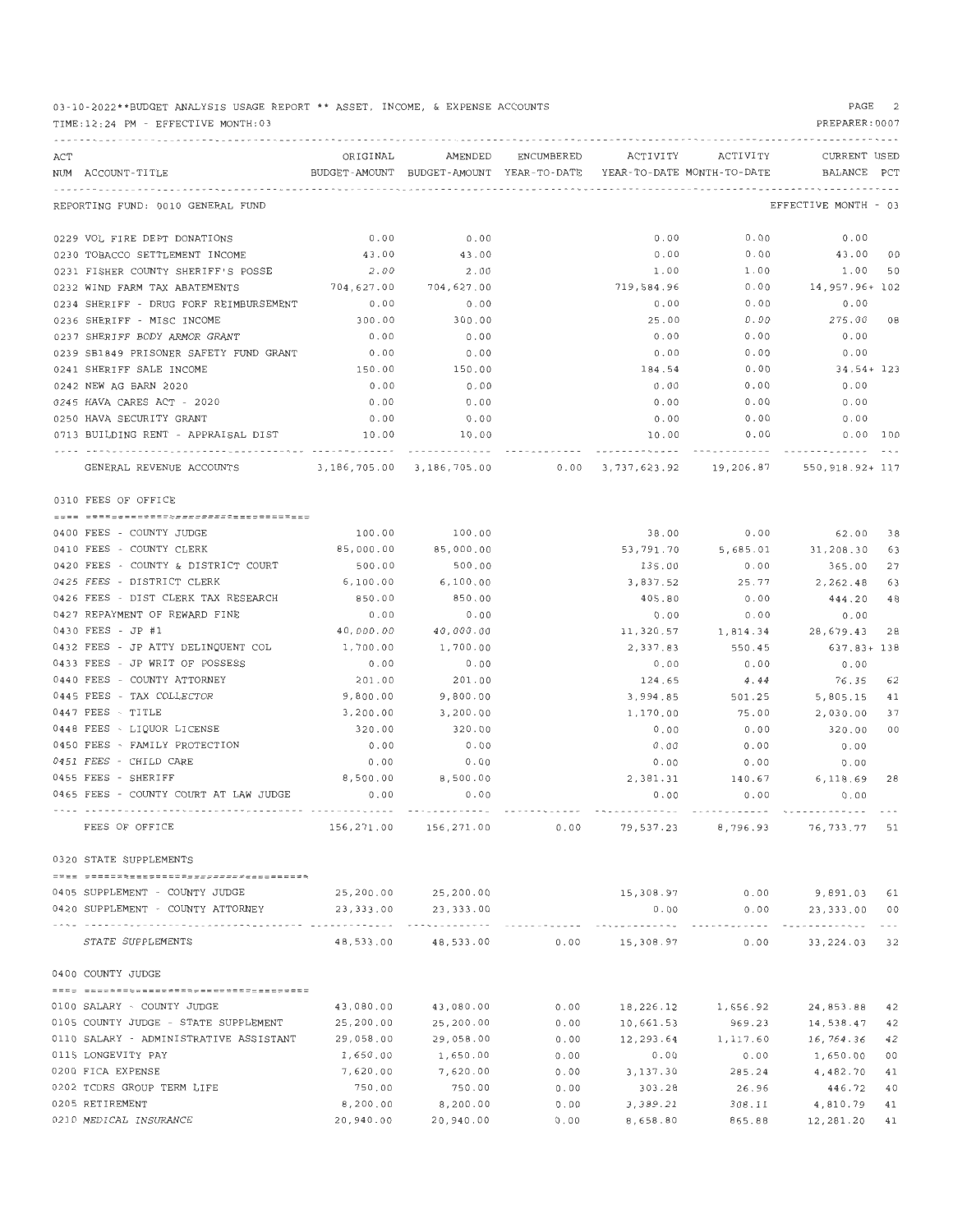03-10-2022**BUDGET ANALYSIS USAGE REPORT ** ASSET, INCOME, & EXPENSE ACCOUNTS

TIME:12:24 PM - EFFECTIVE MONTH:03

PREPARER:0007

| ACT NUM | ACCOUNT-TITLE | ORIGINAL BUDGET-AMOUNT | AMENDED BUDGET-AMOUNT | ENCUMBERED YEAR-TO-DATE | ACTIVITY YEAR-TO-DATE | ACTIVITY MONTH-TO-DATE | CURRENT BALANCE | USED PCT |
|---|---|---|---|---|---|---|---|---|
| | **REPORTING FUND: 0010 GENERAL FUND** | | | | | | EFFECTIVE MONTH - 03 | |
| 0229 | VOL FIRE DEPT DONATIONS | 0.00 | 0.00 | | 0.00 | 0.00 | 0.00 | |
| 0230 | TOBACCO SETTLEMENT INCOME | 43.00 | 43.00 | | 0.00 | 0.00 | 43.00 | 00 |
| 0231 | FISHER COUNTY SHERIFF'S POSSE | 2.00 | 2.00 | | 1.00 | 1.00 | 1.00 | 50 |
| 0232 | WIND FARM TAX ABATEMENTS | 704,627.00 | 704,627.00 | | 719,584.96 | 0.00 | 14,957.96+ | 102 |
| 0234 | SHERIFF - DRUG FORF REIMBURSEMENT | 0.00 | 0.00 | | 0.00 | 0.00 | 0.00 | |
| 0236 | SHERIFF - MISC INCOME | 300.00 | 300.00 | | 25.00 | 0.00 | 275.00 | 08 |
| 0237 | SHERIFF BODY ARMOR GRANT | 0.00 | 0.00 | | 0.00 | 0.00 | 0.00 | |
| 0239 | SB1849 PRISONER SAFETY FUND GRANT | 0.00 | 0.00 | | 0.00 | 0.00 | 0.00 | |
| 0241 | SHERIFF SALE INCOME | 150.00 | 150.00 | | 184.54 | 0.00 | 34.54+ | 123 |
| 0242 | NEW AG BARN 2020 | 0.00 | 0.00 | | 0.00 | 0.00 | 0.00 | |
| 0245 | HAVA CARES ACT - 2020 | 0.00 | 0.00 | | 0.00 | 0.00 | 0.00 | |
| 0250 | HAVA SECURITY GRANT | 0.00 | 0.00 | | 0.00 | 0.00 | 0.00 | |
| 0713 | BUILDING RENT - APPRAISAL DIST | 10.00 | 10.00 | | 10.00 | 0.00 | 0.00 | 100 |
| | GENERAL REVENUE ACCOUNTS | 3,186,705.00 | 3,186,705.00 | 0.00 | 3,737,623.92 | 19,206.87 | 550,918.92+ | 117 |
| | **0310 FEES OF OFFICE** | | | | | | | |
| 0400 | FEES - COUNTY JUDGE | 100.00 | 100.00 | | 38.00 | 0.00 | 62.00 | 38 |
| 0410 | FEES - COUNTY CLERK | 85,000.00 | 85,000.00 | | 53,791.70 | 5,685.01 | 31,208.30 | 63 |
| 0420 | FEES - COUNTY & DISTRICT COURT | 500.00 | 500.00 | | 135.00 | 0.00 | 365.00 | 27 |
| 0425 | FEES - DISTRICT CLERK | 6,100.00 | 6,100.00 | | 3,837.52 | 25.77 | 2,262.48 | 63 |
| 0426 | FEES - DIST CLERK TAX RESEARCH | 850.00 | 850.00 | | 405.80 | 0.00 | 444.20 | 48 |
| 0427 | REPAYMENT OF REWARD FINE | 0.00 | 0.00 | | 0.00 | 0.00 | 0.00 | |
| 0430 | FEES - JP #1 | 40,000.00 | 40,000.00 | | 11,320.57 | 1,814.34 | 28,679.43 | 28 |
| 0432 | FEES - JP ATTY DELINQUENT COL | 1,700.00 | 1,700.00 | | 2,337.83 | 550.45 | 637.83+ | 138 |
| 0433 | FEES - JP WRIT OF POSSESS | 0.00 | 0.00 | | 0.00 | 0.00 | 0.00 | |
| 0440 | FEES - COUNTY ATTORNEY | 201.00 | 201.00 | | 124.65 | 4.44 | 76.35 | 62 |
| 0445 | FEES - TAX COLLECTOR | 9,800.00 | 9,800.00 | | 3,994.85 | 501.25 | 5,805.15 | 41 |
| 0447 | FEES - TITLE | 3,200.00 | 3,200.00 | | 1,170.00 | 75.00 | 2,030.00 | 37 |
| 0448 | FEES - LIQUOR LICENSE | 320.00 | 320.00 | | 0.00 | 0.00 | 320.00 | 00 |
| 0450 | FEES - FAMILY PROTECTION | 0.00 | 0.00 | | 0.00 | 0.00 | 0.00 | |
| 0451 | FEES - CHILD CARE | 0.00 | 0.00 | | 0.00 | 0.00 | 0.00 | |
| 0455 | FEES - SHERIFF | 8,500.00 | 8,500.00 | | 2,381.31 | 140.67 | 6,118.69 | 28 |
| 0465 | FEES - COUNTY COURT AT LAW JUDGE | 0.00 | 0.00 | | 0.00 | 0.00 | 0.00 | |
| | FEES OF OFFICE | 156,271.00 | 156,271.00 | 0.00 | 79,537.23 | 8,796.93 | 76,733.77 | 51 |
| | **0320 STATE SUPPLEMENTS** | | | | | | | |
| 0405 | SUPPLEMENT - COUNTY JUDGE | 25,200.00 | 25,200.00 | | 15,308.97 | 0.00 | 9,891.03 | 61 |
| 0420 | SUPPLEMENT - COUNTY ATTORNEY | 23,333.00 | 23,333.00 | | 0.00 | 0.00 | 23,333.00 | 00 |
| | STATE SUPPLEMENTS | 48,533.00 | 48,533.00 | 0.00 | 15,308.97 | 0.00 | 33,224.03 | 32 |
| | **0400 COUNTY JUDGE** | | | | | | | |
| 0100 | SALARY - COUNTY JUDGE | 43,080.00 | 43,080.00 | 0.00 | 18,226.12 | 1,656.92 | 24,853.88 | 42 |
| 0105 | COUNTY JUDGE - STATE SUPPLEMENT | 25,200.00 | 25,200.00 | 0.00 | 10,661.53 | 969.23 | 14,538.47 | 42 |
| 0110 | SALARY - ADMINISTRATIVE ASSISTANT | 29,058.00 | 29,058.00 | 0.00 | 12,293.64 | 1,117.60 | 16,764.36 | 42 |
| 0115 | LONGEVITY PAY | 1,650.00 | 1,650.00 | 0.00 | 0.00 | 0.00 | 1,650.00 | 00 |
| 0200 | FICA EXPENSE | 7,620.00 | 7,620.00 | 0.00 | 3,137.30 | 285.24 | 4,482.70 | 41 |
| 0202 | TCDRS GROUP TERM LIFE | 750.00 | 750.00 | 0.00 | 303.28 | 26.96 | 446.72 | 40 |
| 0205 | RETIREMENT | 8,200.00 | 8,200.00 | 0.00 | 3,389.21 | 308.11 | 4,810.79 | 41 |
| 0210 | MEDICAL INSURANCE | 20,940.00 | 20,940.00 | 0.00 | 8,658.80 | 865.88 | 12,281.20 | 41 |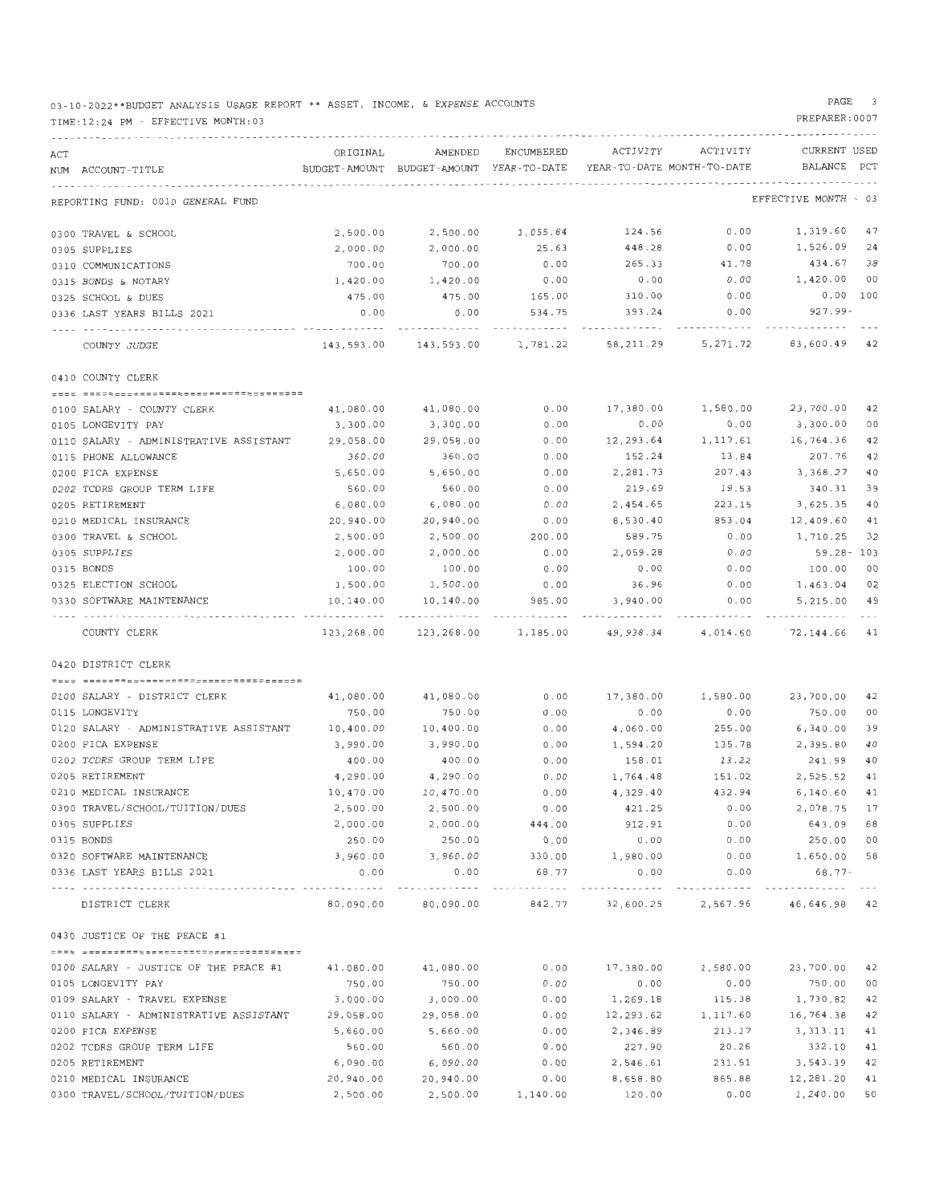03-10-2022**BUDGET ANALYSIS USAGE REPORT ** ASSET, INCOME, & EXPENSE ACCOUNTS

TIME:12:24 PM - EFFECTIVE MONTH:03

PREPARER:0007

| ACT NUM | ACCOUNT-TITLE | ORIGINAL BUDGET-AMOUNT | AMENDED BUDGET-AMOUNT | ENCUMBERED YEAR-TO-DATE | ACTIVITY YEAR-TO-DATE | ACTIVITY MONTH-TO-DATE | CURRENT BALANCE | USED PCT |
|---|---|---|---|---|---|---|---|---|
| | REPORTING FUND: 0010 GENERAL FUND | | | | | | EFFECTIVE MONTH - 03 | |
| 0300 | TRAVEL & SCHOOL | 2,500.00 | 2,500.00 | 1,055.84 | 124.56 | 0.00 | 1,319.60 | 47 |
| 0305 | SUPPLIES | 2,000.00 | 2,000.00 | 25.63 | 448.28 | 0.00 | 1,526.09 | 24 |
| 0310 | COMMUNICATIONS | 700.00 | 700.00 | 0.00 | 265.33 | 41.78 | 434.67 | 38 |
| 0315 | BONDS & NOTARY | 1,420.00 | 1,420.00 | 0.00 | 0.00 | 0.00 | 1,420.00 | 00 |
| 0325 | SCHOOL & DUES | 475.00 | 475.00 | 165.00 | 310.00 | 0.00 | 0.00 | 100 |
| 0336 | LAST YEARS BILLS 2021 | 0.00 | 0.00 | 534.75 | 393.24 | 0.00 | 927.99- | |
| | COUNTY JUDGE | 143,593.00 | 143,593.00 | 1,781.22 | 58,211.29 | 5,271.72 | 83,600.49 | 42 |
| | 0410 COUNTY CLERK | | | | | | | |
| 0100 | SALARY - COUNTY CLERK | 41,080.00 | 41,080.00 | 0.00 | 17,380.00 | 1,580.00 | 23,700.00 | 42 |
| 0105 | LONGEVITY PAY | 3,300.00 | 3,300.00 | 0.00 | 0.00 | 0.00 | 3,300.00 | 00 |
| 0110 | SALARY - ADMINISTRATIVE ASSISTANT | 29,058.00 | 29,058.00 | 0.00 | 12,293.64 | 1,117.61 | 16,764.36 | 42 |
| 0115 | PHONE ALLOWANCE | 360.00 | 360.00 | 0.00 | 152.24 | 13.84 | 207.76 | 42 |
| 0200 | FICA EXPENSE | 5,650.00 | 5,650.00 | 0.00 | 2,281.73 | 207.43 | 3,368.27 | 40 |
| 0202 | TCDRS GROUP TERM LIFE | 560.00 | 560.00 | 0.00 | 219.69 | 19.53 | 340.31 | 39 |
| 0205 | RETIREMENT | 6,080.00 | 6,080.00 | 0.00 | 2,454.65 | 223.15 | 3,625.35 | 40 |
| 0210 | MEDICAL INSURANCE | 20,940.00 | 20,940.00 | 0.00 | 8,530.40 | 853.04 | 12,409.60 | 41 |
| 0300 | TRAVEL & SCHOOL | 2,500.00 | 2,500.00 | 200.00 | 589.75 | 0.00 | 1,710.25 | 32 |
| 0305 | SUPPLIES | 2,000.00 | 2,000.00 | 0.00 | 2,059.28 | 0.00 | 59.28- | 103 |
| 0315 | BONDS | 100.00 | 100.00 | 0.00 | 0.00 | 0.00 | 100.00 | 00 |
| 0325 | ELECTION SCHOOL | 1,500.00 | 1,500.00 | 0.00 | 36.96 | 0.00 | 1,463.04 | 02 |
| 0330 | SOFTWARE MAINTENANCE | 10,140.00 | 10,140.00 | 985.00 | 3,940.00 | 0.00 | 5,215.00 | 49 |
| | COUNTY CLERK | 123,268.00 | 123,268.00 | 1,185.00 | 49,938.34 | 4,014.60 | 72,144.66 | 41 |
| | 0420 DISTRICT CLERK | | | | | | | |
| 0100 | SALARY - DISTRICT CLERK | 41,080.00 | 41,080.00 | 0.00 | 17,380.00 | 1,580.00 | 23,700.00 | 42 |
| 0115 | LONGEVITY | 750.00 | 750.00 | 0.00 | 0.00 | 0.00 | 750.00 | 00 |
| 0120 | SALARY - ADMINISTRATIVE ASSISTANT | 10,400.00 | 10,400.00 | 0.00 | 4,060.00 | 255.00 | 6,340.00 | 39 |
| 0200 | FICA EXPENSE | 3,990.00 | 3,990.00 | 0.00 | 1,594.20 | 135.78 | 2,395.80 | 40 |
| 0202 | TCDRS GROUP TERM LIFE | 400.00 | 400.00 | 0.00 | 158.01 | 13.22 | 241.99 | 40 |
| 0205 | RETIREMENT | 4,290.00 | 4,290.00 | 0.00 | 1,764.48 | 151.02 | 2,525.52 | 41 |
| 0210 | MEDICAL INSURANCE | 10,470.00 | 10,470.00 | 0.00 | 4,329.40 | 432.94 | 6,140.60 | 41 |
| 0300 | TRAVEL/SCHOOL/TUITION/DUES | 2,500.00 | 2,500.00 | 0.00 | 421.25 | 0.00 | 2,078.75 | 17 |
| 0305 | SUPPLIES | 2,000.00 | 2,000.00 | 444.00 | 912.91 | 0.00 | 643.09 | 68 |
| 0315 | BONDS | 250.00 | 250.00 | 0.00 | 0.00 | 0.00 | 250.00 | 00 |
| 0320 | SOFTWARE MAINTENANCE | 3,960.00 | 3,960.00 | 330.00 | 1,980.00 | 0.00 | 1,650.00 | 58 |
| 0336 | LAST YEARS BILLS 2021 | 0.00 | 0.00 | 68.77 | 0.00 | 0.00 | 68.77- | |
| | DISTRICT CLERK | 80,090.00 | 80,090.00 | 842.77 | 32,600.25 | 2,567.96 | 46,646.98 | 42 |
| | 0430 JUSTICE OF THE PEACE #1 | | | | | | | |
| 0100 | SALARY - JUSTICE OF THE PEACE #1 | 41,080.00 | 41,080.00 | 0.00 | 17,380.00 | 1,580.00 | 23,700.00 | 42 |
| 0105 | LONGEVITY PAY | 750.00 | 750.00 | 0.00 | 0.00 | 0.00 | 750.00 | 00 |
| 0109 | SALARY - TRAVEL EXPENSE | 3,000.00 | 3,000.00 | 0.00 | 1,269.18 | 115.38 | 1,730.82 | 42 |
| 0110 | SALARY - ADMINISTRATIVE ASSISTANT | 29,058.00 | 29,058.00 | 0.00 | 12,293.62 | 1,117.60 | 16,764.38 | 42 |
| 0200 | FICA EXPENSE | 5,660.00 | 5,660.00 | 0.00 | 2,346.89 | 213.17 | 3,313.11 | 41 |
| 0202 | TCDRS GROUP TERM LIFE | 560.00 | 560.00 | 0.00 | 227.90 | 20.26 | 332.10 | 41 |
| 0205 | RETIREMENT | 6,090.00 | 6,090.00 | 0.00 | 2,546.61 | 231.51 | 3,543.39 | 42 |
| 0210 | MEDICAL INSURANCE | 20,940.00 | 20,940.00 | 0.00 | 8,658.80 | 865.88 | 12,281.20 | 41 |
| 0300 | TRAVEL/SCHOOL/TUITION/DUES | 2,500.00 | 2,500.00 | 1,140.00 | 120.00 | 0.00 | 1,240.00 | 50 |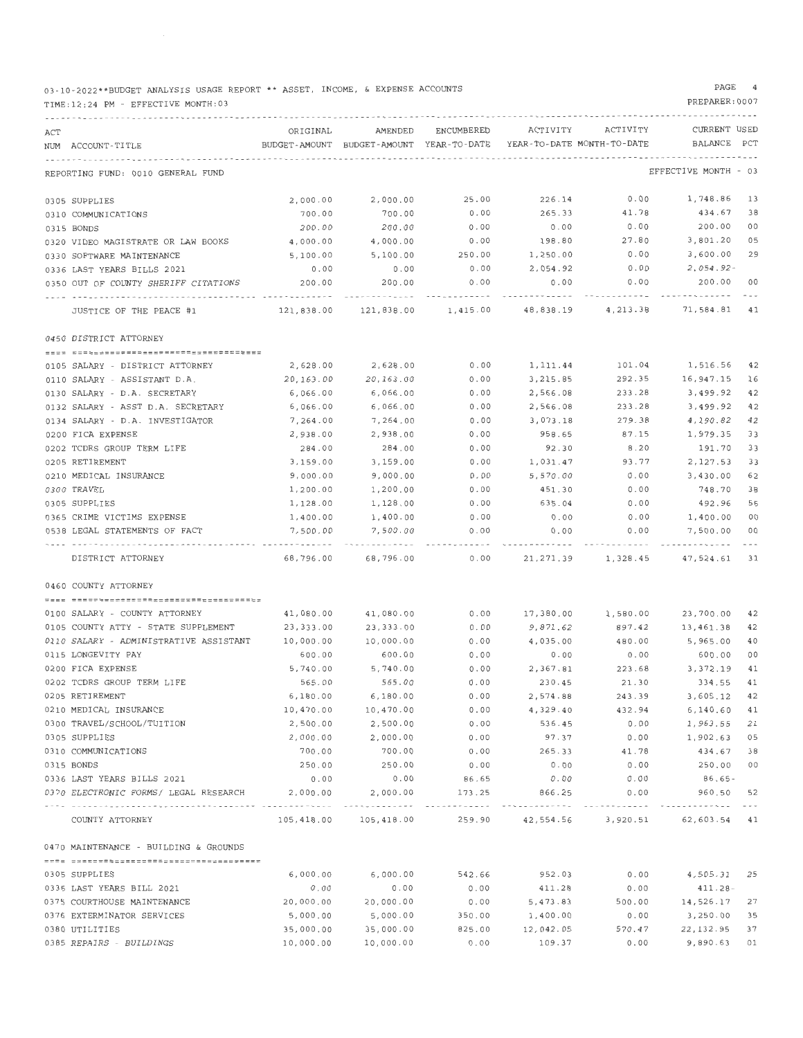03-10-2022**BUDGET ANALYSIS USAGE REPORT ** ASSET, INCOME, & EXPENSE ACCOUNTS

TIME:12:24 PM - EFFECTIVE MONTH:03

PREPARER:0007

REPORTING FUND: 0010 GENERAL FUND — EFFECTIVE MONTH - 03

| ACT NUM | ACCOUNT-TITLE | ORIGINAL BUDGET-AMOUNT | AMENDED BUDGET-AMOUNT | ENCUMBERED YEAR-TO-DATE | ACTIVITY YEAR-TO-DATE | ACTIVITY MONTH-TO-DATE | CURRENT BALANCE | USED PCT |
|---|---|---|---|---|---|---|---|---|
| 0305 | SUPPLIES | 2,000.00 | 2,000.00 | 25.00 | 226.14 | 0.00 | 1,748.86 | 13 |
| 0310 | COMMUNICATIONS | 700.00 | 700.00 | 0.00 | 265.33 | 41.78 | 434.67 | 38 |
| 0315 | BONDS | 200.00 | 200.00 | 0.00 | 0.00 | 0.00 | 200.00 | 00 |
| 0320 | VIDEO MAGISTRATE OR LAW BOOKS | 4,000.00 | 4,000.00 | 0.00 | 198.80 | 27.80 | 3,801.20 | 05 |
| 0330 | SOFTWARE MAINTENANCE | 5,100.00 | 5,100.00 | 250.00 | 1,250.00 | 0.00 | 3,600.00 | 29 |
| 0336 | LAST YEARS BILLS 2021 | 0.00 | 0.00 | 0.00 | 2,054.92 | 0.00 | 2,054.92- | |
| 0350 | OUT OF COUNTY SHERIFF CITATIONS | 200.00 | 200.00 | 0.00 | 0.00 | 0.00 | 200.00 | 00 |
| | JUSTICE OF THE PEACE #1 | 121,838.00 | 121,838.00 | 1,415.00 | 48,838.19 | 4,213.38 | 71,584.81 | 41 |
| | **0450 DISTRICT ATTORNEY** | | | | | | | |
| 0105 | SALARY - DISTRICT ATTORNEY | 2,628.00 | 2,628.00 | 0.00 | 1,111.44 | 101.04 | 1,516.56 | 42 |
| 0110 | SALARY - ASSISTANT D.A. | 20,163.00 | 20,163.00 | 0.00 | 3,215.85 | 292.35 | 16,947.15 | 16 |
| 0130 | SALARY - D.A. SECRETARY | 6,066.00 | 6,066.00 | 0.00 | 2,566.08 | 233.28 | 3,499.92 | 42 |
| 0132 | SALARY - ASST D.A. SECRETARY | 6,066.00 | 6,066.00 | 0.00 | 2,566.08 | 233.28 | 3,499.92 | 42 |
| 0134 | SALARY - D.A. INVESTIGATOR | 7,264.00 | 7,264.00 | 0.00 | 3,073.18 | 279.38 | 4,190.82 | 42 |
| 0200 | FICA EXPENSE | 2,938.00 | 2,938.00 | 0.00 | 958.65 | 87.15 | 1,979.35 | 33 |
| 0202 | TCDRS GROUP TERM LIFE | 284.00 | 284.00 | 0.00 | 92.30 | 8.20 | 191.70 | 33 |
| 0205 | RETIREMENT | 3,159.00 | 3,159.00 | 0.00 | 1,031.47 | 93.77 | 2,127.53 | 33 |
| 0210 | MEDICAL INSURANCE | 9,000.00 | 9,000.00 | 0.00 | 5,570.00 | 0.00 | 3,430.00 | 62 |
| 0300 | TRAVEL | 1,200.00 | 1,200.00 | 0.00 | 451.30 | 0.00 | 748.70 | 38 |
| 0305 | SUPPLIES | 1,128.00 | 1,128.00 | 0.00 | 635.04 | 0.00 | 492.96 | 56 |
| 0365 | CRIME VICTIMS EXPENSE | 1,400.00 | 1,400.00 | 0.00 | 0.00 | 0.00 | 1,400.00 | 00 |
| 0538 | LEGAL STATEMENTS OF FACT | 7,500.00 | 7,500.00 | 0.00 | 0.00 | 0.00 | 7,500.00 | 00 |
| | DISTRICT ATTORNEY | 68,796.00 | 68,796.00 | 0.00 | 21,271.39 | 1,328.45 | 47,524.61 | 31 |
| | **0460 COUNTY ATTORNEY** | | | | | | | |
| 0100 | SALARY - COUNTY ATTORNEY | 41,080.00 | 41,080.00 | 0.00 | 17,380.00 | 1,580.00 | 23,700.00 | 42 |
| 0105 | COUNTY ATTY - STATE SUPPLEMENT | 23,333.00 | 23,333.00 | 0.00 | 9,871.62 | 897.42 | 13,461.38 | 42 |
| 0110 | SALARY - ADMINISTRATIVE ASSISTANT | 10,000.00 | 10,000.00 | 0.00 | 4,035.00 | 480.00 | 5,965.00 | 40 |
| 0115 | LONGEVITY PAY | 600.00 | 600.00 | 0.00 | 0.00 | 0.00 | 600.00 | 00 |
| 0200 | FICA EXPENSE | 5,740.00 | 5,740.00 | 0.00 | 2,367.81 | 223.68 | 3,372.19 | 41 |
| 0202 | TCDRS GROUP TERM LIFE | 565.00 | 565.00 | 0.00 | 230.45 | 21.30 | 334.55 | 41 |
| 0205 | RETIREMENT | 6,180.00 | 6,180.00 | 0.00 | 2,574.88 | 243.39 | 3,605.12 | 42 |
| 0210 | MEDICAL INSURANCE | 10,470.00 | 10,470.00 | 0.00 | 4,329.40 | 432.94 | 6,140.60 | 41 |
| 0300 | TRAVEL/SCHOOL/TUITION | 2,500.00 | 2,500.00 | 0.00 | 536.45 | 0.00 | 1,963.55 | 21 |
| 0305 | SUPPLIES | 2,000.00 | 2,000.00 | 0.00 | 97.37 | 0.00 | 1,902.63 | 05 |
| 0310 | COMMUNICATIONS | 700.00 | 700.00 | 0.00 | 265.33 | 41.78 | 434.67 | 38 |
| 0315 | BONDS | 250.00 | 250.00 | 0.00 | 0.00 | 0.00 | 250.00 | 00 |
| 0336 | LAST YEARS BILLS 2021 | 0.00 | 0.00 | 86.65 | 0.00 | 0.00 | 86.65- | |
| 0370 | ELECTRONIC FORMS/ LEGAL RESEARCH | 2,000.00 | 2,000.00 | 173.25 | 866.25 | 0.00 | 960.50 | 52 |
| | COUNTY ATTORNEY | 105,418.00 | 105,418.00 | 259.90 | 42,554.56 | 3,920.51 | 62,603.54 | 41 |
| | **0470 MAINTENANCE - BUILDING & GROUNDS** | | | | | | | |
| 0305 | SUPPLIES | 6,000.00 | 6,000.00 | 542.66 | 952.03 | 0.00 | 4,505.31 | 25 |
| 0336 | LAST YEARS BILL 2021 | 0.00 | 0.00 | 0.00 | 411.28 | 0.00 | 411.28- | |
| 0375 | COURTHOUSE MAINTENANCE | 20,000.00 | 20,000.00 | 0.00 | 5,473.83 | 500.00 | 14,526.17 | 27 |
| 0376 | EXTERMINATOR SERVICES | 5,000.00 | 5,000.00 | 350.00 | 1,400.00 | 0.00 | 3,250.00 | 35 |
| 0380 | UTILITIES | 35,000.00 | 35,000.00 | 825.00 | 12,042.05 | 570.47 | 22,132.95 | 37 |
| 0385 | REPAIRS - BUILDINGS | 10,000.00 | 10,000.00 | 0.00 | 109.37 | 0.00 | 9,890.63 | 01 |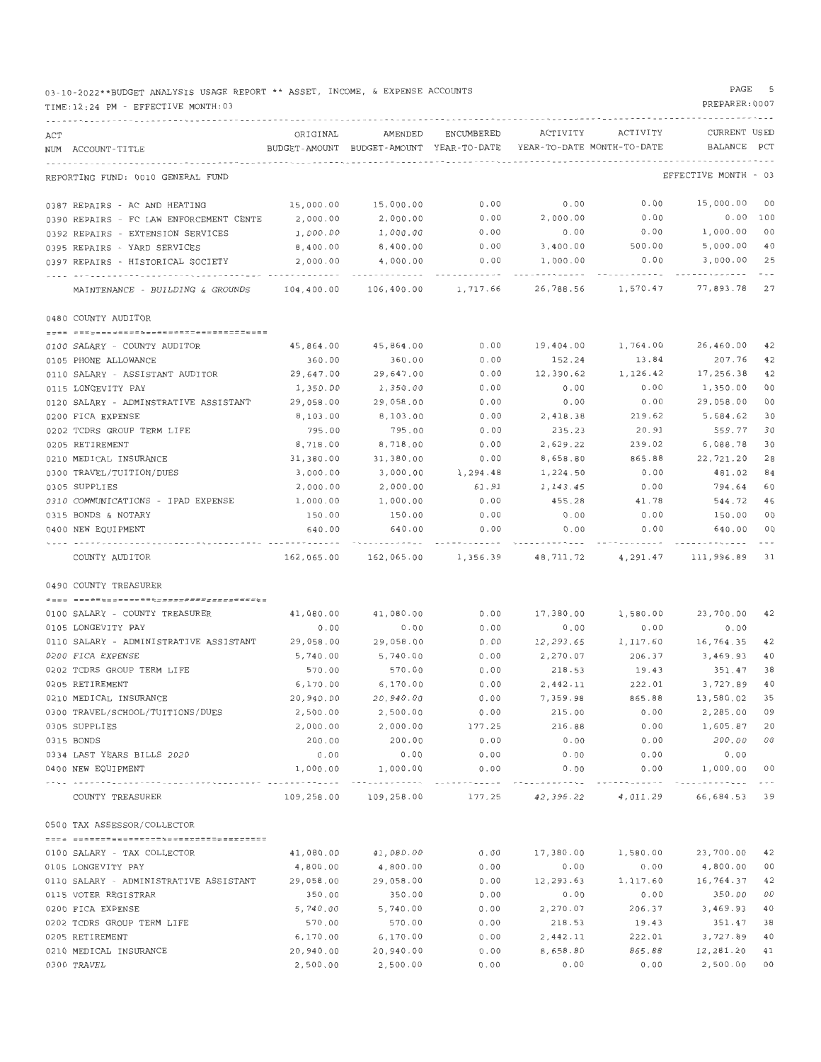03-10-2022**BUDGET ANALYSIS USAGE REPORT ** ASSET, INCOME, & EXPENSE ACCOUNTS

TIME:12:24 PM - EFFECTIVE MONTH:03

PREPARER:0007

REPORTING FUND: 0010 GENERAL FUND

EFFECTIVE MONTH - 03

| ACT NUM | ACCOUNT-TITLE | ORIGINAL BUDGET-AMOUNT | AMENDED BUDGET-AMOUNT | ENCUMBERED YEAR-TO-DATE | ACTIVITY YEAR-TO-DATE | ACTIVITY MONTH-TO-DATE | CURRENT BALANCE | USED PCT |
|---|---|---|---|---|---|---|---|---|
| 0387 | REPAIRS - AC AND HEATING | 15,000.00 | 15,000.00 | 0.00 | 0.00 | 0.00 | 15,000.00 | 00 |
| 0390 | REPAIRS - FC LAW ENFORCEMENT CENTE | 2,000.00 | 2,000.00 | 0.00 | 2,000.00 | 0.00 | 0.00 | 100 |
| 0392 | REPAIRS - EXTENSION SERVICES | 1,000.00 | 1,000.00 | 0.00 | 0.00 | 0.00 | 1,000.00 | 00 |
| 0395 | REPAIRS - YARD SERVICES | 8,400.00 | 8,400.00 | 0.00 | 3,400.00 | 500.00 | 5,000.00 | 40 |
| 0397 | REPAIRS - HISTORICAL SOCIETY | 2,000.00 | 4,000.00 | 0.00 | 1,000.00 | 0.00 | 3,000.00 | 25 |
| | MAINTENANCE - BUILDING & GROUNDS | 104,400.00 | 106,400.00 | 1,717.66 | 26,788.56 | 1,570.47 | 77,893.78 | 27 |
| | **0480 COUNTY AUDITOR** | | | | | | | |
| 0100 | SALARY - COUNTY AUDITOR | 45,864.00 | 45,864.00 | 0.00 | 19,404.00 | 1,764.00 | 26,460.00 | 42 |
| 0105 | PHONE ALLOWANCE | 360.00 | 360.00 | 0.00 | 152.24 | 13.84 | 207.76 | 42 |
| 0110 | SALARY - ASSISTANT AUDITOR | 29,647.00 | 29,647.00 | 0.00 | 12,390.62 | 1,126.42 | 17,256.38 | 42 |
| 0115 | LONGEVITY PAY | 1,350.00 | 1,350.00 | 0.00 | 0.00 | 0.00 | 1,350.00 | 00 |
| 0120 | SALARY - ADMINSTRATIVE ASSISTANT | 29,058.00 | 29,058.00 | 0.00 | 0.00 | 0.00 | 29,058.00 | 00 |
| 0200 | FICA EXPENSE | 8,103.00 | 8,103.00 | 0.00 | 2,418.38 | 219.62 | 5,684.62 | 30 |
| 0202 | TCDRS GROUP TERM LIFE | 795.00 | 795.00 | 0.00 | 235.23 | 20.91 | 559.77 | 30 |
| 0205 | RETIREMENT | 8,718.00 | 8,718.00 | 0.00 | 2,629.22 | 239.02 | 6,088.78 | 30 |
| 0210 | MEDICAL INSURANCE | 31,380.00 | 31,380.00 | 0.00 | 8,658.80 | 865.88 | 22,721.20 | 28 |
| 0300 | TRAVEL/TUITION/DUES | 3,000.00 | 3,000.00 | 1,294.48 | 1,224.50 | 0.00 | 481.02 | 84 |
| 0305 | SUPPLIES | 2,000.00 | 2,000.00 | 61.91 | 1,143.45 | 0.00 | 794.64 | 60 |
| 0310 | COMMUNICATIONS - IPAD EXPENSE | 1,000.00 | 1,000.00 | 0.00 | 455.28 | 41.78 | 544.72 | 46 |
| 0315 | BONDS & NOTARY | 150.00 | 150.00 | 0.00 | 0.00 | 0.00 | 150.00 | 00 |
| 0400 | NEW EQUIPMENT | 640.00 | 640.00 | 0.00 | 0.00 | 0.00 | 640.00 | 00 |
| | COUNTY AUDITOR | 162,065.00 | 162,065.00 | 1,356.39 | 48,711.72 | 4,291.47 | 111,996.89 | 31 |
| | **0490 COUNTY TREASURER** | | | | | | | |
| 0100 | SALARY - COUNTY TREASURER | 41,080.00 | 41,080.00 | 0.00 | 17,380.00 | 1,580.00 | 23,700.00 | 42 |
| 0105 | LONGEVITY PAY | 0.00 | 0.00 | 0.00 | 0.00 | 0.00 | 0.00 | |
| 0110 | SALARY - ADMINISTRATIVE ASSISTANT | 29,058.00 | 29,058.00 | 0.00 | 12,293.65 | 1,117.60 | 16,764.35 | 42 |
| 0200 | FICA EXPENSE | 5,740.00 | 5,740.00 | 0.00 | 2,270.07 | 206.37 | 3,469.93 | 40 |
| 0202 | TCDRS GROUP TERM LIFE | 570.00 | 570.00 | 0.00 | 218.53 | 19.43 | 351.47 | 38 |
| 0205 | RETIREMENT | 6,170.00 | 6,170.00 | 0.00 | 2,442.11 | 222.01 | 3,727.89 | 40 |
| 0210 | MEDICAL INSURANCE | 20,940.00 | 20,940.00 | 0.00 | 7,359.98 | 865.88 | 13,580.02 | 35 |
| 0300 | TRAVEL/SCHOOL/TUITIONS/DUES | 2,500.00 | 2,500.00 | 0.00 | 215.00 | 0.00 | 2,285.00 | 09 |
| 0305 | SUPPLIES | 2,000.00 | 2,000.00 | 177.25 | 216.88 | 0.00 | 1,605.87 | 20 |
| 0315 | BONDS | 200.00 | 200.00 | 0.00 | 0.00 | 0.00 | 200.00 | 00 |
| 0334 | LAST YEARS BILLS 2020 | 0.00 | 0.00 | 0.00 | 0.00 | 0.00 | 0.00 | |
| 0400 | NEW EQUIPMENT | 1,000.00 | 1,000.00 | 0.00 | 0.00 | 0.00 | 1,000.00 | 00 |
| | COUNTY TREASURER | 109,258.00 | 109,258.00 | 177.25 | 42,396.22 | 4,011.29 | 66,684.53 | 39 |
| | **0500 TAX ASSESSOR/COLLECTOR** | | | | | | | |
| 0100 | SALARY - TAX COLLECTOR | 41,080.00 | 41,080.00 | 0.00 | 17,380.00 | 1,580.00 | 23,700.00 | 42 |
| 0105 | LONGEVITY PAY | 4,800.00 | 4,800.00 | 0.00 | 0.00 | 0.00 | 4,800.00 | 00 |
| 0110 | SALARY - ADMINISTRATIVE ASSISTANT | 29,058.00 | 29,058.00 | 0.00 | 12,293.63 | 1,117.60 | 16,764.37 | 42 |
| 0115 | VOTER REGISTRAR | 350.00 | 350.00 | 0.00 | 0.00 | 0.00 | 350.00 | 00 |
| 0200 | FICA EXPENSE | 5,740.00 | 5,740.00 | 0.00 | 2,270.07 | 206.37 | 3,469.93 | 40 |
| 0202 | TCDRS GROUP TERM LIFE | 570.00 | 570.00 | 0.00 | 218.53 | 19.43 | 351.47 | 38 |
| 0205 | RETIREMENT | 6,170.00 | 6,170.00 | 0.00 | 2,442.11 | 222.01 | 3,727.89 | 40 |
| 0210 | MEDICAL INSURANCE | 20,940.00 | 20,940.00 | 0.00 | 8,658.80 | 865.88 | 12,281.20 | 41 |
| 0300 | TRAVEL | 2,500.00 | 2,500.00 | 0.00 | 0.00 | 0.00 | 2,500.00 | 00 |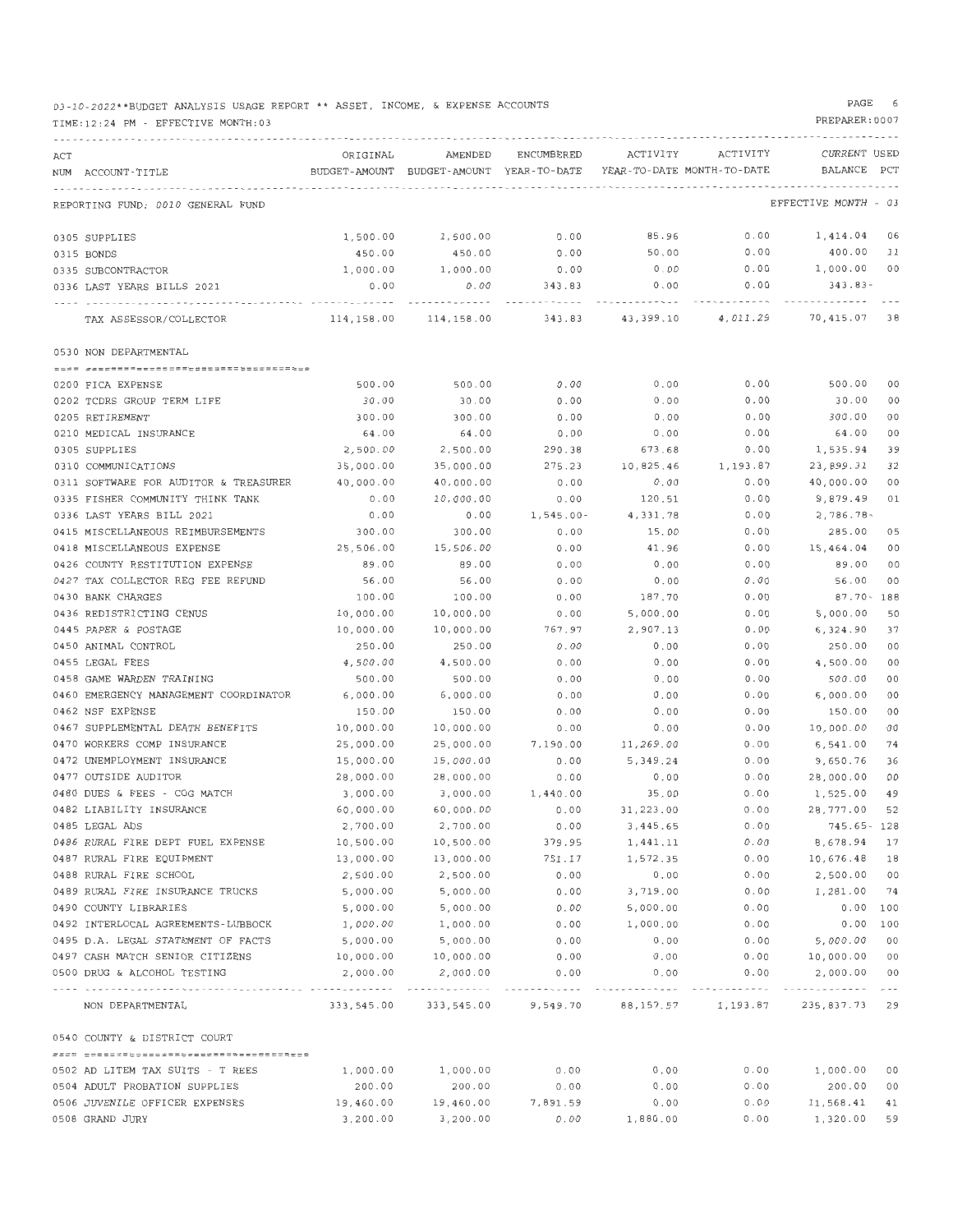03-10-2022**BUDGET ANALYSIS USAGE REPORT ** ASSET, INCOME, & EXPENSE ACCOUNTS

TIME:12:24 PM - EFFECTIVE MONTH:03

PREPARER:0007

| ACT NUM | ACCOUNT-TITLE | ORIGINAL BUDGET-AMOUNT | AMENDED BUDGET-AMOUNT | ENCUMBERED YEAR-TO-DATE | ACTIVITY YEAR-TO-DATE | ACTIVITY MONTH-TO-DATE | CURRENT BALANCE | USED PCT |
|---|---|---|---|---|---|---|---|---|
| | REPORTING FUND: 0010 GENERAL FUND | | | | | | EFFECTIVE MONTH - 03 | |
| 0305 | SUPPLIES | 1,500.00 | 1,500.00 | 0.00 | 85.96 | 0.00 | 1,414.04 | 06 |
| 0315 | BONDS | 450.00 | 450.00 | 0.00 | 50.00 | 0.00 | 400.00 | 11 |
| 0335 | SUBCONTRACTOR | 1,000.00 | 1,000.00 | 0.00 | 0.00 | 0.00 | 1,000.00 | 00 |
| 0336 | LAST YEARS BILLS 2021 | 0.00 | 0.00 | 343.83 | 0.00 | 0.00 | 343.83- | |
| | TAX ASSESSOR/COLLECTOR | 114,158.00 | 114,158.00 | 343.83 | 43,399.10 | 4,011.29 | 70,415.07 | 38 |
| | 0530 NON DEPARTMENTAL | | | | | | | |
| 0200 | FICA EXPENSE | 500.00 | 500.00 | 0.00 | 0.00 | 0.00 | 500.00 | 00 |
| 0202 | TCDRS GROUP TERM LIFE | 30.00 | 30.00 | 0.00 | 0.00 | 0.00 | 30.00 | 00 |
| 0205 | RETIREMENT | 300.00 | 300.00 | 0.00 | 0.00 | 0.00 | 300.00 | 00 |
| 0210 | MEDICAL INSURANCE | 64.00 | 64.00 | 0.00 | 0.00 | 0.00 | 64.00 | 00 |
| 0305 | SUPPLIES | 2,500.00 | 2,500.00 | 290.38 | 673.68 | 0.00 | 1,535.94 | 39 |
| 0310 | COMMUNICATIONS | 35,000.00 | 35,000.00 | 275.23 | 10,825.46 | 1,193.87 | 23,899.31 | 32 |
| 0311 | SOFTWARE FOR AUDITOR & TREASURER | 40,000.00 | 40,000.00 | 0.00 | 0.00 | 0.00 | 40,000.00 | 00 |
| 0335 | FISHER COMMUNITY THINK TANK | 0.00 | 10,000.00 | 0.00 | 120.51 | 0.00 | 9,879.49 | 01 |
| 0336 | LAST YEARS BILL 2021 | 0.00 | 0.00 | 1,545.00- | 4,331.78 | 0.00 | 2,786.78- | |
| 0415 | MISCELLANEOUS REIMBURSEMENTS | 300.00 | 300.00 | 0.00 | 15.00 | 0.00 | 285.00 | 05 |
| 0418 | MISCELLANEOUS EXPENSE | 25,506.00 | 15,506.00 | 0.00 | 41.96 | 0.00 | 15,464.04 | 00 |
| 0426 | COUNTY RESTITUTION EXPENSE | 89.00 | 89.00 | 0.00 | 0.00 | 0.00 | 89.00 | 00 |
| 0427 | TAX COLLECTOR REG FEE REFUND | 56.00 | 56.00 | 0.00 | 0.00 | 0.00 | 56.00 | 00 |
| 0430 | BANK CHARGES | 100.00 | 100.00 | 0.00 | 187.70 | 0.00 | 87.70- | 188 |
| 0436 | REDISTRICTING CENUS | 10,000.00 | 10,000.00 | 0.00 | 5,000.00 | 0.00 | 5,000.00 | 50 |
| 0445 | PAPER & POSTAGE | 10,000.00 | 10,000.00 | 767.97 | 2,907.13 | 0.00 | 6,324.90 | 37 |
| 0450 | ANIMAL CONTROL | 250.00 | 250.00 | 0.00 | 0.00 | 0.00 | 250.00 | 00 |
| 0455 | LEGAL FEES | 4,500.00 | 4,500.00 | 0.00 | 0.00 | 0.00 | 4,500.00 | 00 |
| 0458 | GAME WARDEN TRAINING | 500.00 | 500.00 | 0.00 | 0.00 | 0.00 | 500.00 | 00 |
| 0460 | EMERGENCY MANAGEMENT COORDINATOR | 6,000.00 | 6,000.00 | 0.00 | 0.00 | 0.00 | 6,000.00 | 00 |
| 0462 | NSF EXPENSE | 150.00 | 150.00 | 0.00 | 0.00 | 0.00 | 150.00 | 00 |
| 0467 | SUPPLEMENTAL DEATH BENEFITS | 10,000.00 | 10,000.00 | 0.00 | 0.00 | 0.00 | 10,000.00 | 00 |
| 0470 | WORKERS COMP INSURANCE | 25,000.00 | 25,000.00 | 7,190.00 | 11,269.00 | 0.00 | 6,541.00 | 74 |
| 0472 | UNEMPLOYMENT INSURANCE | 15,000.00 | 15,000.00 | 0.00 | 5,349.24 | 0.00 | 9,650.76 | 36 |
| 0477 | OUTSIDE AUDITOR | 28,000.00 | 28,000.00 | 0.00 | 0.00 | 0.00 | 28,000.00 | 00 |
| 0480 | DUES & FEES - COG MATCH | 3,000.00 | 3,000.00 | 1,440.00 | 35.00 | 0.00 | 1,525.00 | 49 |
| 0482 | LIABILITY INSURANCE | 60,000.00 | 60,000.00 | 0.00 | 31,223.00 | 0.00 | 28,777.00 | 52 |
| 0485 | LEGAL ADS | 2,700.00 | 2,700.00 | 0.00 | 3,445.65 | 0.00 | 745.65- | 128 |
| 0486 | RURAL FIRE DEPT FUEL EXPENSE | 10,500.00 | 10,500.00 | 379.95 | 1,441.11 | 0.00 | 8,678.94 | 17 |
| 0487 | RURAL FIRE EQUIPMENT | 13,000.00 | 13,000.00 | 751.17 | 1,572.35 | 0.00 | 10,676.48 | 18 |
| 0488 | RURAL FIRE SCHOOL | 2,500.00 | 2,500.00 | 0.00 | 0.00 | 0.00 | 2,500.00 | 00 |
| 0489 | RURAL FIRE INSURANCE TRUCKS | 5,000.00 | 5,000.00 | 0.00 | 3,719.00 | 0.00 | 1,281.00 | 74 |
| 0490 | COUNTY LIBRARIES | 5,000.00 | 5,000.00 | 0.00 | 5,000.00 | 0.00 | 0.00 | 100 |
| 0492 | INTERLOCAL AGREEMENTS-LUBBOCK | 1,000.00 | 1,000.00 | 0.00 | 1,000.00 | 0.00 | 0.00 | 100 |
| 0495 | D.A. LEGAL STATEMENT OF FACTS | 5,000.00 | 5,000.00 | 0.00 | 0.00 | 0.00 | 5,000.00 | 00 |
| 0497 | CASH MATCH SENIOR CITIZENS | 10,000.00 | 10,000.00 | 0.00 | 0.00 | 0.00 | 10,000.00 | 00 |
| 0500 | DRUG & ALCOHOL TESTING | 2,000.00 | 2,000.00 | 0.00 | 0.00 | 0.00 | 2,000.00 | 00 |
| | NON DEPARTMENTAL | 333,545.00 | 333,545.00 | 9,549.70 | 88,157.57 | 1,193.87 | 235,837.73 | 29 |
| | 0540 COUNTY & DISTRICT COURT | | | | | | | |
| 0502 | AD LITEM TAX SUITS - T REES | 1,000.00 | 1,000.00 | 0.00 | 0.00 | 0.00 | 1,000.00 | 00 |
| 0504 | ADULT PROBATION SUPPLIES | 200.00 | 200.00 | 0.00 | 0.00 | 0.00 | 200.00 | 00 |
| 0506 | JUVENILE OFFICER EXPENSES | 19,460.00 | 19,460.00 | 7,891.59 | 0.00 | 0.00 | 11,568.41 | 41 |
| 0508 | GRAND JURY | 3,200.00 | 3,200.00 | 0.00 | 1,880.00 | 0.00 | 1,320.00 | 59 |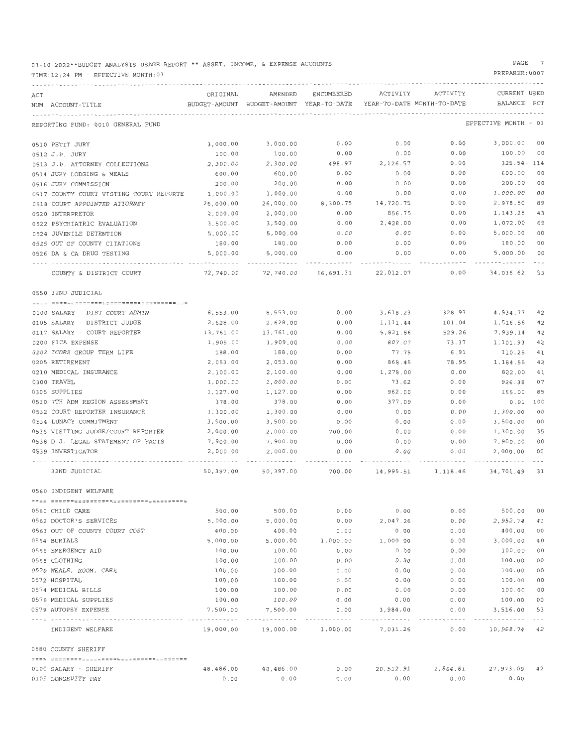03-10-2022**BUDGET ANALYSIS USAGE REPORT ** ASSET, INCOME, & EXPENSE ACCOUNTS

TIME:12:24 PM - EFFECTIVE MONTH:03

PREPARER:0007

| ACT NUM | ACCOUNT-TITLE | ORIGINAL BUDGET-AMOUNT | AMENDED BUDGET-AMOUNT | ENCUMBERED YEAR-TO-DATE | ACTIVITY YEAR-TO-DATE | ACTIVITY MONTH-TO-DATE | CURRENT BALANCE | USED PCT |
|---|---|---|---|---|---|---|---|---|
| | REPORTING FUND: 0010 GENERAL FUND | | | | | | EFFECTIVE MONTH - 03 | |
| 0510 | PETIT JURY | 3,000.00 | 3,000.00 | 0.00 | 0.00 | 0.00 | 3,000.00 | 00 |
| 0512 | J.P. JURY | 100.00 | 100.00 | 0.00 | 0.00 | 0.00 | 100.00 | 00 |
| 0513 | J.P. ATTORNEY COLLECTIONS | 2,300.00 | 2,300.00 | 498.97 | 2,126.57 | 0.00 | 325.54- | 114 |
| 0514 | JURY LODGING & MEALS | 600.00 | 600.00 | 0.00 | 0.00 | 0.00 | 600.00 | 00 |
| 0516 | JURY COMMISSION | 200.00 | 200.00 | 0.00 | 0.00 | 0.00 | 200.00 | 00 |
| 0517 | COUNTY COURT VISTING COURT REPORTE | 1,000.00 | 1,000.00 | 0.00 | 0.00 | 0.00 | 1,000.00 | 00 |
| 0518 | COURT APPOINTED ATTORNEY | 26,000.00 | 26,000.00 | 8,300.75 | 14,720.75 | 0.00 | 2,978.50 | 89 |
| 0520 | INTERPRETOR | 2,000.00 | 2,000.00 | 0.00 | 856.75 | 0.00 | 1,143.25 | 43 |
| 0522 | PSYCHIATRIC EVALUATION | 3,500.00 | 3,500.00 | 0.00 | 2,428.00 | 0.00 | 1,072.00 | 69 |
| 0524 | JUVENILE DETENTION | 5,000.00 | 5,000.00 | 0.00 | 0.00 | 0.00 | 5,000.00 | 00 |
| 0525 | OUT OF COUNTY CITATIONS | 180.00 | 180.00 | 0.00 | 0.00 | 0.00 | 180.00 | 00 |
| 0526 | DA & CA DRUG TESTING | 5,000.00 | 5,000.00 | 0.00 | 0.00 | 0.00 | 5,000.00 | 00 |
| | COUNTY & DISTRICT COURT | 72,740.00 | 72,740.00 | 16,691.31 | 22,012.07 | 0.00 | 34,036.62 | 53 |
| | 0550 32ND JUDICIAL | | | | | | | |
| 0100 | SALARY - DIST COURT ADMIN | 8,553.00 | 8,553.00 | 0.00 | 3,618.23 | 328.93 | 4,934.77 | 42 |
| 0105 | SALARY - DISTRICT JUDGE | 2,628.00 | 2,628.00 | 0.00 | 1,111.44 | 101.04 | 1,516.56 | 42 |
| 0117 | SALARY - COURT REPORTER | 13,761.00 | 13,761.00 | 0.00 | 5,821.86 | 529.26 | 7,939.14 | 42 |
| 0200 | FICA EXPENSE | 1,909.00 | 1,909.00 | 0.00 | 807.07 | 73.37 | 1,101.93 | 42 |
| 0202 | TCDRS GROUP TERM LIFE | 188.00 | 188.00 | 0.00 | 77.75 | 6.91 | 110.25 | 41 |
| 0205 | RETIREMENT | 2,053.00 | 2,053.00 | 0.00 | 868.45 | 78.95 | 1,184.55 | 42 |
| 0210 | MEDICAL INSURANCE | 2,100.00 | 2,100.00 | 0.00 | 1,278.00 | 0.00 | 822.00 | 61 |
| 0300 | TRAVEL | 1,000.00 | 1,000.00 | 0.00 | 73.62 | 0.00 | 926.38 | 07 |
| 0305 | SUPPLIES | 1,127.00 | 1,127.00 | 0.00 | 962.00 | 0.00 | 165.00 | 85 |
| 0530 | 7TH ADM REGION ASSESSMENT | 378.00 | 378.00 | 0.00 | 377.09 | 0.00 | 0.91 | 100 |
| 0532 | COURT REPORTER INSURANCE | 1,300.00 | 1,300.00 | 0.00 | 0.00 | 0.00 | 1,300.00 | 00 |
| 0534 | LUNACY COMMITMENT | 3,500.00 | 3,500.00 | 0.00 | 0.00 | 0.00 | 3,500.00 | 00 |
| 0536 | VISITING JUDGE/COURT REPORTER | 2,000.00 | 2,000.00 | 700.00 | 0.00 | 0.00 | 1,300.00 | 35 |
| 0538 | D.J. LEGAL STATEMENT OF FACTS | 7,900.00 | 7,900.00 | 0.00 | 0.00 | 0.00 | 7,900.00 | 00 |
| 0539 | INVESTIGATOR | 2,000.00 | 2,000.00 | 0.00 | 0.00 | 0.00 | 2,000.00 | 00 |
| | 32ND JUDICIAL | 50,397.00 | 50,397.00 | 700.00 | 14,995.51 | 1,118.46 | 34,701.49 | 31 |
| | 0560 INDIGENT WELFARE | | | | | | | |
| 0560 | CHILD CARE | 500.00 | 500.00 | 0.00 | 0.00 | 0.00 | 500.00 | 00 |
| 0562 | DOCTOR'S SERVICES | 5,000.00 | 5,000.00 | 0.00 | 2,047.26 | 0.00 | 2,952.74 | 41 |
| 0563 | OUT OF COUNTY COURT COST | 400.00 | 400.00 | 0.00 | 0.00 | 0.00 | 400.00 | 00 |
| 0564 | BURIALS | 5,000.00 | 5,000.00 | 1,000.00 | 1,000.00 | 0.00 | 3,000.00 | 40 |
| 0566 | EMERGENCY AID | 100.00 | 100.00 | 0.00 | 0.00 | 0.00 | 100.00 | 00 |
| 0568 | CLOTHING | 100.00 | 100.00 | 0.00 | 0.00 | 0.00 | 100.00 | 00 |
| 0570 | MEALS, ROOM, CARE | 100.00 | 100.00 | 0.00 | 0.00 | 0.00 | 100.00 | 00 |
| 0572 | HOSPITAL | 100.00 | 100.00 | 0.00 | 0.00 | 0.00 | 100.00 | 00 |
| 0574 | MEDICAL BILLS | 100.00 | 100.00 | 0.00 | 0.00 | 0.00 | 100.00 | 00 |
| 0576 | MEDICAL SUPPLIES | 100.00 | 100.00 | 0.00 | 0.00 | 0.00 | 100.00 | 00 |
| 0579 | AUTOPSY EXPENSE | 7,500.00 | 7,500.00 | 0.00 | 3,984.00 | 0.00 | 3,516.00 | 53 |
| | INDIGENT WELFARE | 19,000.00 | 19,000.00 | 1,000.00 | 7,031.26 | 0.00 | 10,968.74 | 42 |
| | 0580 COUNTY SHERIFF | | | | | | | |
| 0100 | SALARY - SHERIFF | 48,486.00 | 48,486.00 | 0.00 | 20,512.91 | 1,864.81 | 27,973.09 | 42 |
| 0105 | LONGEVITY PAY | 0.00 | 0.00 | 0.00 | 0.00 | 0.00 | 0.00 | |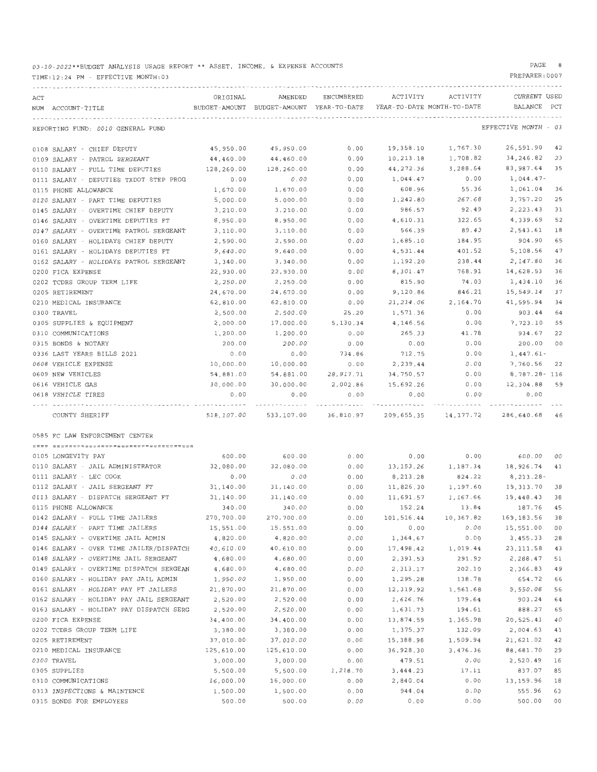03-10-2022**BUDGET ANALYSIS USAGE REPORT ** ASSET, INCOME, & EXPENSE ACCOUNTS

TIME:12:24 PM - EFFECTIVE MONTH:03

PREPARER:0007

| ACT NUM | ACCOUNT-TITLE | ORIGINAL BUDGET-AMOUNT | AMENDED BUDGET-AMOUNT | ENCUMBERED YEAR-TO-DATE | ACTIVITY YEAR-TO-DATE | ACTIVITY MONTH-TO-DATE | CURRENT BALANCE | USED PCT |
|---|---|---|---|---|---|---|---|---|
| | REPORTING FUND: 0010 GENERAL FUND | | | | | | EFFECTIVE MONTH - 03 | |
| 0108 | SALARY - CHIEF DEPUTY | 45,950.00 | 45,950.00 | 0.00 | 19,358.10 | 1,767.30 | 26,591.90 | 42 |
| 0109 | SALARY - PATROL SERGEANT | 44,460.00 | 44,460.00 | 0.00 | 10,213.18 | 1,708.82 | 34,246.82 | 23 |
| 0110 | SALARY - FULL TIME DEPUTIES | 128,260.00 | 128,260.00 | 0.00 | 44,272.36 | 3,288.64 | 83,987.64 | 35 |
| 0111 | SALARY - DEPUTIES TXDOT STEP PROG | 0.00 | 0.00 | 0.00 | 1,044.47 | 0.00 | 1,044.47- | |
| 0115 | PHONE ALLOWANCE | 1,670.00 | 1,670.00 | 0.00 | 608.96 | 55.36 | 1,061.04 | 36 |
| 0120 | SALARY - PART TIME DEPUTIES | 5,000.00 | 5,000.00 | 0.00 | 1,242.80 | 267.68 | 3,757.20 | 25 |
| 0145 | SALARY - OVERTIME CHIEF DEPUTY | 3,210.00 | 3,210.00 | 0.00 | 986.57 | 92.49 | 2,223.43 | 31 |
| 0146 | SALARY - OVERTIME DEPUTIES FT | 8,950.00 | 8,950.00 | 0.00 | 4,610.31 | 322.65 | 4,339.69 | 52 |
| 0147 | SALARY - OVERTIME PATROL SERGEANT | 3,110.00 | 3,110.00 | 0.00 | 566.39 | 89.43 | 2,543.61 | 18 |
| 0160 | SALARY - HOLIDAYS CHIEF DEPUTY | 2,590.00 | 2,590.00 | 0.00 | 1,685.10 | 184.95 | 904.90 | 65 |
| 0161 | SALARY - HOLIDAYS DEPUTIES FT | 9,640.00 | 9,640.00 | 0.00 | 4,531.44 | 401.52 | 5,108.56 | 47 |
| 0162 | SALARY - HOLIDAYS PATROL SERGEANT | 3,340.00 | 3,340.00 | 0.00 | 1,192.20 | 238.44 | 2,147.80 | 36 |
| 0200 | FICA EXPENSE | 22,930.00 | 22,930.00 | 0.00 | 8,301.47 | 768.91 | 14,628.53 | 36 |
| 0202 | TCDRS GROUP TERM LIFE | 2,250.00 | 2,250.00 | 0.00 | 815.90 | 74.03 | 1,434.10 | 36 |
| 0205 | RETIREMENT | 24,670.00 | 24,670.00 | 0.00 | 9,120.86 | 846.21 | 15,549.14 | 37 |
| 0210 | MEDICAL INSURANCE | 62,810.00 | 62,810.00 | 0.00 | 21,214.06 | 2,164.70 | 41,595.94 | 34 |
| 0300 | TRAVEL | 2,500.00 | 2,500.00 | 25.20 | 1,571.36 | 0.00 | 903.44 | 64 |
| 0305 | SUPPLIES & EQUIPMENT | 2,000.00 | 17,000.00 | 5,130.34 | 4,146.56 | 0.00 | 7,723.10 | 55 |
| 0310 | COMMUNICATIONS | 1,200.00 | 1,200.00 | 0.00 | 265.33 | 41.78 | 934.67 | 22 |
| 0315 | BONDS & NOTARY | 200.00 | 200.00 | 0.00 | 0.00 | 0.00 | 200.00 | 00 |
| 0336 | LAST YEARS BILLS 2021 | 0.00 | 0.00 | 734.86 | 712.75 | 0.00 | 1,447.61- | |
| 0608 | VEHICLE EXPENSE | 10,000.00 | 10,000.00 | 0.00 | 2,239.44 | 0.00 | 7,760.56 | 22 |
| 0609 | NEW VEHICLES | 54,881.00 | 54,881.00 | 28,917.71 | 34,750.57 | 0.00 | 8,787.28- | 116 |
| 0616 | VEHICLE GAS | 30,000.00 | 30,000.00 | 2,002.86 | 15,692.26 | 0.00 | 12,304.88 | 59 |
| 0618 | VEHICLE TIRES | 0.00 | 0.00 | 0.00 | 0.00 | 0.00 | 0.00 | |
| | COUNTY SHERIFF | 518,107.00 | 533,107.00 | 36,810.97 | 209,655.35 | 14,177.72 | 286,640.68 | 46 |

0585 FC LAW ENFORCEMENT CENTER

| ACT NUM | ACCOUNT-TITLE | ORIGINAL BUDGET-AMOUNT | AMENDED BUDGET-AMOUNT | ENCUMBERED YEAR-TO-DATE | ACTIVITY YEAR-TO-DATE | ACTIVITY MONTH-TO-DATE | CURRENT BALANCE | USED PCT |
|---|---|---|---|---|---|---|---|---|
| 0105 | LONGEVITY PAY | 600.00 | 600.00 | 0.00 | 0.00 | 0.00 | 600.00 | 00 |
| 0110 | SALARY - JAIL ADMINISTRATOR | 32,080.00 | 32,080.00 | 0.00 | 13,153.26 | 1,187.34 | 18,926.74 | 41 |
| 0111 | SALARY - LEC COOK | 0.00 | 0.00 | 0.00 | 8,213.28 | 824.22 | 8,213.28- | |
| 0112 | SALARY - JAIL SERGEANT FT | 31,140.00 | 31,140.00 | 0.00 | 11,826.30 | 1,197.60 | 19,313.70 | 38 |
| 0113 | SALARY - DISPATCH SERGEANT FT | 31,140.00 | 31,140.00 | 0.00 | 11,691.57 | 1,167.66 | 19,448.43 | 38 |
| 0115 | PHONE ALLOWANCE | 340.00 | 340.00 | 0.00 | 152.24 | 13.84 | 187.76 | 45 |
| 0142 | SALARY - FULL TIME JAILERS | 270,700.00 | 270,700.00 | 0.00 | 101,516.44 | 10,367.82 | 169,183.56 | 38 |
| 0144 | SALARY - PART TIME JAILERS | 15,551.00 | 15,551.00 | 0.00 | 0.00 | 0.00 | 15,551.00 | 00 |
| 0145 | SALARY - OVERTIME JAIL ADMIN | 4,820.00 | 4,820.00 | 0.00 | 1,364.67 | 0.00 | 3,455.33 | 28 |
| 0146 | SALARY - OVER TIME JAILER/DISPATCH | 40,610.00 | 40,610.00 | 0.00 | 17,498.42 | 1,019.44 | 23,111.58 | 43 |
| 0148 | SALARY - OVERTIME JAIL SERGEANT | 4,680.00 | 4,680.00 | 0.00 | 2,391.53 | 291.92 | 2,288.47 | 51 |
| 0149 | SALARY - OVERTIME DISPATCH SERGEAN | 4,680.00 | 4,680.00 | 0.00 | 2,313.17 | 202.10 | 2,366.83 | 49 |
| 0160 | SALARY - HOLIDAY PAY JAIL ADMIN | 1,950.00 | 1,950.00 | 0.00 | 1,295.28 | 138.78 | 654.72 | 66 |
| 0161 | SALARY - HOLIDAY PAY FT JAILERS | 21,870.00 | 21,870.00 | 0.00 | 12,319.92 | 1,561.68 | 9,550.08 | 56 |
| 0162 | SALARY - HOLIDAY PAY JAIL SERGEANT | 2,520.00 | 2,520.00 | 0.00 | 1,616.76 | 179.64 | 903.24 | 64 |
| 0163 | SALARY - HOLIDAY PAY DISPATCH SERG | 2,520.00 | 2,520.00 | 0.00 | 1,631.73 | 194.61 | 888.27 | 65 |
| 0200 | FICA EXPENSE | 34,400.00 | 34,400.00 | 0.00 | 13,874.59 | 1,365.98 | 20,525.41 | 40 |
| 0202 | TCDRS GROUP TERM LIFE | 3,380.00 | 3,380.00 | 0.00 | 1,375.37 | 132.09 | 2,004.63 | 41 |
| 0205 | RETIREMENT | 37,010.00 | 37,010.00 | 0.00 | 15,388.98 | 1,509.94 | 21,621.02 | 42 |
| 0210 | MEDICAL INSURANCE | 125,610.00 | 125,610.00 | 0.00 | 36,928.30 | 3,476.36 | 88,681.70 | 29 |
| 0300 | TRAVEL | 3,000.00 | 3,000.00 | 0.00 | 479.51 | 0.00 | 2,520.49 | 16 |
| 0305 | SUPPLIES | 5,500.00 | 5,500.00 | 1,218.70 | 3,444.23 | 17.11 | 837.07 | 85 |
| 0310 | COMMUNICATIONS | 16,000.00 | 16,000.00 | 0.00 | 2,840.04 | 0.00 | 13,159.96 | 18 |
| 0313 | INSPECTIONS & MAINTENCE | 1,500.00 | 1,500.00 | 0.00 | 944.04 | 0.00 | 555.96 | 63 |
| 0315 | BONDS FOR EMPLOYEES | 500.00 | 500.00 | 0.00 | 0.00 | 0.00 | 500.00 | 00 |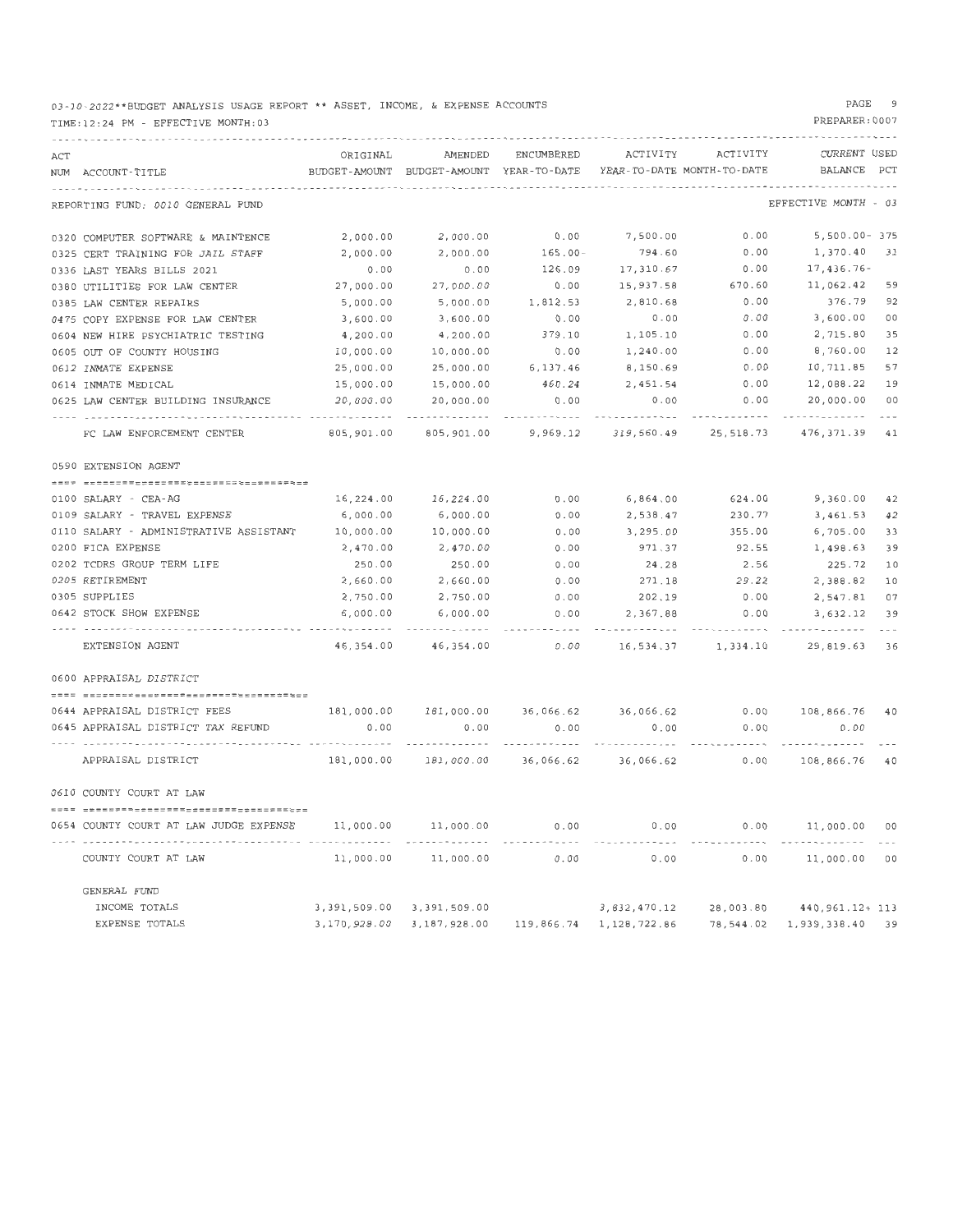03-10-2022**BUDGET ANALYSIS USAGE REPORT ** ASSET, INCOME, & EXPENSE ACCOUNTS

TIME:12:24 PM - EFFECTIVE MONTH:03

PREPARER:0007

| ACT NUM | ACCOUNT-TITLE | ORIGINAL BUDGET-AMOUNT | AMENDED BUDGET-AMOUNT | ENCUMBERED YEAR-TO-DATE | ACTIVITY YEAR-TO-DATE | ACTIVITY MONTH-TO-DATE | CURRENT BALANCE | USED PCT |
|---|---|---|---|---|---|---|---|---|
| | REPORTING FUND: 0010 GENERAL FUND | | | | | | EFFECTIVE MONTH - 03 | |
| 0320 | COMPUTER SOFTWARE & MAINTENCE | 2,000.00 | 2,000.00 | 0.00 | 7,500.00 | 0.00 | 5,500.00- | 375 |
| 0325 | CERT TRAINING FOR JAIL STAFF | 2,000.00 | 2,000.00 | 165.00- | 794.60 | 0.00 | 1,370.40 | 31 |
| 0336 | LAST YEARS BILLS 2021 | 0.00 | 0.00 | 126.09 | 17,310.67 | 0.00 | 17,436.76- | |
| 0380 | UTILITIES FOR LAW CENTER | 27,000.00 | 27,000.00 | 0.00 | 15,937.58 | 670.60 | 11,062.42 | 59 |
| 0385 | LAW CENTER REPAIRS | 5,000.00 | 5,000.00 | 1,812.53 | 2,810.68 | 0.00 | 376.79 | 92 |
| 0475 | COPY EXPENSE FOR LAW CENTER | 3,600.00 | 3,600.00 | 0.00 | 0.00 | 0.00 | 3,600.00 | 00 |
| 0604 | NEW HIRE PSYCHIATRIC TESTING | 4,200.00 | 4,200.00 | 379.10 | 1,105.10 | 0.00 | 2,715.80 | 35 |
| 0605 | OUT OF COUNTY HOUSING | 10,000.00 | 10,000.00 | 0.00 | 1,240.00 | 0.00 | 8,760.00 | 12 |
| 0612 | INMATE EXPENSE | 25,000.00 | 25,000.00 | 6,137.46 | 8,150.69 | 0.00 | 10,711.85 | 57 |
| 0614 | INMATE MEDICAL | 15,000.00 | 15,000.00 | 460.24 | 2,451.54 | 0.00 | 12,088.22 | 19 |
| 0625 | LAW CENTER BUILDING INSURANCE | 20,000.00 | 20,000.00 | 0.00 | 0.00 | 0.00 | 20,000.00 | 00 |
| | FC LAW ENFORCEMENT CENTER | 805,901.00 | 805,901.00 | 9,969.12 | 319,560.49 | 25,518.73 | 476,371.39 | 41 |
| | 0590 EXTENSION AGENT | | | | | | | |
| 0100 | SALARY - CEA-AG | 16,224.00 | 16,224.00 | 0.00 | 6,864.00 | 624.00 | 9,360.00 | 42 |
| 0109 | SALARY - TRAVEL EXPENSE | 6,000.00 | 6,000.00 | 0.00 | 2,538.47 | 230.77 | 3,461.53 | 42 |
| 0110 | SALARY - ADMINISTRATIVE ASSISTANT | 10,000.00 | 10,000.00 | 0.00 | 3,295.00 | 355.00 | 6,705.00 | 33 |
| 0200 | FICA EXPENSE | 2,470.00 | 2,470.00 | 0.00 | 971.37 | 92.55 | 1,498.63 | 39 |
| 0202 | TCDRS GROUP TERM LIFE | 250.00 | 250.00 | 0.00 | 24.28 | 2.56 | 225.72 | 10 |
| 0205 | RETIREMENT | 2,660.00 | 2,660.00 | 0.00 | 271.18 | 29.22 | 2,388.82 | 10 |
| 0305 | SUPPLIES | 2,750.00 | 2,750.00 | 0.00 | 202.19 | 0.00 | 2,547.81 | 07 |
| 0642 | STOCK SHOW EXPENSE | 6,000.00 | 6,000.00 | 0.00 | 2,367.88 | 0.00 | 3,632.12 | 39 |
| | EXTENSION AGENT | 46,354.00 | 46,354.00 | 0.00 | 16,534.37 | 1,334.10 | 29,819.63 | 36 |
| | 0600 APPRAISAL DISTRICT | | | | | | | |
| 0644 | APPRAISAL DISTRICT FEES | 181,000.00 | 181,000.00 | 36,066.62 | 36,066.62 | 0.00 | 108,866.76 | 40 |
| 0645 | APPRAISAL DISTRICT TAX REFUND | 0.00 | 0.00 | 0.00 | 0.00 | 0.00 | 0.00 | |
| | APPRAISAL DISTRICT | 181,000.00 | 181,000.00 | 36,066.62 | 36,066.62 | 0.00 | 108,866.76 | 40 |
| | 0610 COUNTY COURT AT LAW | | | | | | | |
| 0654 | COUNTY COURT AT LAW JUDGE EXPENSE | 11,000.00 | 11,000.00 | 0.00 | 0.00 | 0.00 | 11,000.00 | 00 |
| | COUNTY COURT AT LAW | 11,000.00 | 11,000.00 | 0.00 | 0.00 | 0.00 | 11,000.00 | 00 |
| | GENERAL FUND | | | | | | | |
| | INCOME TOTALS | 3,391,509.00 | 3,391,509.00 | | 3,832,470.12 | 28,003.80 | 440,961.12+ | 113 |
| | EXPENSE TOTALS | 3,170,928.00 | 3,187,928.00 | 119,866.74 | 1,128,722.86 | 78,544.02 | 1,939,338.40 | 39 |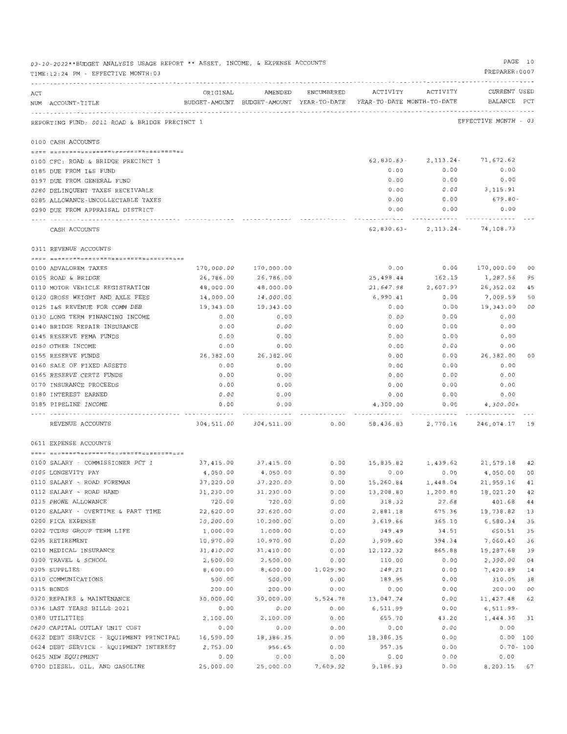03-10-2022**BUDGET ANALYSIS USAGE REPORT ** ASSET, INCOME, & EXPENSE ACCOUNTS

TIME:12:24 PM - EFFECTIVE MONTH:03

PREPARER:0007

| ACT NUM | ACCOUNT-TITLE | ORIGINAL BUDGET-AMOUNT | AMENDED BUDGET-AMOUNT | ENCUMBERED YEAR-TO-DATE | ACTIVITY YEAR-TO-DATE | ACTIVITY MONTH-TO-DATE | CURRENT BALANCE | USED PCT |
|---|---|---|---|---|---|---|---|---|
| | REPORTING FUND: 0011 ROAD & BRIDGE PRECINCT 1 | | | | | | EFFECTIVE MONTH - 03 | |
| | 0100 CASH ACCOUNTS | | | | | | | |
| 0100 | CFC: ROAD & BRIDGE PRECINCT 1 | | | | 62,830.63- | 2,113.24- | 71,672.62 | |
| 0185 | DUE FROM I&S FUND | | | | 0.00 | 0.00 | 0.00 | |
| 0197 | DUE FROM GENERAL FUND | | | | 0.00 | 0.00 | 0.00 | |
| 0280 | DELINQUENT TAXES RECEIVABLE | | | | 0.00 | 0.00 | 3,115.91 | |
| 0285 | ALLOWANCE-UNCOLLECTABLE TAXES | | | | 0.00 | 0.00 | 679.80- | |
| 0290 | DUE FROM APPRAISAL DISTRICT | | | | 0.00 | 0.00 | 0.00 | |
| | CASH ACCOUNTS | | | | 62,830.63- | 2,113.24- | 74,108.73 | |
| | 0311 REVENUE ACCOUNTS | | | | | | | |
| 0100 | ADVALOREM TAXES | 170,000.00 | 170,000.00 | | 0.00 | 0.00 | 170,000.00 | 00 |
| 0105 | ROAD & BRIDGE | 26,786.00 | 26,786.00 | | 25,498.44 | 162.19 | 1,287.56 | 95 |
| 0110 | MOTOR VEHICLE REGISTRATION | 48,000.00 | 48,000.00 | | 21,647.98 | 2,607.97 | 26,352.02 | 45 |
| 0120 | GROSS WEIGHT AND AXLE FEES | 14,000.00 | 14,000.00 | | 6,990.41 | 0.00 | 7,009.59 | 50 |
| 0125 | I&S REVENUE FOR COMM DEB | 19,343.00 | 19,343.00 | | 0.00 | 0.00 | 19,343.00 | 00 |
| 0130 | LONG TERM FINANCING INCOME | 0.00 | 0.00 | | 0.00 | 0.00 | 0.00 | |
| 0140 | BRIDGE REPAIR INSURANCE | 0.00 | 0.00 | | 0.00 | 0.00 | 0.00 | |
| 0145 | RESERVE FEMA FUNDS | 0.00 | 0.00 | | 0.00 | 0.00 | 0.00 | |
| 0150 | OTHER INCOME | 0.00 | 0.00 | | 0.00 | 0.00 | 0.00 | |
| 0155 | RESERVE FUNDS | 26,382.00 | 26,382.00 | | 0.00 | 0.00 | 26,382.00 | 00 |
| 0160 | SALE OF FIXED ASSETS | 0.00 | 0.00 | | 0.00 | 0.00 | 0.00 | |
| 0165 | RESERVE CERTZ FUNDS | 0.00 | 0.00 | | 0.00 | 0.00 | 0.00 | |
| 0170 | INSURANCE PROCEEDS | 0.00 | 0.00 | | 0.00 | 0.00 | 0.00 | |
| 0180 | INTEREST EARNED | 0.00 | 0.00 | | 0.00 | 0.00 | 0.00 | |
| 0185 | PIPELINE INCOME | 0.00 | 0.00 | | 4,300.00 | 0.00 | 4,300.00+ | |
| | REVENUE ACCOUNTS | 304,511.00 | 304,511.00 | 0.00 | 58,436.83 | 2,770.16 | 246,074.17 | 19 |
| | 0611 EXPENSE ACCOUNTS | | | | | | | |
| 0100 | SALARY - COMMISSIONER PCT 1 | 37,415.00 | 37,415.00 | 0.00 | 15,835.82 | 1,439.62 | 21,579.18 | 42 |
| 0105 | LONGEVITY PAY | 4,050.00 | 4,050.00 | 0.00 | 0.00 | 0.00 | 4,050.00 | 00 |
| 0110 | SALARY - ROAD FOREMAN | 37,220.00 | 37,220.00 | 0.00 | 15,260.84 | 1,448.04 | 21,959.16 | 41 |
| 0112 | SALARY - ROAD HAND | 31,230.00 | 31,230.00 | 0.00 | 13,208.80 | 1,200.80 | 18,021.20 | 42 |
| 0115 | PHONE ALLOWANCE | 720.00 | 720.00 | 0.00 | 318.32 | 27.68 | 401.68 | 44 |
| 0120 | SALARY - OVERTIME & PART TIME | 22,620.00 | 22,620.00 | 0.00 | 2,881.18 | 675.36 | 19,738.82 | 13 |
| 0200 | FICA EXPENSE | 10,200.00 | 10,200.00 | 0.00 | 3,619.66 | 365.10 | 6,580.34 | 35 |
| 0202 | TCDRS GROUP TERM LIFE | 1,000.00 | 1,000.00 | 0.00 | 349.49 | 34.51 | 650.51 | 35 |
| 0205 | RETIREMENT | 10,970.00 | 10,970.00 | 0.00 | 3,909.60 | 394.34 | 7,060.40 | 36 |
| 0210 | MEDICAL INSURANCE | 31,410.00 | 31,410.00 | 0.00 | 12,122.32 | 865.88 | 19,287.68 | 39 |
| 0300 | TRAVEL & SCHOOL | 2,500.00 | 2,500.00 | 0.00 | 110.00 | 0.00 | 2,390.00 | 04 |
| 0305 | SUPPLIES | 8,600.00 | 8,600.00 | 1,029.90 | 149.21 | 0.00 | 7,420.89 | 14 |
| 0310 | COMMUNICATIONS | 500.00 | 500.00 | 0.00 | 189.95 | 0.00 | 310.05 | 38 |
| 0315 | BONDS | 200.00 | 200.00 | 0.00 | 0.00 | 0.00 | 200.00 | 00 |
| 0320 | REPAIRS & MAINTENANCE | 30,000.00 | 30,000.00 | 5,524.78 | 13,047.74 | 0.00 | 11,427.48 | 62 |
| 0336 | LAST YEARS BILLS 2021 | 0.00 | 0.00 | 0.00 | 6,511.99 | 0.00 | 6,511.99- | |
| 0380 | UTILITIES | 2,100.00 | 2,100.00 | 0.00 | 655.70 | 43.20 | 1,444.30 | 31 |
| 0620 | CAPITAL OUTLAY UNIT COST | 0.00 | 0.00 | 0.00 | 0.00 | 0.00 | 0.00 | |
| 0622 | DEBT SERVICE - EQUIPMENT PRINCIPAL | 16,590.00 | 18,386.35 | 0.00 | 18,386.35 | 0.00 | 0.00 | 100 |
| 0624 | DEBT SERVICE - EQUIPMENT INTEREST | 2,753.00 | 956.65 | 0.00 | 957.35 | 0.00 | 0.70- | 100 |
| 0625 | NEW EQUIPMENT | 0.00 | 0.00 | 0.00 | 0.00 | 0.00 | 0.00 | |
| 0700 | DIESEL, OIL, AND GASOLINE | 25,000.00 | 25,000.00 | 7,609.92 | 9,186.93 | 0.00 | 8,203.15 | 67 |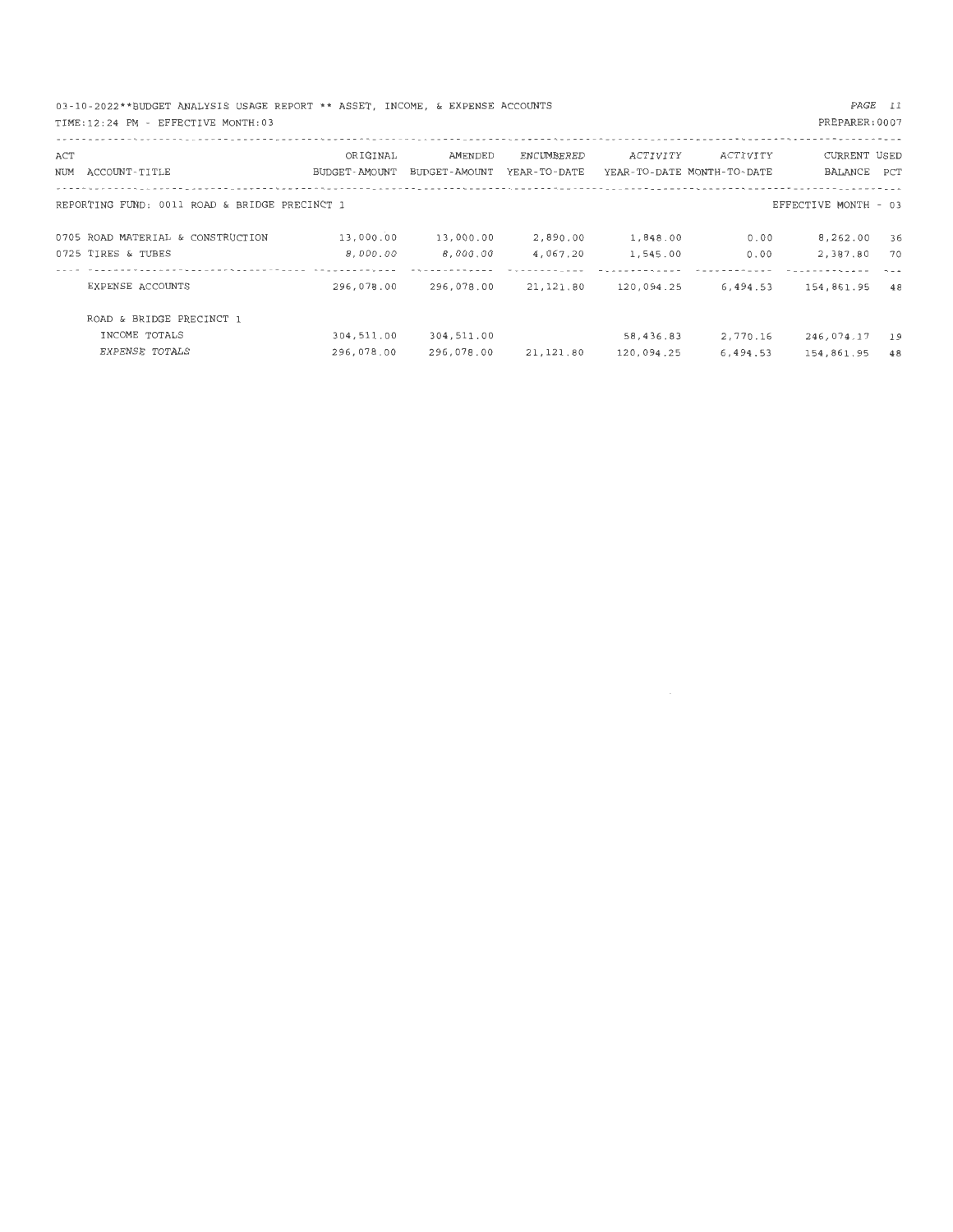03-10-2022**BUDGET ANALYSIS USAGE REPORT ** ASSET, INCOME, & EXPENSE ACCOUNTS

TIME:12:24 PM - EFFECTIVE MONTH:03

PREPARER:0007

| ACT NUM | ACCOUNT-TITLE | ORIGINAL BUDGET-AMOUNT | AMENDED BUDGET-AMOUNT | ENCUMBERED YEAR-TO-DATE | ACTIVITY YEAR-TO-DATE | ACTIVITY MONTH-TO-DATE | CURRENT BALANCE | USED PCT |
|---|---|---|---|---|---|---|---|---|
| | REPORTING FUND: 0011 ROAD & BRIDGE PRECINCT 1 | | | | | | EFFECTIVE MONTH - 03 | |
| 0705 | ROAD MATERIAL & CONSTRUCTION | 13,000.00 | 13,000.00 | 2,890.00 | 1,848.00 | 0.00 | 8,262.00 | 36 |
| 0725 | TIRES & TUBES | 8,000.00 | 8,000.00 | 4,067.20 | 1,545.00 | 0.00 | 2,387.80 | 70 |
| | EXPENSE ACCOUNTS | 296,078.00 | 296,078.00 | 21,121.80 | 120,094.25 | 6,494.53 | 154,861.95 | 48 |
| | ROAD & BRIDGE PRECINCT 1 | | | | | | | |
| | INCOME TOTALS | 304,511.00 | 304,511.00 | | 58,436.83 | 2,770.16 | 246,074.17 | 19 |
| | EXPENSE TOTALS | 296,078.00 | 296,078.00 | 21,121.80 | 120,094.25 | 6,494.53 | 154,861.95 | 48 |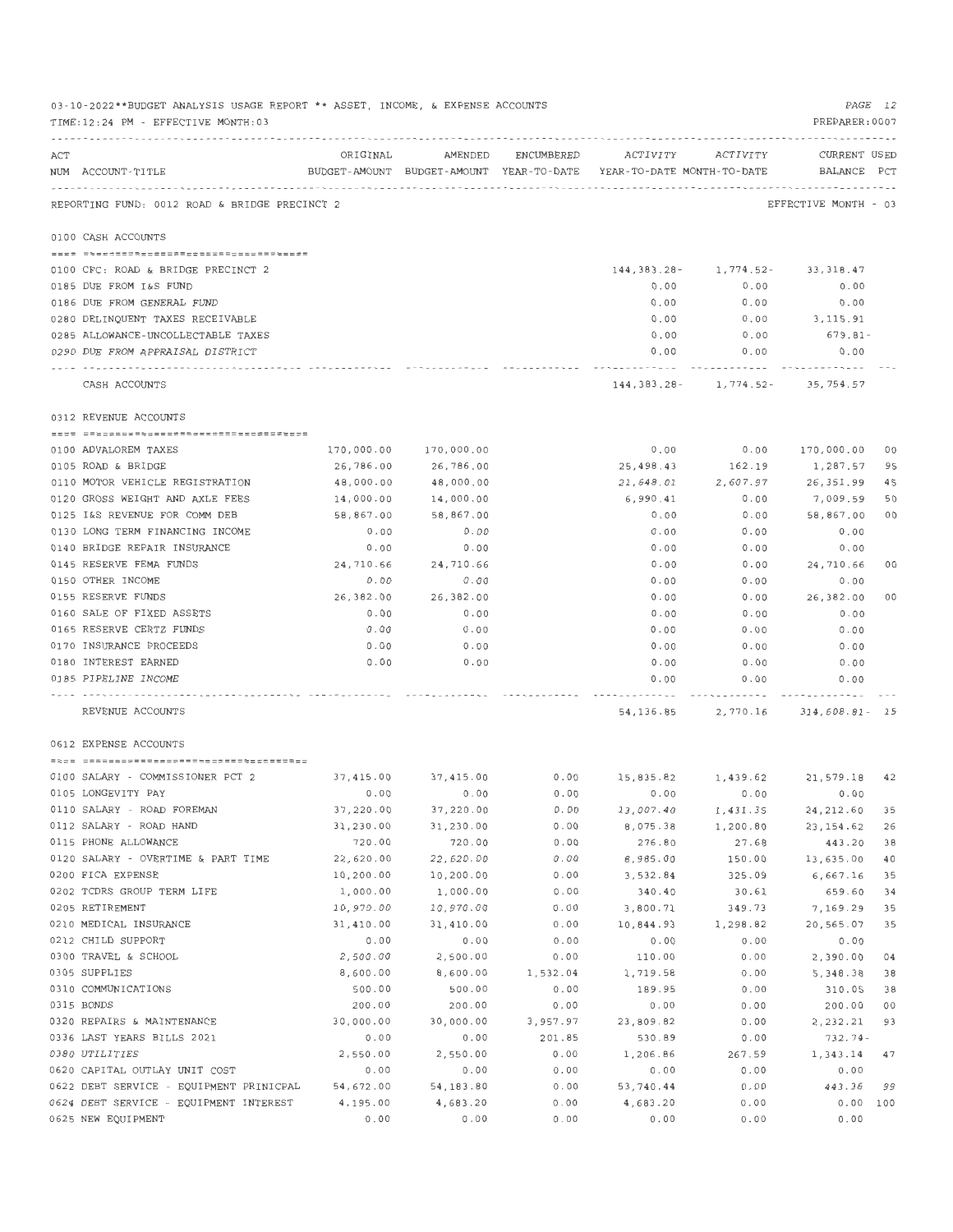03-10-2022**BUDGET ANALYSIS USAGE REPORT ** ASSET, INCOME, & EXPENSE ACCOUNTS

TIME:12:24 PM - EFFECTIVE MONTH:03

PREPARER:0007

| ACT NUM | ACCOUNT-TITLE | ORIGINAL BUDGET-AMOUNT | AMENDED BUDGET-AMOUNT | ENCUMBERED YEAR-TO-DATE | ACTIVITY YEAR-TO-DATE | ACTIVITY MONTH-TO-DATE | CURRENT BALANCE | USED PCT |
|---|---|---|---|---|---|---|---|---|
| | **REPORTING FUND: 0012 ROAD & BRIDGE PRECINCT 2** | | | | | | EFFECTIVE MONTH - 03 | |
| | **0100 CASH ACCOUNTS** | | | | | | | |
| 0100 | CFC: ROAD & BRIDGE PRECINCT 2 | | | | 144,383.28- | 1,774.52- | 33,318.47 | |
| 0185 | DUE FROM I&S FUND | | | | 0.00 | 0.00 | 0.00 | |
| 0186 | DUE FROM GENERAL FUND | | | | 0.00 | 0.00 | 0.00 | |
| 0280 | DELINQUENT TAXES RECEIVABLE | | | | 0.00 | 0.00 | 3,115.91 | |
| 0285 | ALLOWANCE-UNCOLLECTABLE TAXES | | | | 0.00 | 0.00 | 679.81- | |
| 0290 | DUE FROM APPRAISAL DISTRICT | | | | 0.00 | 0.00 | 0.00 | |
| | CASH ACCOUNTS | | | | 144,383.28- | 1,774.52- | 35,754.57 | |
| | **0312 REVENUE ACCOUNTS** | | | | | | | |
| 0100 | ADVALOREM TAXES | 170,000.00 | 170,000.00 | | 0.00 | 0.00 | 170,000.00 | 00 |
| 0105 | ROAD & BRIDGE | 26,786.00 | 26,786.00 | | 25,498.43 | 162.19 | 1,287.57 | 95 |
| 0110 | MOTOR VEHICLE REGISTRATION | 48,000.00 | 48,000.00 | | 21,648.01 | 2,607.97 | 26,351.99 | 45 |
| 0120 | GROSS WEIGHT AND AXLE FEES | 14,000.00 | 14,000.00 | | 6,990.41 | 0.00 | 7,009.59 | 50 |
| 0125 | I&S REVENUE FOR COMM DEB | 58,867.00 | 58,867.00 | | 0.00 | 0.00 | 58,867.00 | 00 |
| 0130 | LONG TERM FINANCING INCOME | 0.00 | 0.00 | | 0.00 | 0.00 | 0.00 | |
| 0140 | BRIDGE REPAIR INSURANCE | 0.00 | 0.00 | | 0.00 | 0.00 | 0.00 | |
| 0145 | RESERVE FEMA FUNDS | 24,710.66 | 24,710.66 | | 0.00 | 0.00 | 24,710.66 | 00 |
| 0150 | OTHER INCOME | 0.00 | 0.00 | | 0.00 | 0.00 | 0.00 | |
| 0155 | RESERVE FUNDS | 26,382.00 | 26,382.00 | | 0.00 | 0.00 | 26,382.00 | 00 |
| 0160 | SALE OF FIXED ASSETS | 0.00 | 0.00 | | 0.00 | 0.00 | 0.00 | |
| 0165 | RESERVE CERTZ FUNDS | 0.00 | 0.00 | | 0.00 | 0.00 | 0.00 | |
| 0170 | INSURANCE PROCEEDS | 0.00 | 0.00 | | 0.00 | 0.00 | 0.00 | |
| 0180 | INTEREST EARNED | 0.00 | 0.00 | | 0.00 | 0.00 | 0.00 | |
| 0185 | PIPELINE INCOME | | | | 0.00 | 0.00 | 0.00 | |
| | REVENUE ACCOUNTS | | | | 54,136.85 | 2,770.16 | 314,608.81- | 15 |
| | **0612 EXPENSE ACCOUNTS** | | | | | | | |
| 0100 | SALARY - COMMISSIONER PCT 2 | 37,415.00 | 37,415.00 | 0.00 | 15,835.82 | 1,439.62 | 21,579.18 | 42 |
| 0105 | LONGEVITY PAY | 0.00 | 0.00 | 0.00 | 0.00 | 0.00 | 0.00 | |
| 0110 | SALARY - ROAD FOREMAN | 37,220.00 | 37,220.00 | 0.00 | 13,007.40 | 1,431.35 | 24,212.60 | 35 |
| 0112 | SALARY - ROAD HAND | 31,230.00 | 31,230.00 | 0.00 | 8,075.38 | 1,200.80 | 23,154.62 | 26 |
| 0115 | PHONE ALLOWANCE | 720.00 | 720.00 | 0.00 | 276.80 | 27.68 | 443.20 | 38 |
| 0120 | SALARY - OVERTIME & PART TIME | 22,620.00 | 22,620.00 | 0.00 | 8,985.00 | 150.00 | 13,635.00 | 40 |
| 0200 | FICA EXPENSE | 10,200.00 | 10,200.00 | 0.00 | 3,532.84 | 325.09 | 6,667.16 | 35 |
| 0202 | TCDRS GROUP TERM LIFE | 1,000.00 | 1,000.00 | 0.00 | 340.40 | 30.61 | 659.60 | 34 |
| 0205 | RETIREMENT | 10,970.00 | 10,970.00 | 0.00 | 3,800.71 | 349.73 | 7,169.29 | 35 |
| 0210 | MEDICAL INSURANCE | 31,410.00 | 31,410.00 | 0.00 | 10,844.93 | 1,298.82 | 20,565.07 | 35 |
| 0212 | CHILD SUPPORT | 0.00 | 0.00 | 0.00 | 0.00 | 0.00 | 0.00 | |
| 0300 | TRAVEL & SCHOOL | 2,500.00 | 2,500.00 | 0.00 | 110.00 | 0.00 | 2,390.00 | 04 |
| 0305 | SUPPLIES | 8,600.00 | 8,600.00 | 1,532.04 | 1,719.58 | 0.00 | 5,348.38 | 38 |
| 0310 | COMMUNICATIONS | 500.00 | 500.00 | 0.00 | 189.95 | 0.00 | 310.05 | 38 |
| 0315 | BONDS | 200.00 | 200.00 | 0.00 | 0.00 | 0.00 | 200.00 | 00 |
| 0320 | REPAIRS & MAINTENANCE | 30,000.00 | 30,000.00 | 3,957.97 | 23,809.82 | 0.00 | 2,232.21 | 93 |
| 0336 | LAST YEARS BILLS 2021 | 0.00 | 0.00 | 201.85 | 530.89 | 0.00 | 732.74- | |
| 0380 | UTILITIES | 2,550.00 | 2,550.00 | 0.00 | 1,206.86 | 267.59 | 1,343.14 | 47 |
| 0620 | CAPITAL OUTLAY UNIT COST | 0.00 | 0.00 | 0.00 | 0.00 | 0.00 | 0.00 | |
| 0622 | DEBT SERVICE - EQUIPMENT PRINICPAL | 54,672.00 | 54,183.80 | 0.00 | 53,740.44 | 0.00 | 443.36 | 99 |
| 0624 | DEBT SERVICE - EQUIPMENT INTEREST | 4,195.00 | 4,683.20 | 0.00 | 4,683.20 | 0.00 | 0.00 | 100 |
| 0625 | NEW EQUIPMENT | 0.00 | 0.00 | 0.00 | 0.00 | 0.00 | 0.00 | |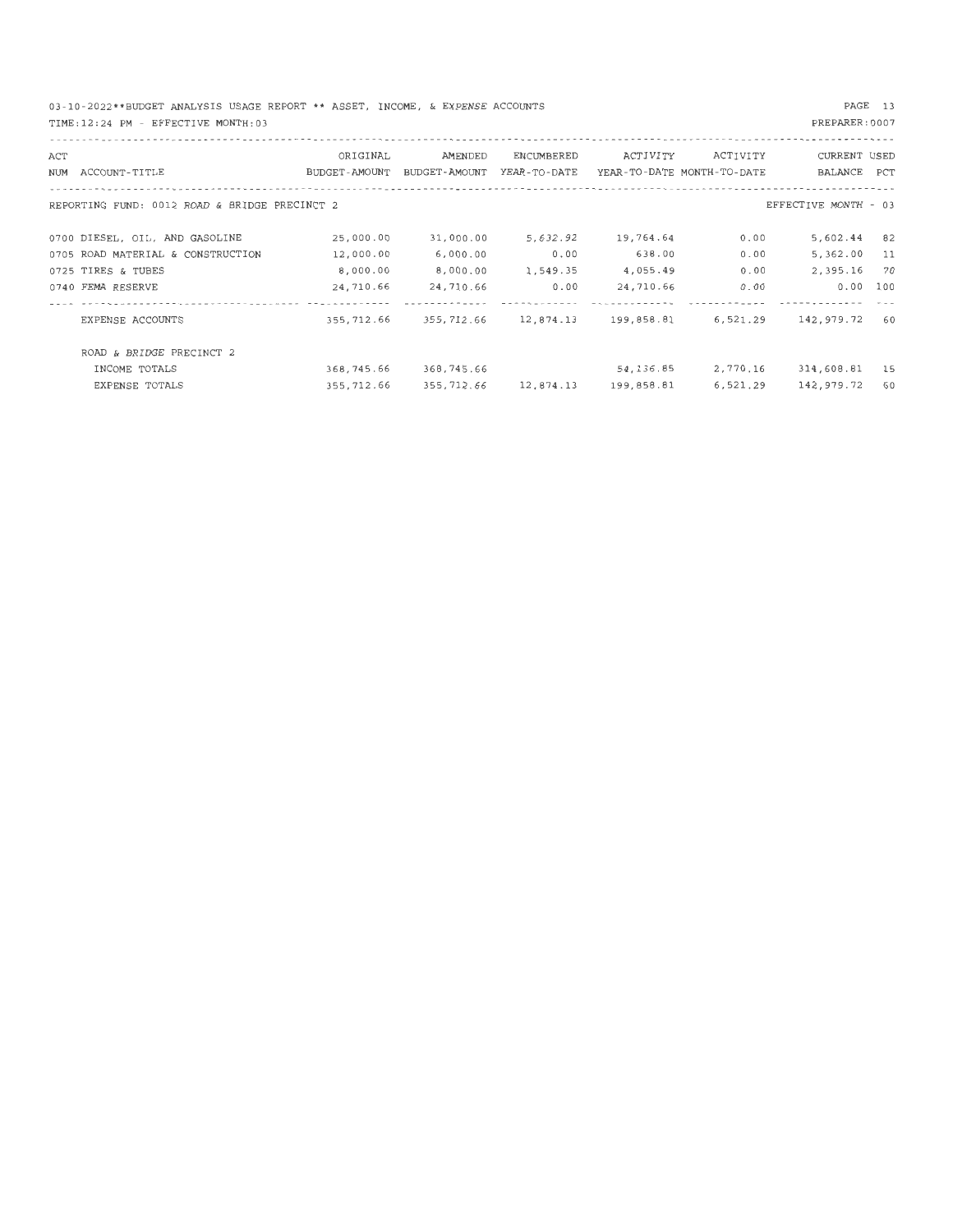03-10-2022**BUDGET ANALYSIS USAGE REPORT ** ASSET, INCOME, & EXPENSE ACCOUNTS

TIME:12:24 PM - EFFECTIVE MONTH:03

PREPARER:0007

| ACT NUM | ACCOUNT-TITLE | ORIGINAL BUDGET-AMOUNT | AMENDED BUDGET-AMOUNT | ENCUMBERED YEAR-TO-DATE | ACTIVITY YEAR-TO-DATE | ACTIVITY MONTH-TO-DATE | CURRENT BALANCE | USED PCT |
|---|---|---|---|---|---|---|---|---|
| | REPORTING FUND: 0012 ROAD & BRIDGE PRECINCT 2 | | | | | | EFFECTIVE MONTH - 03 | |
| 0700 | DIESEL, OIL, AND GASOLINE | 25,000.00 | 31,000.00 | 5,632.92 | 19,764.64 | 0.00 | 5,602.44 | 82 |
| 0705 | ROAD MATERIAL & CONSTRUCTION | 12,000.00 | 6,000.00 | 0.00 | 638.00 | 0.00 | 5,362.00 | 11 |
| 0725 | TIRES & TUBES | 8,000.00 | 8,000.00 | 1,549.35 | 4,055.49 | 0.00 | 2,395.16 | 70 |
| 0740 | FEMA RESERVE | 24,710.66 | 24,710.66 | 0.00 | 24,710.66 | 0.00 | 0.00 | 100 |
| | EXPENSE ACCOUNTS | 355,712.66 | 355,712.66 | 12,874.13 | 199,858.81 | 6,521.29 | 142,979.72 | 60 |
| | ROAD & BRIDGE PRECINCT 2 | | | | | | | |
| | INCOME TOTALS | 368,745.66 | 368,745.66 | | 54,136.85 | 2,770.16 | 314,608.81 | 15 |
| | EXPENSE TOTALS | 355,712.66 | 355,712.66 | 12,874.13 | 199,858.81 | 6,521.29 | 142,979.72 | 60 |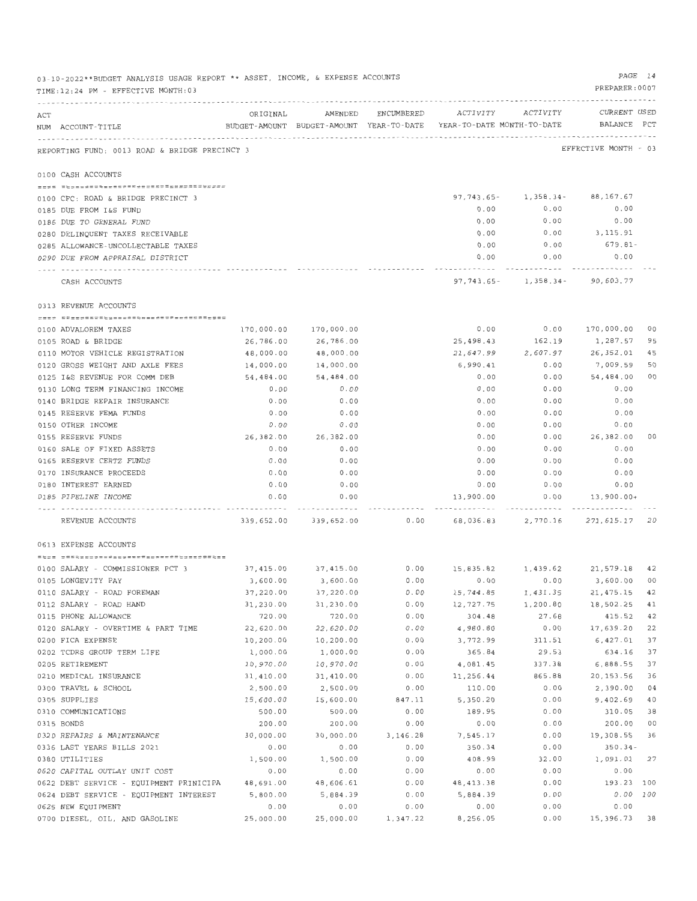03-10-2022**BUDGET ANALYSIS USAGE REPORT ** ASSET, INCOME, & EXPENSE ACCOUNTS

TIME:12:24 PM - EFFECTIVE MONTH:03

PREPARER:0007

REPORTING FUND: 0013 ROAD & BRIDGE PRECINCT 3 — EFFECTIVE MONTH - 03

| ACT NUM | ACCOUNT-TITLE | ORIGINAL BUDGET-AMOUNT | AMENDED BUDGET-AMOUNT | ENCUMBERED YEAR-TO-DATE | ACTIVITY YEAR-TO-DATE | ACTIVITY MONTH-TO-DATE | CURRENT BALANCE | USED PCT |
|---|---|---|---|---|---|---|---|---|
| | **0100 CASH ACCOUNTS** | | | | | | | |
| 0100 | CFC: ROAD & BRIDGE PRECINCT 3 | | | | 97,743.65- | 1,358.34- | 88,167.67 | |
| 0185 | DUE FROM I&S FUND | | | | 0.00 | 0.00 | 0.00 | |
| 0186 | DUE TO GENERAL FUND | | | | 0.00 | 0.00 | 0.00 | |
| 0280 | DELINQUENT TAXES RECEIVABLE | | | | 0.00 | 0.00 | 3,115.91 | |
| 0285 | ALLOWANCE-UNCOLLECTABLE TAXES | | | | 0.00 | 0.00 | 679.81- | |
| 0290 | DUE FROM APPRAISAL DISTRICT | | | | 0.00 | 0.00 | 0.00 | |
| | CASH ACCOUNTS | | | | 97,743.65- | 1,358.34- | 90,603.77 | |
| | **0313 REVENUE ACCOUNTS** | | | | | | | |
| 0100 | ADVALOREM TAXES | 170,000.00 | 170,000.00 | | 0.00 | 0.00 | 170,000.00 | 00 |
| 0105 | ROAD & BRIDGE | 26,786.00 | 26,786.00 | | 25,498.43 | 162.19 | 1,287.57 | 95 |
| 0110 | MOTOR VEHICLE REGISTRATION | 48,000.00 | 48,000.00 | | 21,647.99 | 2,607.97 | 26,352.01 | 45 |
| 0120 | GROSS WEIGHT AND AXLE FEES | 14,000.00 | 14,000.00 | | 6,990.41 | 0.00 | 7,009.59 | 50 |
| 0125 | I&S REVENUE FOR COMM DEB | 54,484.00 | 54,484.00 | | 0.00 | 0.00 | 54,484.00 | 00 |
| 0130 | LONG TERM FINANCING INCOME | 0.00 | 0.00 | | 0.00 | 0.00 | 0.00 | |
| 0140 | BRIDGE REPAIR INSURANCE | 0.00 | 0.00 | | 0.00 | 0.00 | 0.00 | |
| 0145 | RESERVE FEMA FUNDS | 0.00 | 0.00 | | 0.00 | 0.00 | 0.00 | |
| 0150 | OTHER INCOME | 0.00 | 0.00 | | 0.00 | 0.00 | 0.00 | |
| 0155 | RESERVE FUNDS | 26,382.00 | 26,382.00 | | 0.00 | 0.00 | 26,382.00 | 00 |
| 0160 | SALE OF FIXED ASSETS | 0.00 | 0.00 | | 0.00 | 0.00 | 0.00 | |
| 0165 | RESERVE CERTZ FUNDS | 0.00 | 0.00 | | 0.00 | 0.00 | 0.00 | |
| 0170 | INSURANCE PROCEEDS | 0.00 | 0.00 | | 0.00 | 0.00 | 0.00 | |
| 0180 | INTEREST EARNED | 0.00 | 0.00 | | 0.00 | 0.00 | 0.00 | |
| 0185 | PIPELINE INCOME | 0.00 | 0.00 | | 13,900.00 | 0.00 | 13,900.00+ | |
| | REVENUE ACCOUNTS | 339,652.00 | 339,652.00 | 0.00 | 68,036.83 | 2,770.16 | 271,615.17 | 20 |
| | **0613 EXPENSE ACCOUNTS** | | | | | | | |
| 0100 | SALARY - COMMISSIONER PCT 3 | 37,415.00 | 37,415.00 | 0.00 | 15,835.82 | 1,439.62 | 21,579.18 | 42 |
| 0105 | LONGEVITY PAY | 3,600.00 | 3,600.00 | 0.00 | 0.00 | 0.00 | 3,600.00 | 00 |
| 0110 | SALARY - ROAD FOREMAN | 37,220.00 | 37,220.00 | 0.00 | 15,744.85 | 1,431.35 | 21,475.15 | 42 |
| 0112 | SALARY - ROAD HAND | 31,230.00 | 31,230.00 | 0.00 | 12,727.75 | 1,200.80 | 18,502.25 | 41 |
| 0115 | PHONE ALLOWANCE | 720.00 | 720.00 | 0.00 | 304.48 | 27.68 | 415.52 | 42 |
| 0120 | SALARY - OVERTIME & PART TIME | 22,620.00 | 22,620.00 | 0.00 | 4,980.80 | 0.00 | 17,639.20 | 22 |
| 0200 | FICA EXPENSE | 10,200.00 | 10,200.00 | 0.00 | 3,772.99 | 311.51 | 6,427.01 | 37 |
| 0202 | TCDRS GROUP TERM LIFE | 1,000.00 | 1,000.00 | 0.00 | 365.84 | 29.53 | 634.16 | 37 |
| 0205 | RETIREMENT | 10,970.00 | 10,970.00 | 0.00 | 4,081.45 | 337.38 | 6,888.55 | 37 |
| 0210 | MEDICAL INSURANCE | 31,410.00 | 31,410.00 | 0.00 | 11,256.44 | 865.88 | 20,153.56 | 36 |
| 0300 | TRAVEL & SCHOOL | 2,500.00 | 2,500.00 | 0.00 | 110.00 | 0.00 | 2,390.00 | 04 |
| 0305 | SUPPLIES | 15,600.00 | 15,600.00 | 847.11 | 5,350.20 | 0.00 | 9,402.69 | 40 |
| 0310 | COMMUNICATIONS | 500.00 | 500.00 | 0.00 | 189.95 | 0.00 | 310.05 | 38 |
| 0315 | BONDS | 200.00 | 200.00 | 0.00 | 0.00 | 0.00 | 200.00 | 00 |
| 0320 | REPAIRS & MAINTENANCE | 30,000.00 | 30,000.00 | 3,146.28 | 7,545.17 | 0.00 | 19,308.55 | 36 |
| 0336 | LAST YEARS BILLS 2021 | 0.00 | 0.00 | 0.00 | 350.34 | 0.00 | 350.34- | |
| 0380 | UTILITIES | 1,500.00 | 1,500.00 | 0.00 | 408.99 | 32.00 | 1,091.01 | 27 |
| 0620 | CAPITAL OUTLAY UNIT COST | 0.00 | 0.00 | 0.00 | 0.00 | 0.00 | 0.00 | |
| 0622 | DEBT SERVICE - EQUIPMENT PRINICIPA | 48,691.00 | 48,606.61 | 0.00 | 48,413.38 | 0.00 | 193.23 | 100 |
| 0624 | DEBT SERVICE - EQUIPMENT INTEREST | 5,800.00 | 5,884.39 | 0.00 | 5,884.39 | 0.00 | 0.00 | 100 |
| 0625 | NEW EQUIPMENT | 0.00 | 0.00 | 0.00 | 0.00 | 0.00 | 0.00 | |
| 0700 | DIESEL, OIL, AND GASOLINE | 25,000.00 | 25,000.00 | 1,347.22 | 8,256.05 | 0.00 | 15,396.73 | 38 |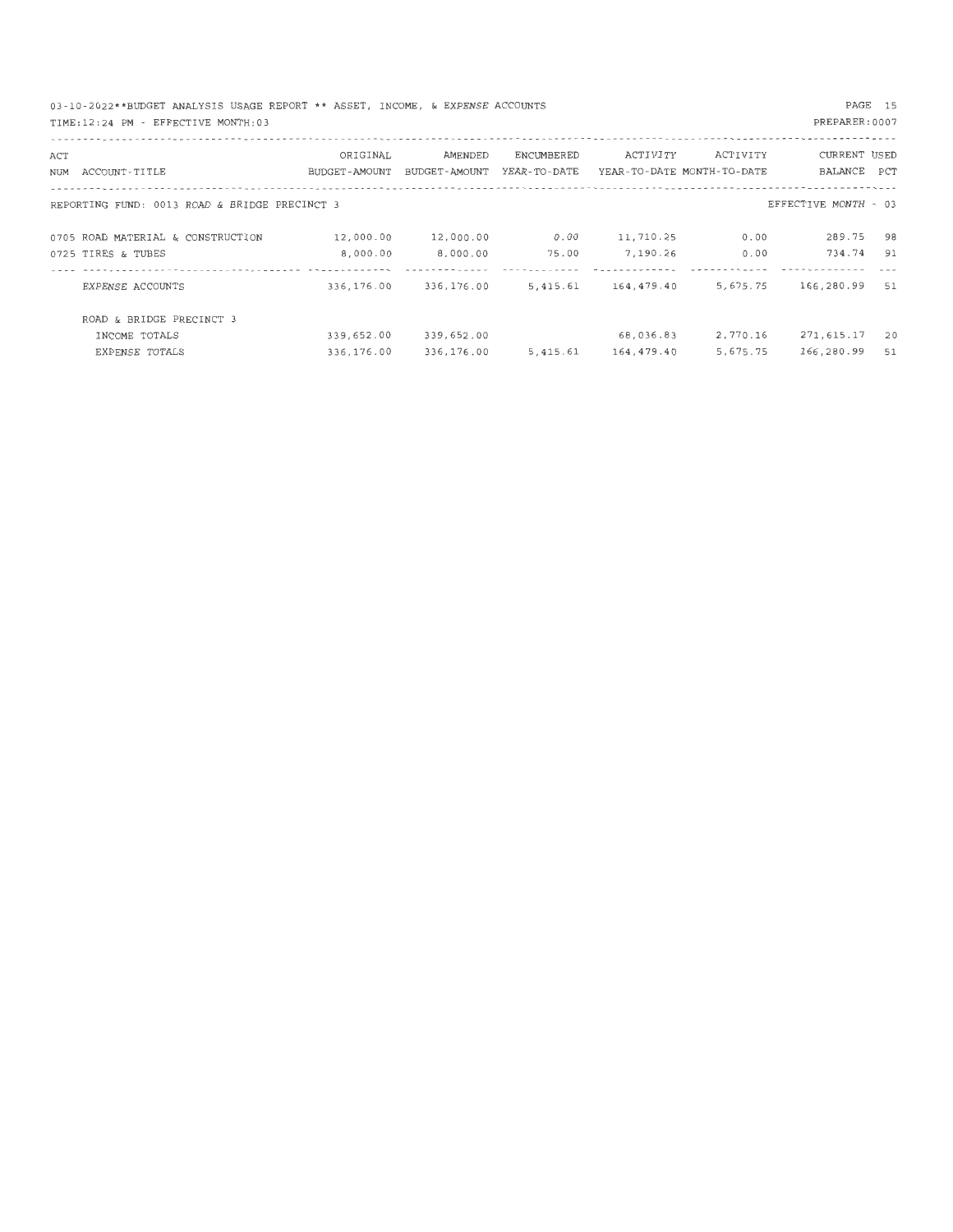03-10-2022**BUDGET ANALYSIS USAGE REPORT ** ASSET, INCOME, & EXPENSE ACCOUNTS

TIME:12:24 PM - EFFECTIVE MONTH:03

PREPARER:0007

REPORTING FUND: 0013 ROAD & BRIDGE PRECINCT 3 — EFFECTIVE MONTH - 03

| ACT NUM | ACCOUNT-TITLE | ORIGINAL BUDGET-AMOUNT | AMENDED BUDGET-AMOUNT | ENCUMBERED YEAR-TO-DATE | ACTIVITY YEAR-TO-DATE | ACTIVITY MONTH-TO-DATE | CURRENT BALANCE | USED PCT |
|---|---|---|---|---|---|---|---|---|
| 0705 | ROAD MATERIAL & CONSTRUCTION | 12,000.00 | 12,000.00 | 0.00 | 11,710.25 | 0.00 | 289.75 | 98 |
| 0725 | TIRES & TUBES | 8,000.00 | 8,000.00 | 75.00 | 7,190.26 | 0.00 | 734.74 | 91 |
| | EXPENSE ACCOUNTS | 336,176.00 | 336,176.00 | 5,415.61 | 164,479.40 | 5,675.75 | 166,280.99 | 51 |
| | ROAD & BRIDGE PRECINCT 3 | | | | | | | |
| | INCOME TOTALS | 339,652.00 | 339,652.00 | | 68,036.83 | 2,770.16 | 271,615.17 | 20 |
| | EXPENSE TOTALS | 336,176.00 | 336,176.00 | 5,415.61 | 164,479.40 | 5,675.75 | 166,280.99 | 51 |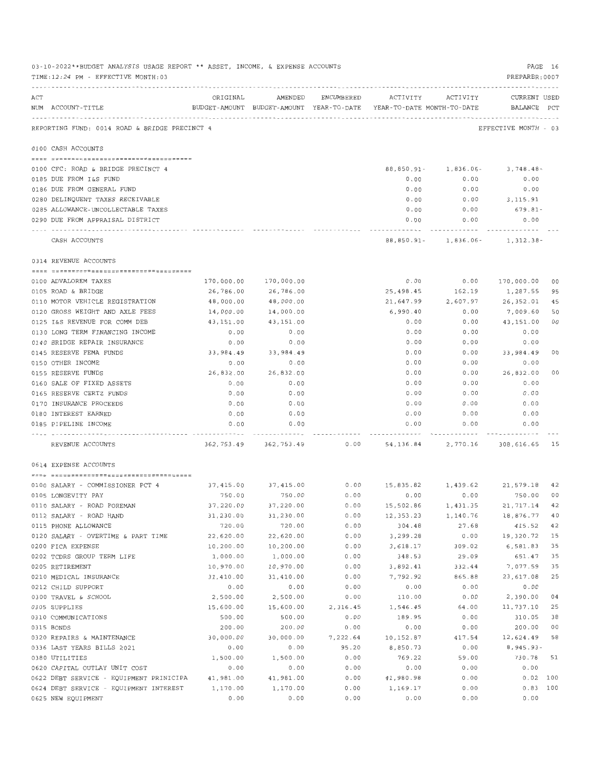03-10-2022**BUDGET ANALYSIS USAGE REPORT ** ASSET, INCOME, & EXPENSE ACCOUNTS

TIME:12:24 PM - EFFECTIVE MONTH:03

PREPARER:0007

REPORTING FUND: 0014 ROAD & BRIDGE PRECINCT 4 — EFFECTIVE MONTH - 03

| ACT NUM | ACCOUNT-TITLE | ORIGINAL BUDGET-AMOUNT | AMENDED BUDGET-AMOUNT | ENCUMBERED YEAR-TO-DATE | ACTIVITY YEAR-TO-DATE | ACTIVITY MONTH-TO-DATE | CURRENT BALANCE | USED PCT |
|---|---|---|---|---|---|---|---|---|
| **0100** | **CASH ACCOUNTS** | | | | | | | |
| 0100 | CFC: ROAD & BRIDGE PRECINCT 4 | | | | 88,850.91- | 1,836.06- | 3,748.48- | |
| 0185 | DUE FROM I&S FUND | | | | 0.00 | 0.00 | 0.00 | |
| 0186 | DUE FROM GENERAL FUND | | | | 0.00 | 0.00 | 0.00 | |
| 0280 | DELINQUENT TAXES RECEIVABLE | | | | 0.00 | 0.00 | 3,115.91 | |
| 0285 | ALLOWANCE-UNCOLLECTABLE TAXES | | | | 0.00 | 0.00 | 679.81- | |
| 0290 | DUE FROM APPRAISAL DISTRICT | | | | 0.00 | 0.00 | 0.00 | |
| | CASH ACCOUNTS | | | | 88,850.91- | 1,836.06- | 1,312.38- | |
| **0314** | **REVENUE ACCOUNTS** | | | | | | | |
| 0100 | ADVALOREM TAXES | 170,000.00 | 170,000.00 | | 0.00 | 0.00 | 170,000.00 | 00 |
| 0105 | ROAD & BRIDGE | 26,786.00 | 26,786.00 | | 25,498.45 | 162.19 | 1,287.55 | 95 |
| 0110 | MOTOR VEHICLE REGISTRATION | 48,000.00 | 48,000.00 | | 21,647.99 | 2,607.97 | 26,352.01 | 45 |
| 0120 | GROSS WEIGHT AND AXLE FEES | 14,000.00 | 14,000.00 | | 6,990.40 | 0.00 | 7,009.60 | 50 |
| 0125 | I&S REVENUE FOR COMM DEB | 43,151.00 | 43,151.00 | | 0.00 | 0.00 | 43,151.00 | 00 |
| 0130 | LONG TERM FINANCING INCOME | 0.00 | 0.00 | | 0.00 | 0.00 | 0.00 | |
| 0140 | BRIDGE REPAIR INSURANCE | 0.00 | 0.00 | | 0.00 | 0.00 | 0.00 | |
| 0145 | RESERVE FEMA FUNDS | 33,984.49 | 33,984.49 | | 0.00 | 0.00 | 33,984.49 | 00 |
| 0150 | OTHER INCOME | 0.00 | 0.00 | | 0.00 | 0.00 | 0.00 | |
| 0155 | RESERVE FUNDS | 26,832.00 | 26,832.00 | | 0.00 | 0.00 | 26,832.00 | 00 |
| 0160 | SALE OF FIXED ASSETS | 0.00 | 0.00 | | 0.00 | 0.00 | 0.00 | |
| 0165 | RESERVE CERTZ FUNDS | 0.00 | 0.00 | | 0.00 | 0.00 | 0.00 | |
| 0170 | INSURANCE PROCEEDS | 0.00 | 0.00 | | 0.00 | 0.00 | 0.00 | |
| 0180 | INTEREST EARNED | 0.00 | 0.00 | | 0.00 | 0.00 | 0.00 | |
| 0185 | PIPELINE INCOME | 0.00 | 0.00 | | 0.00 | 0.00 | 0.00 | |
| | REVENUE ACCOUNTS | 362,753.49 | 362,753.49 | 0.00 | 54,136.84 | 2,770.16 | 308,616.65 | 15 |
| **0614** | **EXPENSE ACCOUNTS** | | | | | | | |
| 0100 | SALARY - COMMISSIONER PCT 4 | 37,415.00 | 37,415.00 | 0.00 | 15,835.82 | 1,439.62 | 21,579.18 | 42 |
| 0105 | LONGEVITY PAY | 750.00 | 750.00 | 0.00 | 0.00 | 0.00 | 750.00 | 00 |
| 0110 | SALARY - ROAD FOREMAN | 37,220.00 | 37,220.00 | 0.00 | 15,502.86 | 1,431.35 | 21,717.14 | 42 |
| 0112 | SALARY - ROAD HAND | 31,230.00 | 31,230.00 | 0.00 | 12,353.23 | 1,140.76 | 18,876.77 | 40 |
| 0115 | PHONE ALLOWANCE | 720.00 | 720.00 | 0.00 | 304.48 | 27.68 | 415.52 | 42 |
| 0120 | SALARY - OVERTIME & PART TIME | 22,620.00 | 22,620.00 | 0.00 | 3,299.28 | 0.00 | 19,320.72 | 15 |
| 0200 | FICA EXPENSE | 10,200.00 | 10,200.00 | 0.00 | 3,618.17 | 309.02 | 6,581.83 | 35 |
| 0202 | TCDRS GROUP TERM LIFE | 1,000.00 | 1,000.00 | 0.00 | 348.53 | 29.09 | 651.47 | 35 |
| 0205 | RETIREMENT | 10,970.00 | 10,970.00 | 0.00 | 3,892.41 | 332.44 | 7,077.59 | 35 |
| 0210 | MEDICAL INSURANCE | 31,410.00 | 31,410.00 | 0.00 | 7,792.92 | 865.88 | 23,617.08 | 25 |
| 0212 | CHILD SUPPORT | 0.00 | 0.00 | 0.00 | 0.00 | 0.00 | 0.00 | |
| 0300 | TRAVEL & SCHOOL | 2,500.00 | 2,500.00 | 0.00 | 110.00 | 0.00 | 2,390.00 | 04 |
| 0305 | SUPPLIES | 15,600.00 | 15,600.00 | 2,316.45 | 1,546.45 | 64.00 | 11,737.10 | 25 |
| 0310 | COMMUNICATIONS | 500.00 | 500.00 | 0.00 | 189.95 | 0.00 | 310.05 | 38 |
| 0315 | BONDS | 200.00 | 200.00 | 0.00 | 0.00 | 0.00 | 200.00 | 00 |
| 0320 | REPAIRS & MAINTENANCE | 30,000.00 | 30,000.00 | 7,222.64 | 10,152.87 | 417.54 | 12,624.49 | 58 |
| 0336 | LAST YEARS BILLS 2021 | 0.00 | 0.00 | 95.20 | 8,850.73 | 0.00 | 8,945.93- | |
| 0380 | UTILITIES | 1,500.00 | 1,500.00 | 0.00 | 769.22 | 59.00 | 730.78 | 51 |
| 0620 | CAPITAL OUTLAY UNIT COST | 0.00 | 0.00 | 0.00 | 0.00 | 0.00 | 0.00 | |
| 0622 | DEBT SERVICE - EQUIPMENT PRINICIPA | 41,981.00 | 41,981.00 | 0.00 | 41,980.98 | 0.00 | 0.02 | 100 |
| 0624 | DEBT SERVICE - EQUIPMENT INTEREST | 1,170.00 | 1,170.00 | 0.00 | 1,169.17 | 0.00 | 0.83 | 100 |
| 0625 | NEW EQUIPMENT | 0.00 | 0.00 | 0.00 | 0.00 | 0.00 | 0.00 | |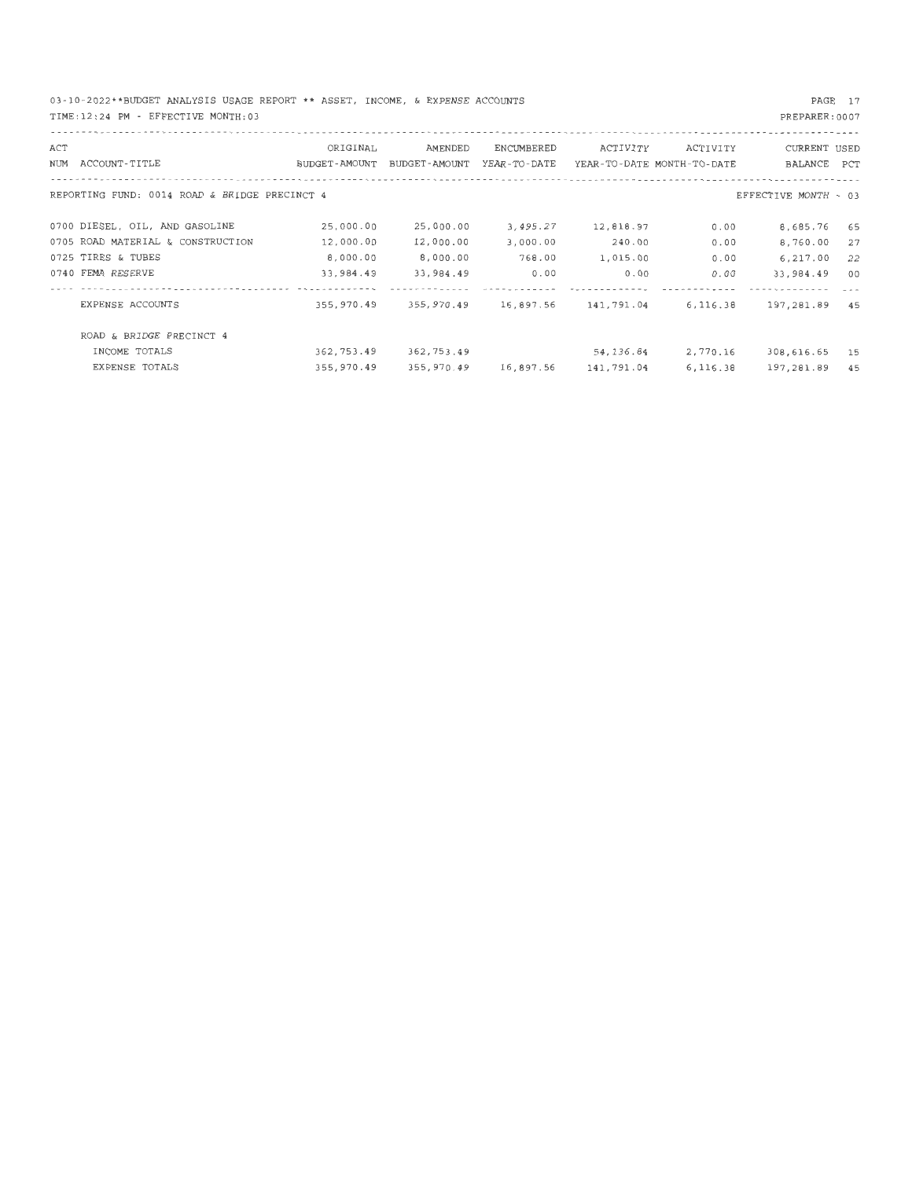03-10-2022**BUDGET ANALYSIS USAGE REPORT ** ASSET, INCOME, & EXPENSE ACCOUNTS

TIME:12:24 PM - EFFECTIVE MONTH:03

PREPARER:0007

| ACT NUM | ACCOUNT-TITLE | ORIGINAL BUDGET-AMOUNT | AMENDED BUDGET-AMOUNT | ENCUMBERED YEAR-TO-DATE | ACTIVITY YEAR-TO-DATE | ACTIVITY MONTH-TO-DATE | CURRENT BALANCE | USED PCT |
|---|---|---|---|---|---|---|---|---|
| REPORTING FUND: 0014 ROAD & BRIDGE PRECINCT 4 | | | | | | | EFFECTIVE MONTH - 03 | |
| 0700 | DIESEL, OIL, AND GASOLINE | 25,000.00 | 25,000.00 | 3,495.27 | 12,818.97 | 0.00 | 8,685.76 | 65 |
| 0705 | ROAD MATERIAL & CONSTRUCTION | 12,000.00 | 12,000.00 | 3,000.00 | 240.00 | 0.00 | 8,760.00 | 27 |
| 0725 | TIRES & TUBES | 8,000.00 | 8,000.00 | 768.00 | 1,015.00 | 0.00 | 6,217.00 | 22 |
| 0740 | FEMA RESERVE | 33,984.49 | 33,984.49 | 0.00 | 0.00 | 0.00 | 33,984.49 | 00 |
| | EXPENSE ACCOUNTS | 355,970.49 | 355,970.49 | 16,897.56 | 141,791.04 | 6,116.38 | 197,281.89 | 45 |
| | ROAD & BRIDGE PRECINCT 4 | | | | | | | |
| | INCOME TOTALS | 362,753.49 | 362,753.49 | | 54,136.84 | 2,770.16 | 308,616.65 | 15 |
| | EXPENSE TOTALS | 355,970.49 | 355,970.49 | 16,897.56 | 141,791.04 | 6,116.38 | 197,281.89 | 45 |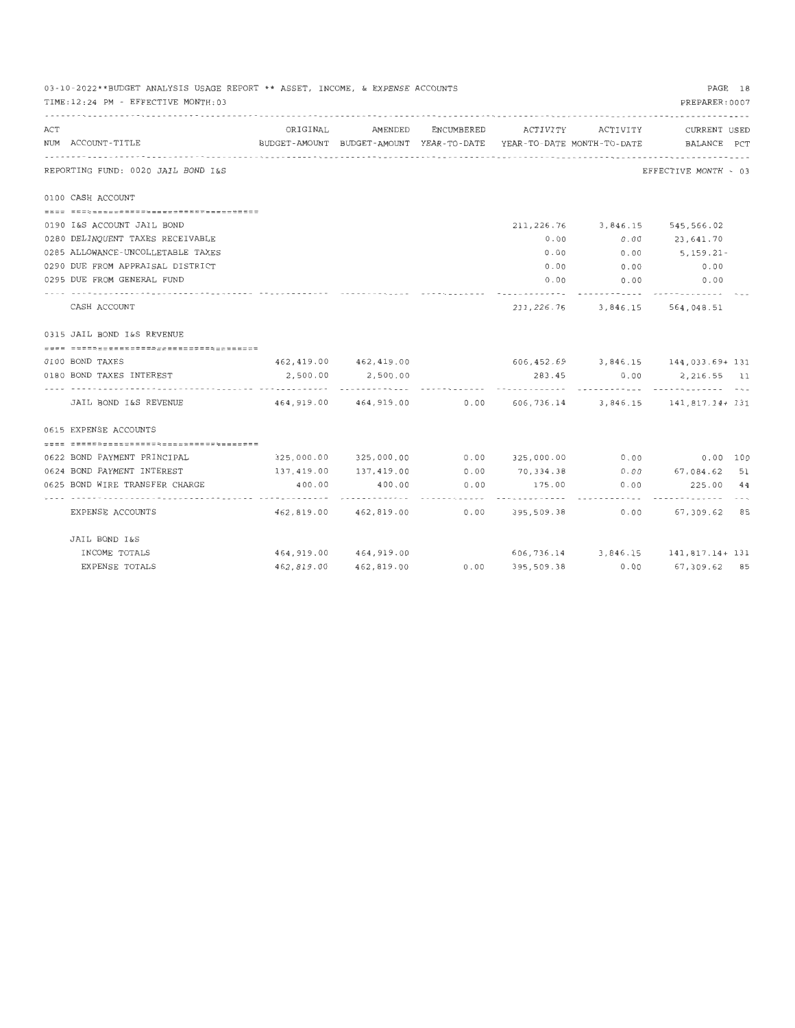03-10-2022**BUDGET ANALYSIS USAGE REPORT ** ASSET, INCOME, & EXPENSE ACCOUNTS

TIME:12:24 PM - EFFECTIVE MONTH:03

PREPARER:0007

REPORTING FUND: 0020 JAIL BOND I&S — EFFECTIVE MONTH - 03

| ACT NUM | ACCOUNT-TITLE | ORIGINAL BUDGET-AMOUNT | AMENDED BUDGET-AMOUNT | ENCUMBERED YEAR-TO-DATE | ACTIVITY YEAR-TO-DATE | ACTIVITY MONTH-TO-DATE | CURRENT BALANCE | USED PCT |
|---|---|---|---|---|---|---|---|---|
| | **0100 CASH ACCOUNT** | | | | | | | |
| 0190 | I&S ACCOUNT JAIL BOND | | | | 211,226.76 | 3,846.15 | 545,566.02 | |
| 0280 | DELINQUENT TAXES RECEIVABLE | | | | 0.00 | 0.00 | 23,641.70 | |
| 0285 | ALLOWANCE-UNCOLLETABLE TAXES | | | | 0.00 | 0.00 | 5,159.21- | |
| 0290 | DUE FROM APPRAISAL DISTRICT | | | | 0.00 | 0.00 | 0.00 | |
| 0295 | DUE FROM GENERAL FUND | | | | 0.00 | 0.00 | 0.00 | |
| | CASH ACCOUNT | | | | 211,226.76 | 3,846.15 | 564,048.51 | |
| | **0315 JAIL BOND I&S REVENUE** | | | | | | | |
| 0100 | BOND TAXES | 462,419.00 | 462,419.00 | | 606,452.69 | 3,846.15 | 144,033.69+ | 131 |
| 0180 | BOND TAXES INTEREST | 2,500.00 | 2,500.00 | | 283.45 | 0.00 | 2,216.55 | 11 |
| | JAIL BOND I&S REVENUE | 464,919.00 | 464,919.00 | 0.00 | 606,736.14 | 3,846.15 | 141,817.14+ | 131 |
| | **0615 EXPENSE ACCOUNTS** | | | | | | | |
| 0622 | BOND PAYMENT PRINCIPAL | 325,000.00 | 325,000.00 | 0.00 | 325,000.00 | 0.00 | 0.00 | 100 |
| 0624 | BOND PAYMENT INTEREST | 137,419.00 | 137,419.00 | 0.00 | 70,334.38 | 0.00 | 67,084.62 | 51 |
| 0625 | BOND WIRE TRANSFER CHARGE | 400.00 | 400.00 | 0.00 | 175.00 | 0.00 | 225.00 | 44 |
| | EXPENSE ACCOUNTS | 462,819.00 | 462,819.00 | 0.00 | 395,509.38 | 0.00 | 67,309.62 | 85 |
| | **JAIL BOND I&S** | | | | | | | |
| | INCOME TOTALS | 464,919.00 | 464,919.00 | | 606,736.14 | 3,846.15 | 141,817.14+ | 131 |
| | EXPENSE TOTALS | 462,819.00 | 462,819.00 | 0.00 | 395,509.38 | 0.00 | 67,309.62 | 85 |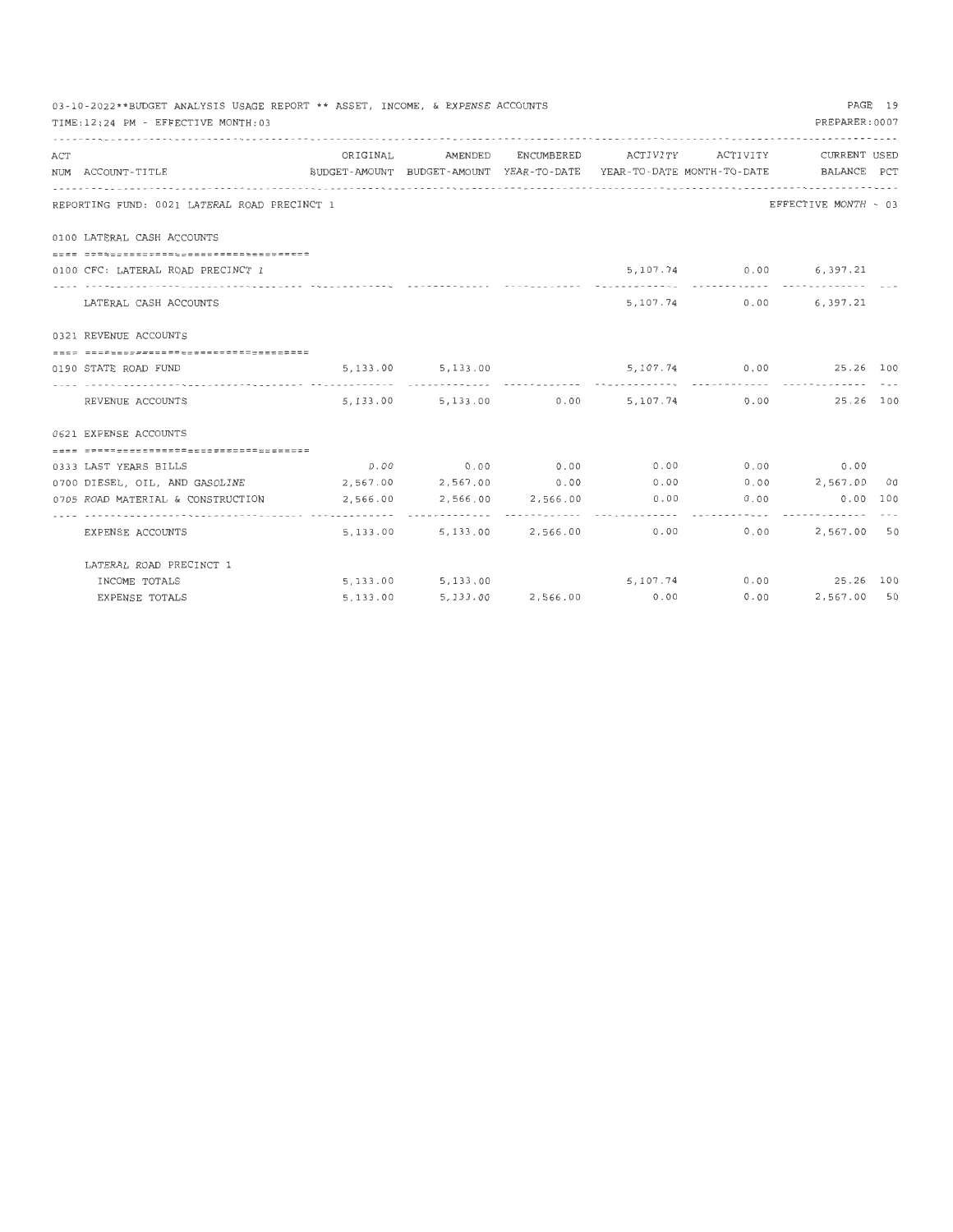03-10-2022**BUDGET ANALYSIS USAGE REPORT ** ASSET, INCOME, & EXPENSE ACCOUNTS

TIME:12:24 PM - EFFECTIVE MONTH:03

PREPARER:0007

| ACT NUM | ACCOUNT-TITLE | ORIGINAL BUDGET-AMOUNT | AMENDED BUDGET-AMOUNT | ENCUMBERED YEAR-TO-DATE | ACTIVITY YEAR-TO-DATE | ACTIVITY MONTH-TO-DATE | CURRENT BALANCE | USED PCT |
|---|---|---|---|---|---|---|---|---|
| | REPORTING FUND: 0021 LATERAL ROAD PRECINCT 1 | | | | | | EFFECTIVE MONTH - 03 | |
| | 0100 LATERAL CASH ACCOUNTS | | | | | | | |
| 0100 | CFC: LATERAL ROAD PRECINCT 1 | | | | 5,107.74 | 0.00 | 6,397.21 | |
| | LATERAL CASH ACCOUNTS | | | | 5,107.74 | 0.00 | 6,397.21 | |
| | 0321 REVENUE ACCOUNTS | | | | | | | |
| 0190 | STATE ROAD FUND | 5,133.00 | 5,133.00 | | 5,107.74 | 0.00 | 25.26 | 100 |
| | REVENUE ACCOUNTS | 5,133.00 | 5,133.00 | 0.00 | 5,107.74 | 0.00 | 25.26 | 100 |
| | 0621 EXPENSE ACCOUNTS | | | | | | | |
| 0333 | LAST YEARS BILLS | 0.00 | 0.00 | 0.00 | 0.00 | 0.00 | 0.00 | |
| 0700 | DIESEL, OIL, AND GASOLINE | 2,567.00 | 2,567.00 | 0.00 | 0.00 | 0.00 | 2,567.00 | 00 |
| 0705 | ROAD MATERIAL & CONSTRUCTION | 2,566.00 | 2,566.00 | 2,566.00 | 0.00 | 0.00 | 0.00 | 100 |
| | EXPENSE ACCOUNTS | 5,133.00 | 5,133.00 | 2,566.00 | 0.00 | 0.00 | 2,567.00 | 50 |
| | LATERAL ROAD PRECINCT 1 | | | | | | | |
| | INCOME TOTALS | 5,133.00 | 5,133.00 | | 5,107.74 | 0.00 | 25.26 | 100 |
| | EXPENSE TOTALS | 5,133.00 | 5,133.00 | 2,566.00 | 0.00 | 0.00 | 2,567.00 | 50 |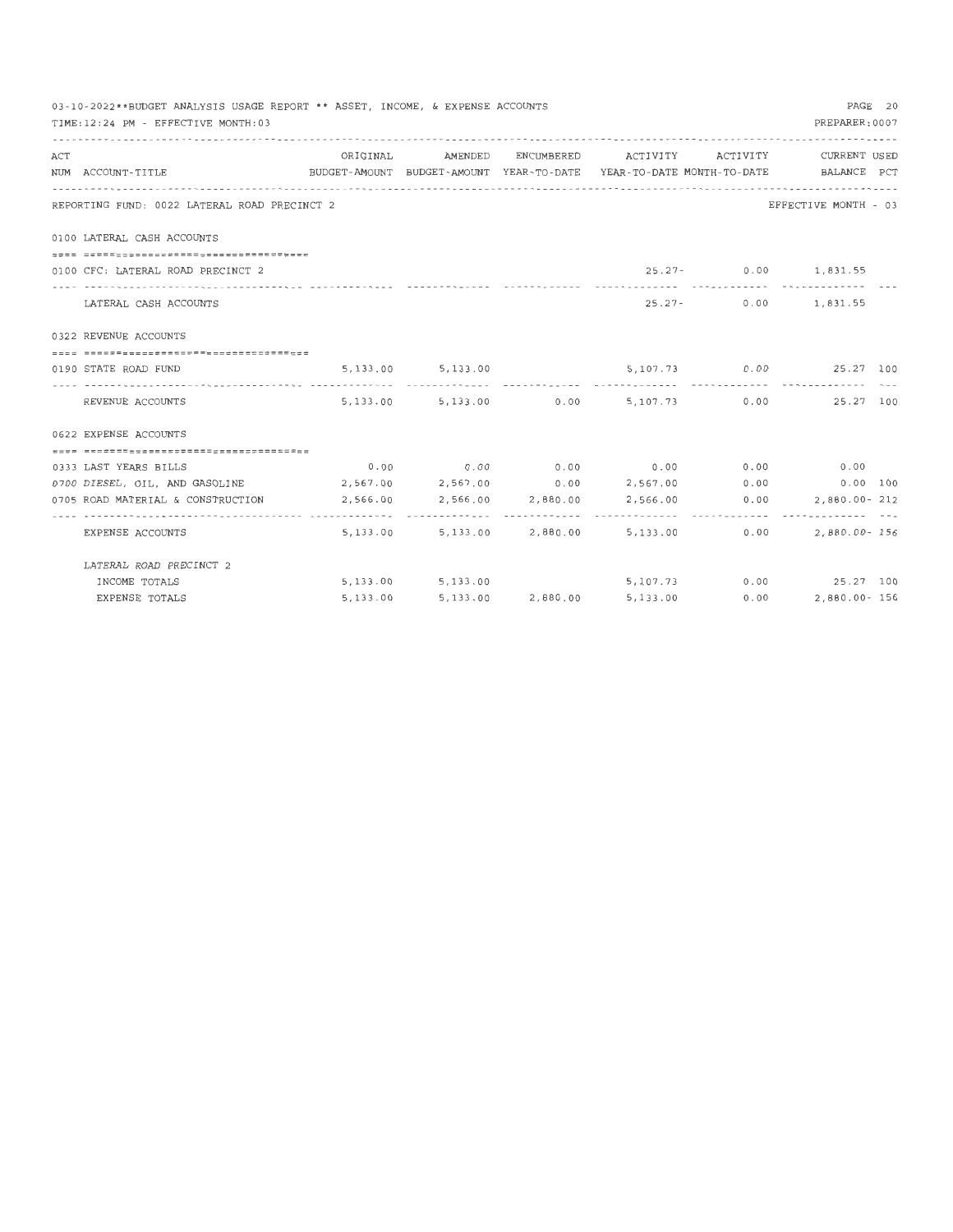03-10-2022**BUDGET ANALYSIS USAGE REPORT ** ASSET, INCOME, & EXPENSE ACCOUNTS

TIME:12:24 PM - EFFECTIVE MONTH:03

PREPARER:0007

REPORTING FUND: 0022 LATERAL ROAD PRECINCT 2 — EFFECTIVE MONTH - 03

| ACT NUM | ACCOUNT-TITLE | ORIGINAL BUDGET-AMOUNT | AMENDED BUDGET-AMOUNT | ENCUMBERED YEAR-TO-DATE | ACTIVITY YEAR-TO-DATE | ACTIVITY MONTH-TO-DATE | CURRENT BALANCE | USED PCT |
|---|---|---|---|---|---|---|---|---|
| | **0100 LATERAL CASH ACCOUNTS** | | | | | | | |
| 0100 | CFC: LATERAL ROAD PRECINCT 2 | | | | 25.27- | 0.00 | 1,831.55 | |
| | LATERAL CASH ACCOUNTS | | | | 25.27- | 0.00 | 1,831.55 | |
| | **0322 REVENUE ACCOUNTS** | | | | | | | |
| 0190 | STATE ROAD FUND | 5,133.00 | 5,133.00 | | 5,107.73 | 0.00 | 25.27 | 100 |
| | REVENUE ACCOUNTS | 5,133.00 | 5,133.00 | 0.00 | 5,107.73 | 0.00 | 25.27 | 100 |
| | **0622 EXPENSE ACCOUNTS** | | | | | | | |
| 0333 | LAST YEARS BILLS | 0.00 | 0.00 | 0.00 | 0.00 | 0.00 | 0.00 | |
| 0700 | DIESEL, OIL, AND GASOLINE | 2,567.00 | 2,567.00 | 0.00 | 2,567.00 | 0.00 | 0.00 | 100 |
| 0705 | ROAD MATERIAL & CONSTRUCTION | 2,566.00 | 2,566.00 | 2,880.00 | 2,566.00 | 0.00 | 2,880.00- | 212 |
| | EXPENSE ACCOUNTS | 5,133.00 | 5,133.00 | 2,880.00 | 5,133.00 | 0.00 | 2,880.00- | 156 |
| | **LATERAL ROAD PRECINCT 2** | | | | | | | |
| | INCOME TOTALS | 5,133.00 | 5,133.00 | | 5,107.73 | 0.00 | 25.27 | 100 |
| | EXPENSE TOTALS | 5,133.00 | 5,133.00 | 2,880.00 | 5,133.00 | 0.00 | 2,880.00- | 156 |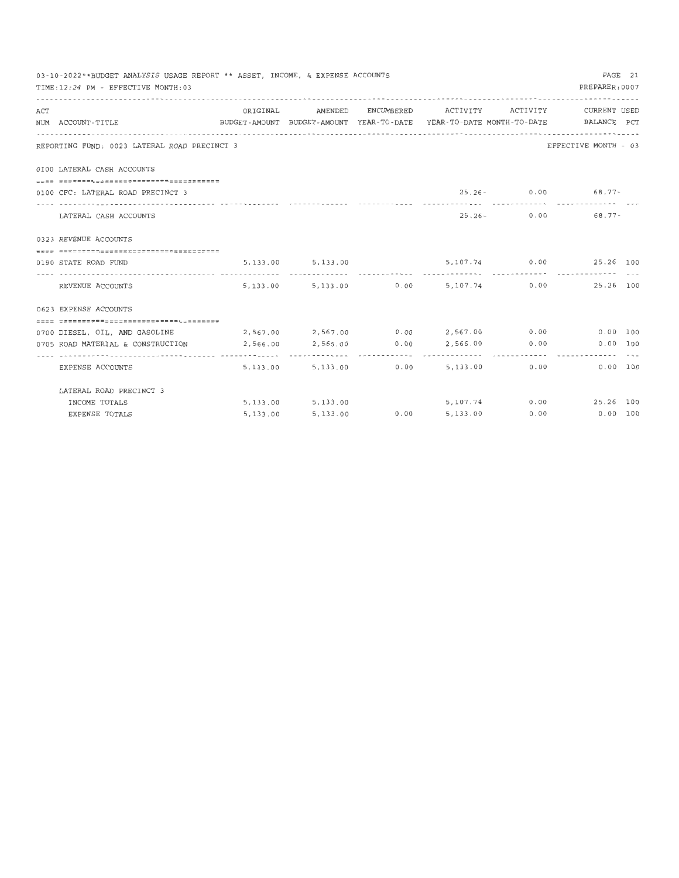03-10-2022**BUDGET ANALYSIS USAGE REPORT ** ASSET, INCOME, & EXPENSE ACCOUNTS

TIME:12:24 PM - EFFECTIVE MONTH:03

PREPARER:0007

| ACT NUM | ACCOUNT-TITLE | ORIGINAL BUDGET-AMOUNT | AMENDED BUDGET-AMOUNT | ENCUMBERED YEAR-TO-DATE | ACTIVITY YEAR-TO-DATE | ACTIVITY MONTH-TO-DATE | CURRENT BALANCE | USED PCT |
|---|---|---|---|---|---|---|---|---|
| | REPORTING FUND: 0023 LATERAL ROAD PRECINCT 3 | | | | | | EFFECTIVE MONTH - 03 | |
| | 0100 LATERAL CASH ACCOUNTS | | | | | | | |
| 0100 | CFC: LATERAL ROAD PRECINCT 3 | | | | 25.26- | 0.00 | 68.77- | |
| | LATERAL CASH ACCOUNTS | | | | 25.26- | 0.00 | 68.77- | |
| | 0323 REVENUE ACCOUNTS | | | | | | | |
| 0190 | STATE ROAD FUND | 5,133.00 | 5,133.00 | | 5,107.74 | 0.00 | 25.26 | 100 |
| | REVENUE ACCOUNTS | 5,133.00 | 5,133.00 | 0.00 | 5,107.74 | 0.00 | 25.26 | 100 |
| | 0623 EXPENSE ACCOUNTS | | | | | | | |
| 0700 | DIESEL, OIL, AND GASOLINE | 2,567.00 | 2,567.00 | 0.00 | 2,567.00 | 0.00 | 0.00 | 100 |
| 0705 | ROAD MATERIAL & CONSTRUCTION | 2,566.00 | 2,566.00 | 0.00 | 2,566.00 | 0.00 | 0.00 | 100 |
| | EXPENSE ACCOUNTS | 5,133.00 | 5,133.00 | 0.00 | 5,133.00 | 0.00 | 0.00 | 100 |
| | LATERAL ROAD PRECINCT 3 | | | | | | | |
| | INCOME TOTALS | 5,133.00 | 5,133.00 | | 5,107.74 | 0.00 | 25.26 | 100 |
| | EXPENSE TOTALS | 5,133.00 | 5,133.00 | 0.00 | 5,133.00 | 0.00 | 0.00 | 100 |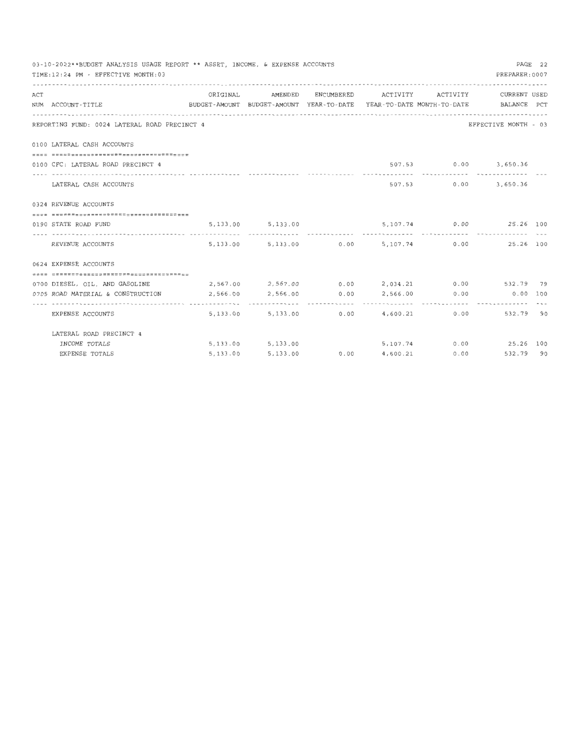03-10-2022**BUDGET ANALYSIS USAGE REPORT ** ASSET, INCOME, & EXPENSE ACCOUNTS

TIME:12:24 PM - EFFECTIVE MONTH:03

PREPARER:0007

| ACT NUM | ACCOUNT-TITLE | ORIGINAL BUDGET-AMOUNT | AMENDED BUDGET-AMOUNT | ENCUMBERED YEAR-TO-DATE | ACTIVITY YEAR-TO-DATE | ACTIVITY MONTH-TO-DATE | CURRENT BALANCE | USED PCT |
|---|---|---|---|---|---|---|---|---|
| | **REPORTING FUND: 0024 LATERAL ROAD PRECINCT 4** | | | | | | EFFECTIVE MONTH - 03 | |
| | **0100 LATERAL CASH ACCOUNTS** | | | | | | | |
| 0100 | CFC: LATERAL ROAD PRECINCT 4 | | | | 507.53 | 0.00 | 3,650.36 | |
| | LATERAL CASH ACCOUNTS | | | | 507.53 | 0.00 | 3,650.36 | |
| | **0324 REVENUE ACCOUNTS** | | | | | | | |
| 0190 | STATE ROAD FUND | 5,133.00 | 5,133.00 | | 5,107.74 | 0.00 | 25.26 | 100 |
| | REVENUE ACCOUNTS | 5,133.00 | 5,133.00 | 0.00 | 5,107.74 | 0.00 | 25.26 | 100 |
| | **0624 EXPENSE ACCOUNTS** | | | | | | | |
| 0700 | DIESEL, OIL, AND GASOLINE | 2,567.00 | 2,567.00 | 0.00 | 2,034.21 | 0.00 | 532.79 | 79 |
| 0705 | ROAD MATERIAL & CONSTRUCTION | 2,566.00 | 2,566.00 | 0.00 | 2,566.00 | 0.00 | 0.00 | 100 |
| | EXPENSE ACCOUNTS | 5,133.00 | 5,133.00 | 0.00 | 4,600.21 | 0.00 | 532.79 | 90 |
| | **LATERAL ROAD PRECINCT 4** | | | | | | | |
| | INCOME TOTALS | 5,133.00 | 5,133.00 | | 5,107.74 | 0.00 | 25.26 | 100 |
| | EXPENSE TOTALS | 5,133.00 | 5,133.00 | 0.00 | 4,600.21 | 0.00 | 532.79 | 90 |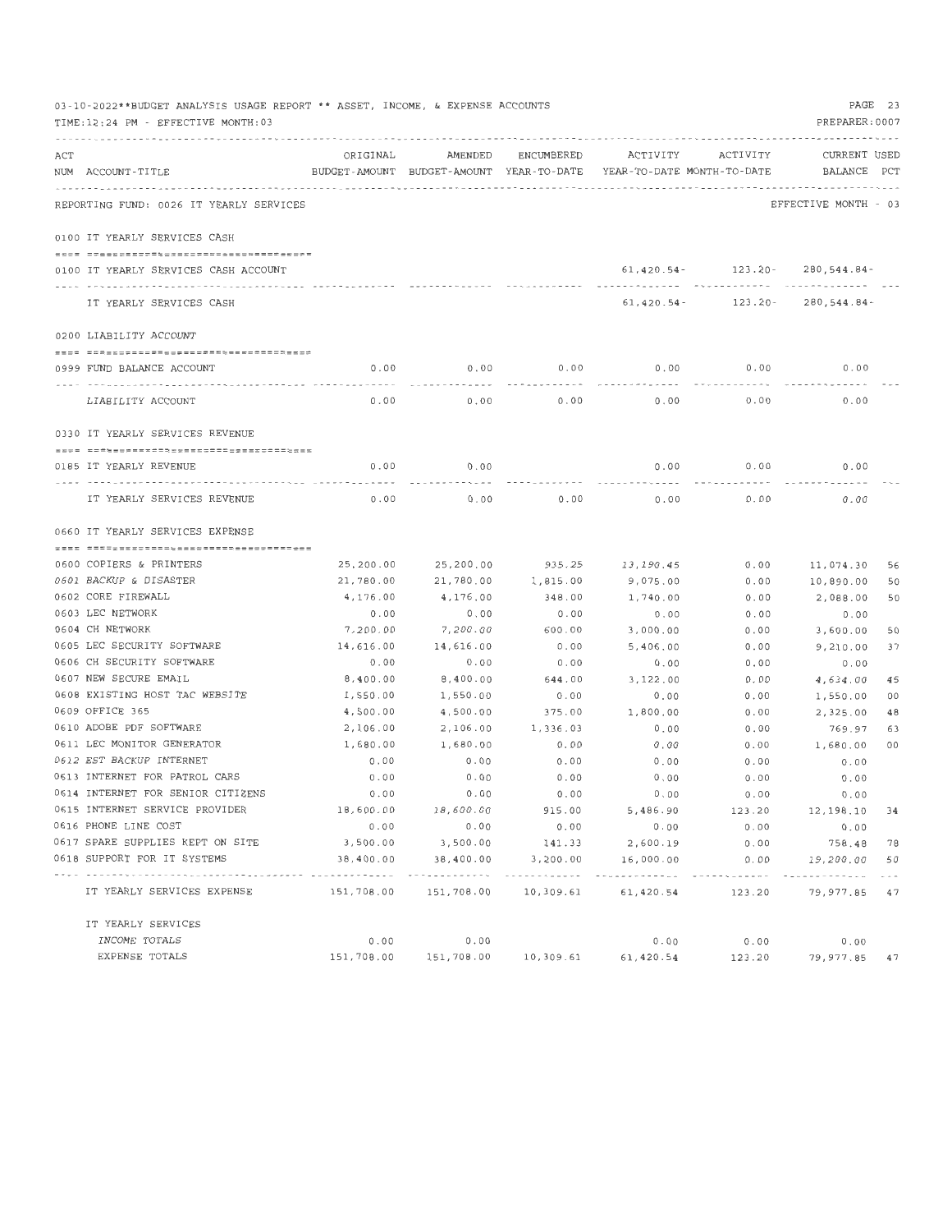03-10-2022**BUDGET ANALYSIS USAGE REPORT ** ASSET, INCOME, & EXPENSE ACCOUNTS
TIME:12:24 PM - EFFECTIVE MONTH:03

PREPARER:0007

| ACT NUM | ACCOUNT-TITLE | ORIGINAL BUDGET-AMOUNT | AMENDED BUDGET-AMOUNT | ENCUMBERED YEAR-TO-DATE | ACTIVITY YEAR-TO-DATE | ACTIVITY MONTH-TO-DATE | CURRENT BALANCE | USED PCT |
|---|---|---|---|---|---|---|---|---|
| | REPORTING FUND: 0026 IT YEARLY SERVICES | | | | | | EFFECTIVE MONTH - 03 | |
| | 0100 IT YEARLY SERVICES CASH | | | | | | | |
| 0100 | IT YEARLY SERVICES CASH ACCOUNT | | | | 61,420.54- | 123.20- | 280,544.84- | |
| | IT YEARLY SERVICES CASH | | | | 61,420.54- | 123.20- | 280,544.84- | |
| | 0200 LIABILITY ACCOUNT | | | | | | | |
| 0999 | FUND BALANCE ACCOUNT | 0.00 | 0.00 | 0.00 | 0.00 | 0.00 | 0.00 | |
| | LIABILITY ACCOUNT | 0.00 | 0.00 | 0.00 | 0.00 | 0.00 | 0.00 | |
| | 0330 IT YEARLY SERVICES REVENUE | | | | | | | |
| 0185 | IT YEARLY REVENUE | 0.00 | 0.00 | | 0.00 | 0.00 | 0.00 | |
| | IT YEARLY SERVICES REVENUE | 0.00 | 0.00 | 0.00 | 0.00 | 0.00 | 0.00 | |
| | 0660 IT YEARLY SERVICES EXPENSE | | | | | | | |
| 0600 | COPIERS & PRINTERS | 25,200.00 | 25,200.00 | 935.25 | 13,190.45 | 0.00 | 11,074.30 | 56 |
| 0601 | BACKUP & DISASTER | 21,780.00 | 21,780.00 | 1,815.00 | 9,075.00 | 0.00 | 10,890.00 | 50 |
| 0602 | CORE FIREWALL | 4,176.00 | 4,176.00 | 348.00 | 1,740.00 | 0.00 | 2,088.00 | 50 |
| 0603 | LEC NETWORK | 0.00 | 0.00 | 0.00 | 0.00 | 0.00 | 0.00 | |
| 0604 | CH NETWORK | 7,200.00 | 7,200.00 | 600.00 | 3,000.00 | 0.00 | 3,600.00 | 50 |
| 0605 | LEC SECURITY SOFTWARE | 14,616.00 | 14,616.00 | 0.00 | 5,406.00 | 0.00 | 9,210.00 | 37 |
| 0606 | CH SECURITY SOFTWARE | 0.00 | 0.00 | 0.00 | 0.00 | 0.00 | 0.00 | |
| 0607 | NEW SECURE EMAIL | 8,400.00 | 8,400.00 | 644.00 | 3,122.00 | 0.00 | 4,634.00 | 45 |
| 0608 | EXISTING HOST TAC WEBSITE | 1,550.00 | 1,550.00 | 0.00 | 0.00 | 0.00 | 1,550.00 | 00 |
| 0609 | OFFICE 365 | 4,500.00 | 4,500.00 | 375.00 | 1,800.00 | 0.00 | 2,325.00 | 48 |
| 0610 | ADOBE PDF SOFTWARE | 2,106.00 | 2,106.00 | 1,336.03 | 0.00 | 0.00 | 769.97 | 63 |
| 0611 | LEC MONITOR GENERATOR | 1,680.00 | 1,680.00 | 0.00 | 0.00 | 0.00 | 1,680.00 | 00 |
| 0612 | EST BACKUP INTERNET | 0.00 | 0.00 | 0.00 | 0.00 | 0.00 | 0.00 | |
| 0613 | INTERNET FOR PATROL CARS | 0.00 | 0.00 | 0.00 | 0.00 | 0.00 | 0.00 | |
| 0614 | INTERNET FOR SENIOR CITIZENS | 0.00 | 0.00 | 0.00 | 0.00 | 0.00 | 0.00 | |
| 0615 | INTERNET SERVICE PROVIDER | 18,600.00 | 18,600.00 | 915.00 | 5,486.90 | 123.20 | 12,198.10 | 34 |
| 0616 | PHONE LINE COST | 0.00 | 0.00 | 0.00 | 0.00 | 0.00 | 0.00 | |
| 0617 | SPARE SUPPLIES KEPT ON SITE | 3,500.00 | 3,500.00 | 141.33 | 2,600.19 | 0.00 | 758.48 | 78 |
| 0618 | SUPPORT FOR IT SYSTEMS | 38,400.00 | 38,400.00 | 3,200.00 | 16,000.00 | 0.00 | 19,200.00 | 50 |
| | IT YEARLY SERVICES EXPENSE | 151,708.00 | 151,708.00 | 10,309.61 | 61,420.54 | 123.20 | 79,977.85 | 47 |
| | IT YEARLY SERVICES | | | | | | | |
| | INCOME TOTALS | 0.00 | 0.00 | | 0.00 | 0.00 | 0.00 | |
| | EXPENSE TOTALS | 151,708.00 | 151,708.00 | 10,309.61 | 61,420.54 | 123.20 | 79,977.85 | 47 |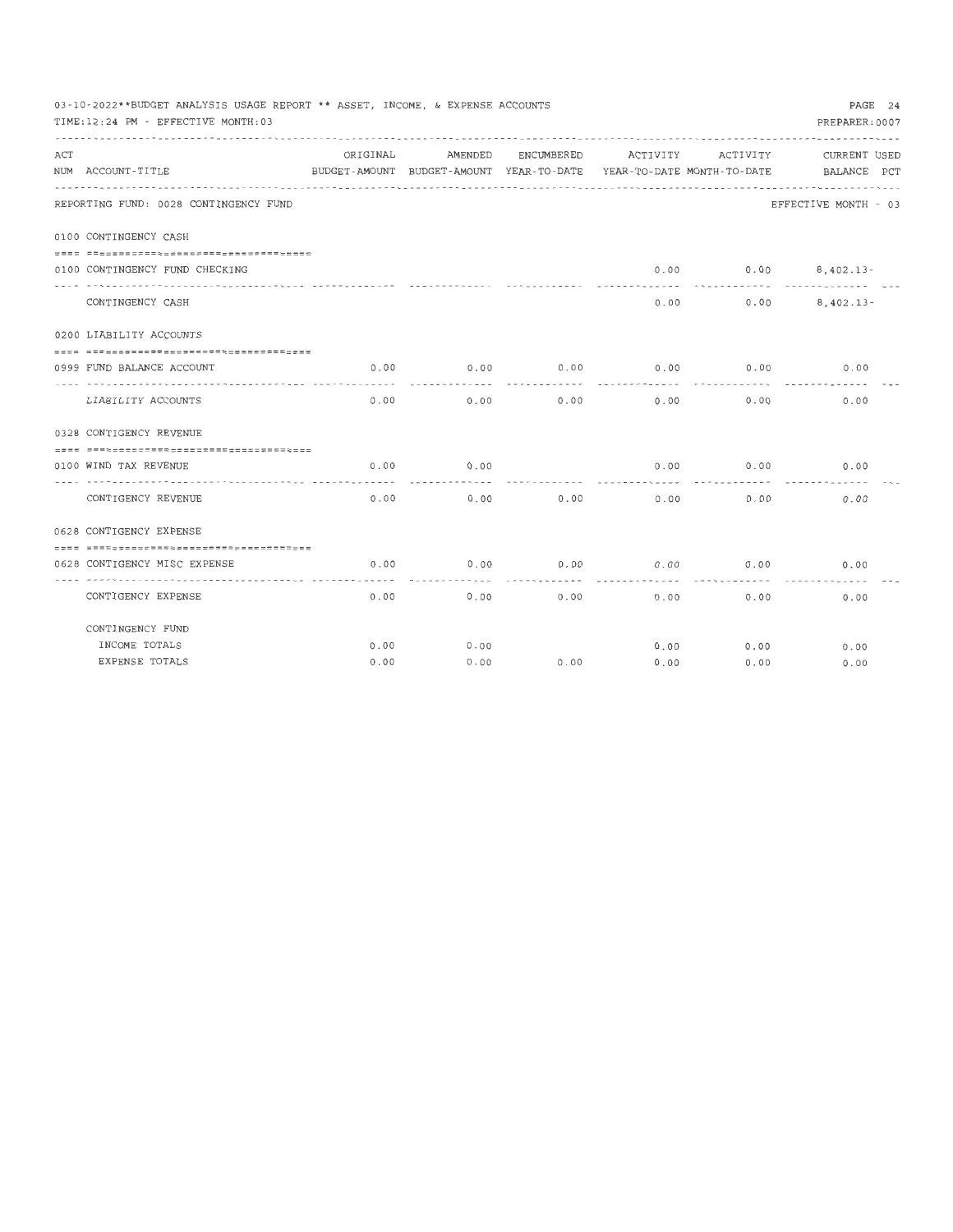03-10-2022**BUDGET ANALYSIS USAGE REPORT ** ASSET, INCOME, & EXPENSE ACCOUNTS

TIME:12:24 PM - EFFECTIVE MONTH:03

PREPARER:0007

| ACT NUM | ACCOUNT-TITLE | ORIGINAL BUDGET-AMOUNT | AMENDED BUDGET-AMOUNT | ENCUMBERED YEAR-TO-DATE | ACTIVITY YEAR-TO-DATE | ACTIVITY MONTH-TO-DATE | CURRENT BALANCE | USED PCT |
|---|---|---|---|---|---|---|---|---|
| | **REPORTING FUND: 0028 CONTINGENCY FUND** | | | | | | EFFECTIVE MONTH - 03 | |
| | **0100 CONTINGENCY CASH** | | | | | | | |
| 0100 | CONTINGENCY FUND CHECKING | | | | 0.00 | 0.00 | 8,402.13- | |
| | CONTINGENCY CASH | | | | 0.00 | 0.00 | 8,402.13- | |
| | **0200 LIABILITY ACCOUNTS** | | | | | | | |
| 0999 | FUND BALANCE ACCOUNT | 0.00 | 0.00 | 0.00 | 0.00 | 0.00 | 0.00 | |
| | LIABILITY ACCOUNTS | 0.00 | 0.00 | 0.00 | 0.00 | 0.00 | 0.00 | |
| | **0328 CONTIGENCY REVENUE** | | | | | | | |
| 0100 | WIND TAX REVENUE | 0.00 | 0.00 | | 0.00 | 0.00 | 0.00 | |
| | CONTIGENCY REVENUE | 0.00 | 0.00 | 0.00 | 0.00 | 0.00 | 0.00 | |
| | **0628 CONTIGENCY EXPENSE** | | | | | | | |
| 0628 | CONTIGENCY MISC EXPENSE | 0.00 | 0.00 | 0.00 | 0.00 | 0.00 | 0.00 | |
| | CONTIGENCY EXPENSE | 0.00 | 0.00 | 0.00 | 0.00 | 0.00 | 0.00 | |
| | **CONTINGENCY FUND** | | | | | | | |
| | INCOME TOTALS | 0.00 | 0.00 | | 0.00 | 0.00 | 0.00 | |
| | EXPENSE TOTALS | 0.00 | 0.00 | 0.00 | 0.00 | 0.00 | 0.00 | |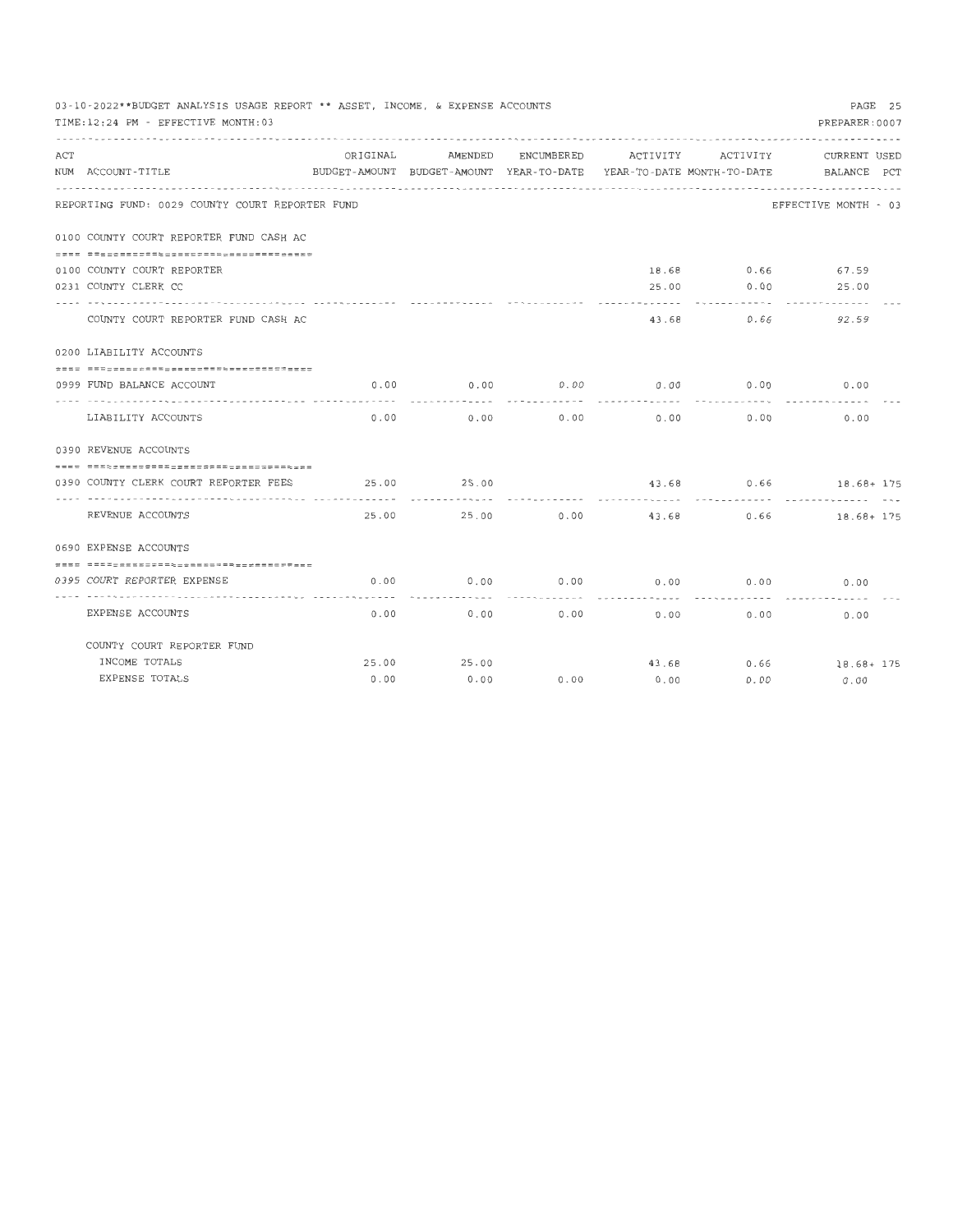03-10-2022**BUDGET ANALYSIS USAGE REPORT ** ASSET, INCOME, & EXPENSE ACCOUNTS

TIME:12:24 PM - EFFECTIVE MONTH:03

PREPARER:0007

REPORTING FUND: 0029 COUNTY COURT REPORTER FUND — EFFECTIVE MONTH - 03

| ACT NUM | ACCOUNT-TITLE | ORIGINAL BUDGET-AMOUNT | AMENDED BUDGET-AMOUNT | ENCUMBERED YEAR-TO-DATE | ACTIVITY YEAR-TO-DATE | ACTIVITY MONTH-TO-DATE | CURRENT BALANCE | USED PCT |
|---|---|---|---|---|---|---|---|---|
| **0100** | **COUNTY COURT REPORTER FUND CASH AC** | | | | | | | |
| 0100 | COUNTY COURT REPORTER | | | | 18.68 | 0.66 | 67.59 | |
| 0231 | COUNTY CLERK CC | | | | 25.00 | 0.00 | 25.00 | |
| | COUNTY COURT REPORTER FUND CASH AC | | | | 43.68 | 0.66 | 92.59 | |
| **0200** | **LIABILITY ACCOUNTS** | | | | | | | |
| 0999 | FUND BALANCE ACCOUNT | 0.00 | 0.00 | 0.00 | 0.00 | 0.00 | 0.00 | |
| | LIABILITY ACCOUNTS | 0.00 | 0.00 | 0.00 | 0.00 | 0.00 | 0.00 | |
| **0390** | **REVENUE ACCOUNTS** | | | | | | | |
| 0390 | COUNTY CLERK COURT REPORTER FEES | 25.00 | 25.00 | | 43.68 | 0.66 | 18.68+ | 175 |
| | REVENUE ACCOUNTS | 25.00 | 25.00 | 0.00 | 43.68 | 0.66 | 18.68+ | 175 |
| **0690** | **EXPENSE ACCOUNTS** | | | | | | | |
| 0395 | COURT REPORTER EXPENSE | 0.00 | 0.00 | 0.00 | 0.00 | 0.00 | 0.00 | |
| | EXPENSE ACCOUNTS | 0.00 | 0.00 | 0.00 | 0.00 | 0.00 | 0.00 | |
| | **COUNTY COURT REPORTER FUND** | | | | | | | |
| | INCOME TOTALS | 25.00 | 25.00 | | 43.68 | 0.66 | 18.68+ | 175 |
| | EXPENSE TOTALS | 0.00 | 0.00 | 0.00 | 0.00 | 0.00 | 0.00 | |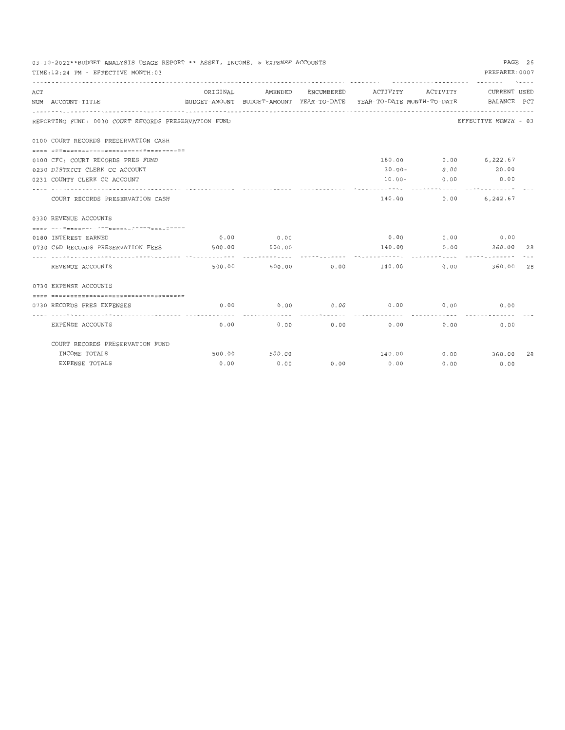03-10-2022**BUDGET ANALYSIS USAGE REPORT ** ASSET, INCOME, & EXPENSE ACCOUNTS

TIME:12:24 PM - EFFECTIVE MONTH:03

PREPARER:0007

| ACT NUM | ACCOUNT-TITLE | ORIGINAL BUDGET-AMOUNT | AMENDED BUDGET-AMOUNT | ENCUMBERED YEAR-TO-DATE | ACTIVITY YEAR-TO-DATE | ACTIVITY MONTH-TO-DATE | CURRENT BALANCE | USED PCT |
|---|---|---|---|---|---|---|---|---|
| | REPORTING FUND: 0030 COURT RECORDS PRESERVATION FUND | | | | | | EFFECTIVE MONTH - 03 | |
| 0100 | COURT RECORDS PRESERVATION CASH | | | | | | | |
| 0100 | CFC: COURT RECORDS PRES FUND | | | | 180.00 | 0.00 | 6,222.67 | |
| 0230 | DISTRICT CLERK CC ACCOUNT | | | | 30.00- | 0.00 | 20.00 | |
| 0231 | COUNTY CLERK CC ACCOUNT | | | | 10.00- | 0.00 | 0.00 | |
| | COURT RECORDS PRESERVATION CASH | | | | 140.00 | 0.00 | 6,242.67 | |
| 0330 | REVENUE ACCOUNTS | | | | | | | |
| 0180 | INTEREST EARNED | 0.00 | 0.00 | | 0.00 | 0.00 | 0.00 | |
| 0730 | C&D RECORDS PRESERVATION FEES | 500.00 | 500.00 | | 140.00 | 0.00 | 360.00 | 28 |
| | REVENUE ACCOUNTS | 500.00 | 500.00 | 0.00 | 140.00 | 0.00 | 360.00 | 28 |
| 0730 | EXPENSE ACCOUNTS | | | | | | | |
| 0730 | RECORDS PRES EXPENSES | 0.00 | 0.00 | 0.00 | 0.00 | 0.00 | 0.00 | |
| | EXPENSE ACCOUNTS | 0.00 | 0.00 | 0.00 | 0.00 | 0.00 | 0.00 | |
| | COURT RECORDS PRESERVATION FUND | | | | | | | |
| | INCOME TOTALS | 500.00 | 500.00 | | 140.00 | 0.00 | 360.00 | 28 |
| | EXPENSE TOTALS | 0.00 | 0.00 | 0.00 | 0.00 | 0.00 | 0.00 | |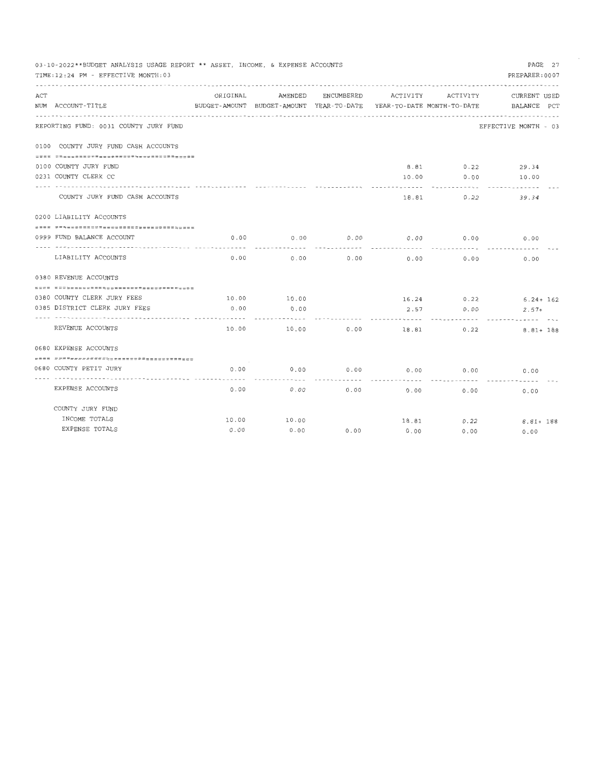03-10-2022**BUDGET ANALYSIS USAGE REPORT ** ASSET, INCOME, & EXPENSE ACCOUNTS

TIME:12:24 PM - EFFECTIVE MONTH:03

PREPARER:0007

| ACT NUM | ACCOUNT-TITLE | ORIGINAL BUDGET-AMOUNT | AMENDED BUDGET-AMOUNT | ENCUMBERED YEAR-TO-DATE | ACTIVITY YEAR-TO-DATE | ACTIVITY MONTH-TO-DATE | CURRENT BALANCE | USED PCT |
|---|---|---|---|---|---|---|---|---|
| | REPORTING FUND: 0031 COUNTY JURY FUND | | | | | | EFFECTIVE MONTH - 03 | |
| 0100 | COUNTY JURY FUND CASH ACCOUNTS | | | | | | | |
| 0100 | COUNTY JURY FUND | | | | 8.81 | 0.22 | 29.34 | |
| 0231 | COUNTY CLERK CC | | | | 10.00 | 0.00 | 10.00 | |
| | COUNTY JURY FUND CASH ACCOUNTS | | | | 18.81 | 0.22 | 39.34 | |
| 0200 | LIABILITY ACCOUNTS | | | | | | | |
| 0999 | FUND BALANCE ACCOUNT | 0.00 | 0.00 | 0.00 | 0.00 | 0.00 | 0.00 | |
| | LIABILITY ACCOUNTS | 0.00 | 0.00 | 0.00 | 0.00 | 0.00 | 0.00 | |
| 0380 | REVENUE ACCOUNTS | | | | | | | |
| 0380 | COUNTY CLERK JURY FEES | 10.00 | 10.00 | | 16.24 | 0.22 | 6.24+ | 162 |
| 0385 | DISTRICT CLERK JURY FEES | 0.00 | 0.00 | | 2.57 | 0.00 | 2.57+ | |
| | REVENUE ACCOUNTS | 10.00 | 10.00 | 0.00 | 18.81 | 0.22 | 8.81+ | 188 |
| 0680 | EXPENSE ACCOUNTS | | | | | | | |
| 0680 | COUNTY PETIT JURY | 0.00 | 0.00 | 0.00 | 0.00 | 0.00 | 0.00 | |
| | EXPENSE ACCOUNTS | 0.00 | 0.00 | 0.00 | 0.00 | 0.00 | 0.00 | |
| | COUNTY JURY FUND | | | | | | | |
| | INCOME TOTALS | 10.00 | 10.00 | | 18.81 | 0.22 | 8.81+ | 188 |
| | EXPENSE TOTALS | 0.00 | 0.00 | 0.00 | 0.00 | 0.00 | 0.00 | |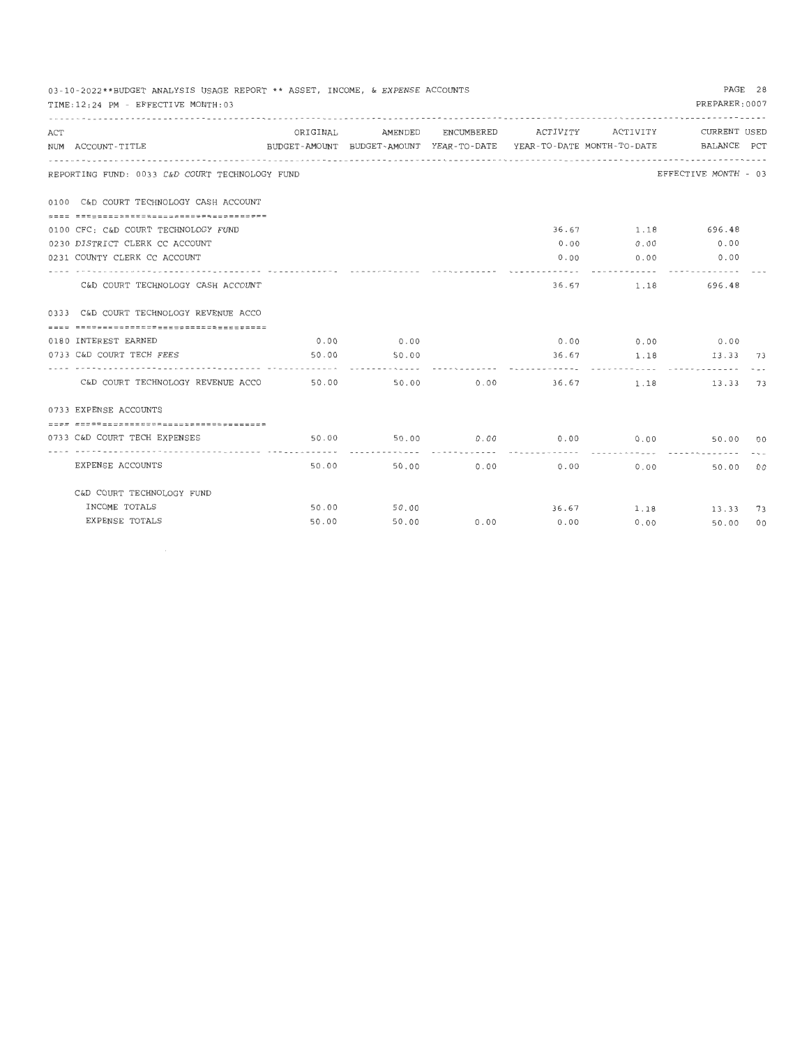03-10-2022**BUDGET ANALYSIS USAGE REPORT ** ASSET, INCOME, & EXPENSE ACCOUNTS

TIME:12:24 PM - EFFECTIVE MONTH:03

PREPARER:0007

REPORTING FUND: 0033 C&D COURT TECHNOLOGY FUND — EFFECTIVE MONTH - 03

| ACT NUM | ACCOUNT-TITLE | ORIGINAL BUDGET-AMOUNT | AMENDED BUDGET-AMOUNT | ENCUMBERED YEAR-TO-DATE | ACTIVITY YEAR-TO-DATE | ACTIVITY MONTH-TO-DATE | CURRENT BALANCE | USED PCT |
|---|---|---|---|---|---|---|---|---|
| 0100 | C&D COURT TECHNOLOGY CASH ACCOUNT | | | | | | | |
| 0100 | CFC: C&D COURT TECHNOLOGY FUND | | | | 36.67 | 1.18 | 696.48 | |
| 0230 | DISTRICT CLERK CC ACCOUNT | | | | 0.00 | 0.00 | 0.00 | |
| 0231 | COUNTY CLERK CC ACCOUNT | | | | 0.00 | 0.00 | 0.00 | |
| | C&D COURT TECHNOLOGY CASH ACCOUNT | | | | 36.67 | 1.18 | 696.48 | |
| 0333 | C&D COURT TECHNOLOGY REVENUE ACCO | | | | | | | |
| 0180 | INTEREST EARNED | 0.00 | 0.00 | | 0.00 | 0.00 | 0.00 | |
| 0733 | C&D COURT TECH FEES | 50.00 | 50.00 | | 36.67 | 1.18 | 13.33 | 73 |
| | C&D COURT TECHNOLOGY REVENUE ACCO | 50.00 | 50.00 | 0.00 | 36.67 | 1.18 | 13.33 | 73 |
| 0733 | EXPENSE ACCOUNTS | | | | | | | |
| 0733 | C&D COURT TECH EXPENSES | 50.00 | 50.00 | 0.00 | 0.00 | 0.00 | 50.00 | 00 |
| | EXPENSE ACCOUNTS | 50.00 | 50.00 | 0.00 | 0.00 | 0.00 | 50.00 | 00 |
| | C&D COURT TECHNOLOGY FUND | | | | | | | |
| | INCOME TOTALS | 50.00 | 50.00 | | 36.67 | 1.18 | 13.33 | 73 |
| | EXPENSE TOTALS | 50.00 | 50.00 | 0.00 | 0.00 | 0.00 | 50.00 | 00 |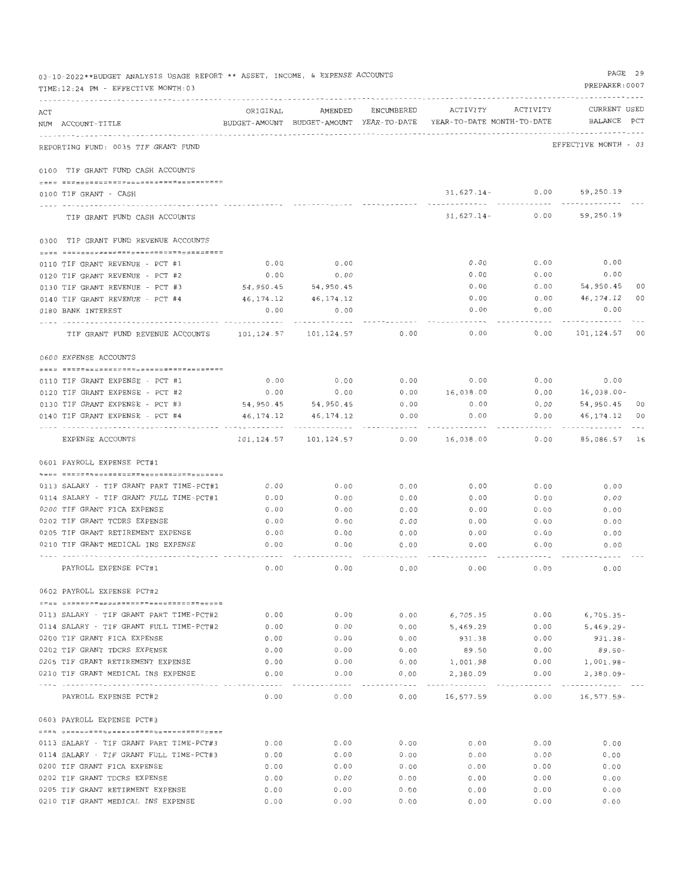03-10-2022**BUDGET ANALYSIS USAGE REPORT ** ASSET, INCOME, & EXPENSE ACCOUNTS

TIME:12:24 PM - EFFECTIVE MONTH:03

PREPARER:0007

| ACT NUM | ACCOUNT-TITLE | ORIGINAL BUDGET-AMOUNT | AMENDED BUDGET-AMOUNT | ENCUMBERED YEAR-TO-DATE | ACTIVITY YEAR-TO-DATE | ACTIVITY MONTH-TO-DATE | CURRENT BALANCE | USED PCT |
|---|---|---|---|---|---|---|---|---|
| | **REPORTING FUND: 0035 TIF GRANT FUND** | | | | | | EFFECTIVE MONTH - 03 | |
| | **0100 TIF GRANT FUND CASH ACCOUNTS** | | | | | | | |
| 0100 | TIF GRANT - CASH | | | | 31,627.14- | 0.00 | 59,250.19 | |
| | TIF GRANT FUND CASH ACCOUNTS | | | | 31,627.14- | 0.00 | 59,250.19 | |
| | **0300 TIF GRANT FUND REVENUE ACCOUNTS** | | | | | | | |
| 0110 | TIF GRANT REVENUE - PCT #1 | 0.00 | 0.00 | | 0.00 | 0.00 | 0.00 | |
| 0120 | TIF GRANT REVENUE - PCT #2 | 0.00 | 0.00 | | 0.00 | 0.00 | 0.00 | |
| 0130 | TIF GRANT REVENUE - PCT #3 | 54,950.45 | 54,950.45 | | 0.00 | 0.00 | 54,950.45 | 00 |
| 0140 | TIF GRANT REVENUE - PCT #4 | 46,174.12 | 46,174.12 | | 0.00 | 0.00 | 46,174.12 | 00 |
| 0180 | BANK INTEREST | 0.00 | 0.00 | | 0.00 | 0.00 | 0.00 | |
| | TIF GRANT FUND REVENUE ACCOUNTS | 101,124.57 | 101,124.57 | 0.00 | 0.00 | 0.00 | 101,124.57 | 00 |
| | **0600 EXPENSE ACCOUNTS** | | | | | | | |
| 0110 | TIF GRANT EXPENSE - PCT #1 | 0.00 | 0.00 | 0.00 | 0.00 | 0.00 | 0.00 | |
| 0120 | TIF GRANT EXPENSE - PCT #2 | 0.00 | 0.00 | 0.00 | 16,038.00 | 0.00 | 16,038.00- | |
| 0130 | TIF GRANT EXPENSE - PCT #3 | 54,950.45 | 54,950.45 | 0.00 | 0.00 | 0.00 | 54,950.45 | 00 |
| 0140 | TIF GRANT EXPENSE - PCT #4 | 46,174.12 | 46,174.12 | 0.00 | 0.00 | 0.00 | 46,174.12 | 00 |
| | EXPENSE ACCOUNTS | 101,124.57 | 101,124.57 | 0.00 | 16,038.00 | 0.00 | 85,086.57 | 16 |
| | **0601 PAYROLL EXPENSE PCT#1** | | | | | | | |
| 0113 | SALARY - TIF GRANT PART TIME-PCT#1 | 0.00 | 0.00 | 0.00 | 0.00 | 0.00 | 0.00 | |
| 0114 | SALARY - TIF GRANT FULL TIME-PCT#1 | 0.00 | 0.00 | 0.00 | 0.00 | 0.00 | 0.00 | |
| 0200 | TIF GRANT FICA EXPENSE | 0.00 | 0.00 | 0.00 | 0.00 | 0.00 | 0.00 | |
| 0202 | TIF GRANT TCDRS EXPENSE | 0.00 | 0.00 | 0.00 | 0.00 | 0.00 | 0.00 | |
| 0205 | TIF GRANT RETIREMENT EXPENSE | 0.00 | 0.00 | 0.00 | 0.00 | 0.00 | 0.00 | |
| 0210 | TIF GRANT MEDICAL INS EXPENSE | 0.00 | 0.00 | 0.00 | 0.00 | 0.00 | 0.00 | |
| | PAYROLL EXPENSE PCT#1 | 0.00 | 0.00 | 0.00 | 0.00 | 0.00 | 0.00 | |
| | **0602 PAYROLL EXPENSE PCT#2** | | | | | | | |
| 0113 | SALARY - TIF GRANT PART TIME-PCT#2 | 0.00 | 0.00 | 0.00 | 6,705.35 | 0.00 | 6,705.35- | |
| 0114 | SALARY - TIF GRANT FULL TIME-PCT#2 | 0.00 | 0.00 | 0.00 | 5,469.29 | 0.00 | 5,469.29- | |
| 0200 | TIF GRANT FICA EXPENSE | 0.00 | 0.00 | 0.00 | 931.38 | 0.00 | 931.38- | |
| 0202 | TIF GRANT TDCRS EXPENSE | 0.00 | 0.00 | 0.00 | 89.50 | 0.00 | 89.50- | |
| 0205 | TIF GRANT RETIREMENT EXPENSE | 0.00 | 0.00 | 0.00 | 1,001.98 | 0.00 | 1,001.98- | |
| 0210 | TIF GRANT MEDICAL INS EXPENSE | 0.00 | 0.00 | 0.00 | 2,380.09 | 0.00 | 2,380.09- | |
| | PAYROLL EXPENSE PCT#2 | 0.00 | 0.00 | 0.00 | 16,577.59 | 0.00 | 16,577.59- | |
| | **0603 PAYROLL EXPENSE PCT#3** | | | | | | | |
| 0113 | SALARY - TIF GRANT PART TIME-PCT#3 | 0.00 | 0.00 | 0.00 | 0.00 | 0.00 | 0.00 | |
| 0114 | SALARY - TIF GRANT FULL TIME-PCT#3 | 0.00 | 0.00 | 0.00 | 0.00 | 0.00 | 0.00 | |
| 0200 | TIF GRANT FICA EXPENSE | 0.00 | 0.00 | 0.00 | 0.00 | 0.00 | 0.00 | |
| 0202 | TIF GRANT TDCRS EXPENSE | 0.00 | 0.00 | 0.00 | 0.00 | 0.00 | 0.00 | |
| 0205 | TIF GRANT RETIRMENT EXPENSE | 0.00 | 0.00 | 0.00 | 0.00 | 0.00 | 0.00 | |
| 0210 | TIF GRANT MEDICAL INS EXPENSE | 0.00 | 0.00 | 0.00 | 0.00 | 0.00 | 0.00 | |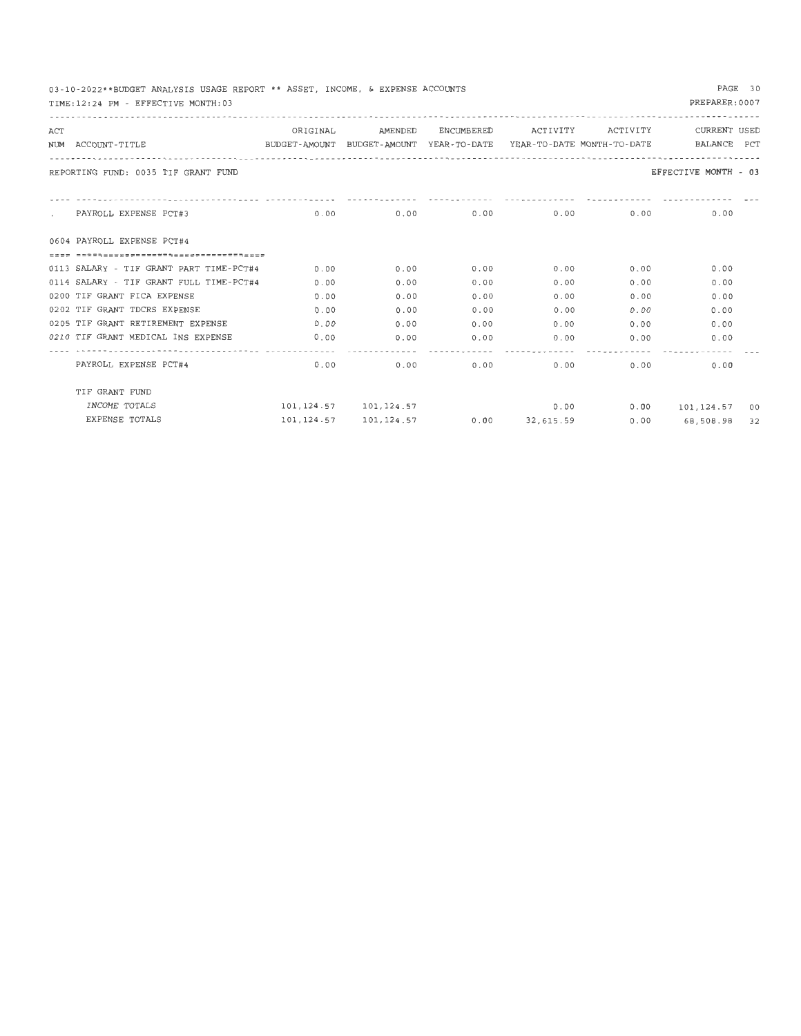03-10-2022**BUDGET ANALYSIS USAGE REPORT ** ASSET, INCOME, & EXPENSE ACCOUNTS

TIME:12:24 PM - EFFECTIVE MONTH:03

PREPARER:0007

REPORTING FUND: 0035 TIF GRANT FUND

EFFECTIVE MONTH - 03

| ACT NUM | ACCOUNT-TITLE | ORIGINAL BUDGET-AMOUNT | AMENDED BUDGET-AMOUNT | ENCUMBERED YEAR-TO-DATE | ACTIVITY YEAR-TO-DATE | ACTIVITY MONTH-TO-DATE | CURRENT BALANCE | USED PCT |
|---|---|---|---|---|---|---|---|---|
| . | PAYROLL EXPENSE PCT#3 | 0.00 | 0.00 | 0.00 | 0.00 | 0.00 | 0.00 | |
| 0604 | PAYROLL EXPENSE PCT#4 | | | | | | | |
| 0113 | SALARY - TIF GRANT PART TIME-PCT#4 | 0.00 | 0.00 | 0.00 | 0.00 | 0.00 | 0.00 | |
| 0114 | SALARY - TIF GRANT FULL TIME-PCT#4 | 0.00 | 0.00 | 0.00 | 0.00 | 0.00 | 0.00 | |
| 0200 | TIF GRANT FICA EXPENSE | 0.00 | 0.00 | 0.00 | 0.00 | 0.00 | 0.00 | |
| 0202 | TIF GRANT TDCRS EXPENSE | 0.00 | 0.00 | 0.00 | 0.00 | 0.00 | 0.00 | |
| 0205 | TIF GRANT RETIREMENT EXPENSE | 0.00 | 0.00 | 0.00 | 0.00 | 0.00 | 0.00 | |
| 0210 | TIF GRANT MEDICAL INS EXPENSE | 0.00 | 0.00 | 0.00 | 0.00 | 0.00 | 0.00 | |
| | PAYROLL EXPENSE PCT#4 | 0.00 | 0.00 | 0.00 | 0.00 | 0.00 | 0.00 | |
| | TIF GRANT FUND | | | | | | | |
| | INCOME TOTALS | 101,124.57 | 101,124.57 | | 0.00 | 0.00 | 101,124.57 | 00 |
| | EXPENSE TOTALS | 101,124.57 | 101,124.57 | 0.00 | 32,615.59 | 0.00 | 68,508.98 | 32 |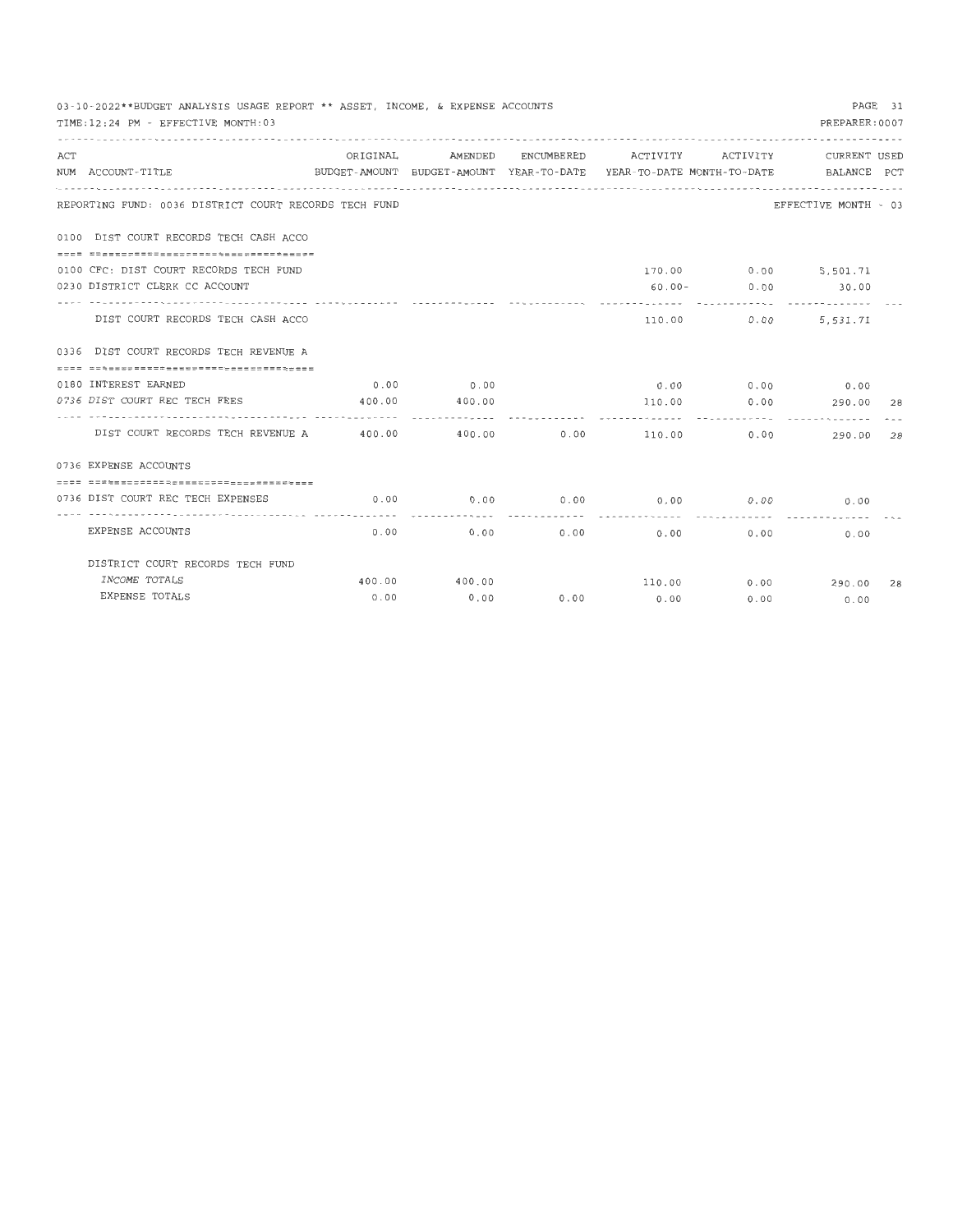03-10-2022**BUDGET ANALYSIS USAGE REPORT ** ASSET, INCOME, & EXPENSE ACCOUNTS

TIME:12:24 PM - EFFECTIVE MONTH:03

PREPARER:0007

| ACT NUM | ACCOUNT-TITLE | ORIGINAL BUDGET-AMOUNT | AMENDED BUDGET-AMOUNT | ENCUMBERED YEAR-TO-DATE | ACTIVITY YEAR-TO-DATE | ACTIVITY MONTH-TO-DATE | CURRENT BALANCE | USED PCT |
|---|---|---|---|---|---|---|---|---|
| | REPORTING FUND: 0036 DISTRICT COURT RECORDS TECH FUND | | | | | | EFFECTIVE MONTH - 03 | |
| 0100 | DIST COURT RECORDS TECH CASH ACCO | | | | | | | |
| 0100 | CFC: DIST COURT RECORDS TECH FUND | | | | 170.00 | 0.00 | 5,501.71 | |
| 0230 | DISTRICT CLERK CC ACCOUNT | | | | 60.00- | 0.00 | 30.00 | |
| | DIST COURT RECORDS TECH CASH ACCO | | | | 110.00 | 0.00 | 5,531.71 | |
| 0336 | DIST COURT RECORDS TECH REVENUE A | | | | | | | |
| 0180 | INTEREST EARNED | 0.00 | 0.00 | | 0.00 | 0.00 | 0.00 | |
| 0736 | DIST COURT REC TECH FEES | 400.00 | 400.00 | | 110.00 | 0.00 | 290.00 | 28 |
| | DIST COURT RECORDS TECH REVENUE A | 400.00 | 400.00 | 0.00 | 110.00 | 0.00 | 290.00 | 28 |
| 0736 | EXPENSE ACCOUNTS | | | | | | | |
| 0736 | DIST COURT REC TECH EXPENSES | 0.00 | 0.00 | 0.00 | 0.00 | 0.00 | 0.00 | |
| | EXPENSE ACCOUNTS | 0.00 | 0.00 | 0.00 | 0.00 | 0.00 | 0.00 | |
| | DISTRICT COURT RECORDS TECH FUND | | | | | | | |
| | INCOME TOTALS | 400.00 | 400.00 | | 110.00 | 0.00 | 290.00 | 28 |
| | EXPENSE TOTALS | 0.00 | 0.00 | 0.00 | 0.00 | 0.00 | 0.00 | |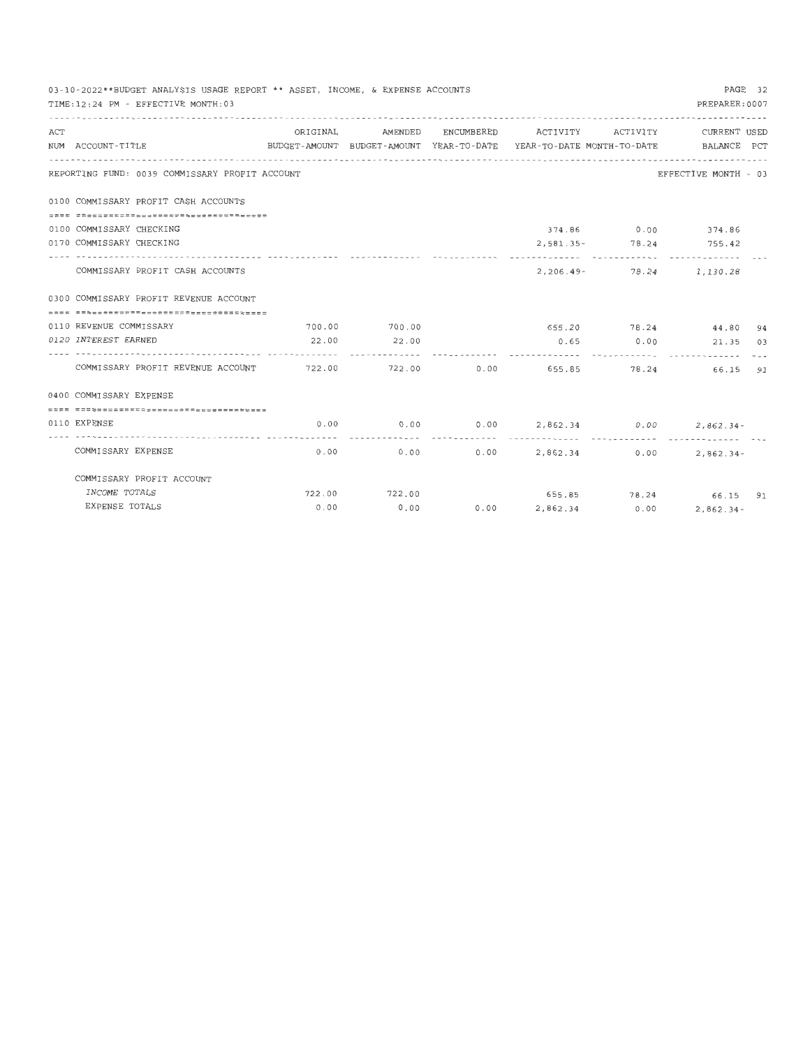03-10-2022**BUDGET ANALYSIS USAGE REPORT ** ASSET, INCOME, & EXPENSE ACCOUNTS

TIME:12:24 PM - EFFECTIVE MONTH:03

PREPARER:0007

REPORTING FUND: 0039 COMMISSARY PROFIT ACCOUNT — EFFECTIVE MONTH - 03

| ACT NUM | ACCOUNT-TITLE | ORIGINAL BUDGET-AMOUNT | AMENDED BUDGET-AMOUNT | ENCUMBERED YEAR-TO-DATE | ACTIVITY YEAR-TO-DATE | ACTIVITY MONTH-TO-DATE | CURRENT BALANCE | USED PCT |
|---|---|---|---|---|---|---|---|---|
| 0100 | COMMISSARY PROFIT CASH ACCOUNTS | | | | | | | |
| 0100 | COMMISSARY CHECKING | | | | 374.86 | 0.00 | 374.86 | |
| 0170 | COMMISSARY CHECKING | | | | 2,581.35- | 78.24 | 755.42 | |
| | COMMISSARY PROFIT CASH ACCOUNTS | | | | 2,206.49- | 78.24 | 1,130.28 | |
| 0300 | COMMISSARY PROFIT REVENUE ACCOUNT | | | | | | | |
| 0110 | REVENUE COMMISSARY | 700.00 | 700.00 | | 655.20 | 78.24 | 44.80 | 94 |
| 0120 | INTEREST EARNED | 22.00 | 22.00 | | 0.65 | 0.00 | 21.35 | 03 |
| | COMMISSARY PROFIT REVENUE ACCOUNT | 722.00 | 722.00 | 0.00 | 655.85 | 78.24 | 66.15 | 91 |
| 0400 | COMMISSARY EXPENSE | | | | | | | |
| 0110 | EXPENSE | 0.00 | 0.00 | 0.00 | 2,862.34 | 0.00 | 2,862.34- | |
| | COMMISSARY EXPENSE | 0.00 | 0.00 | 0.00 | 2,862.34 | 0.00 | 2,862.34- | |
| | COMMISSARY PROFIT ACCOUNT | | | | | | | |
| | INCOME TOTALS | 722.00 | 722.00 | | 655.85 | 78.24 | 66.15 | 91 |
| | EXPENSE TOTALS | 0.00 | 0.00 | 0.00 | 2,862.34 | 0.00 | 2,862.34- | |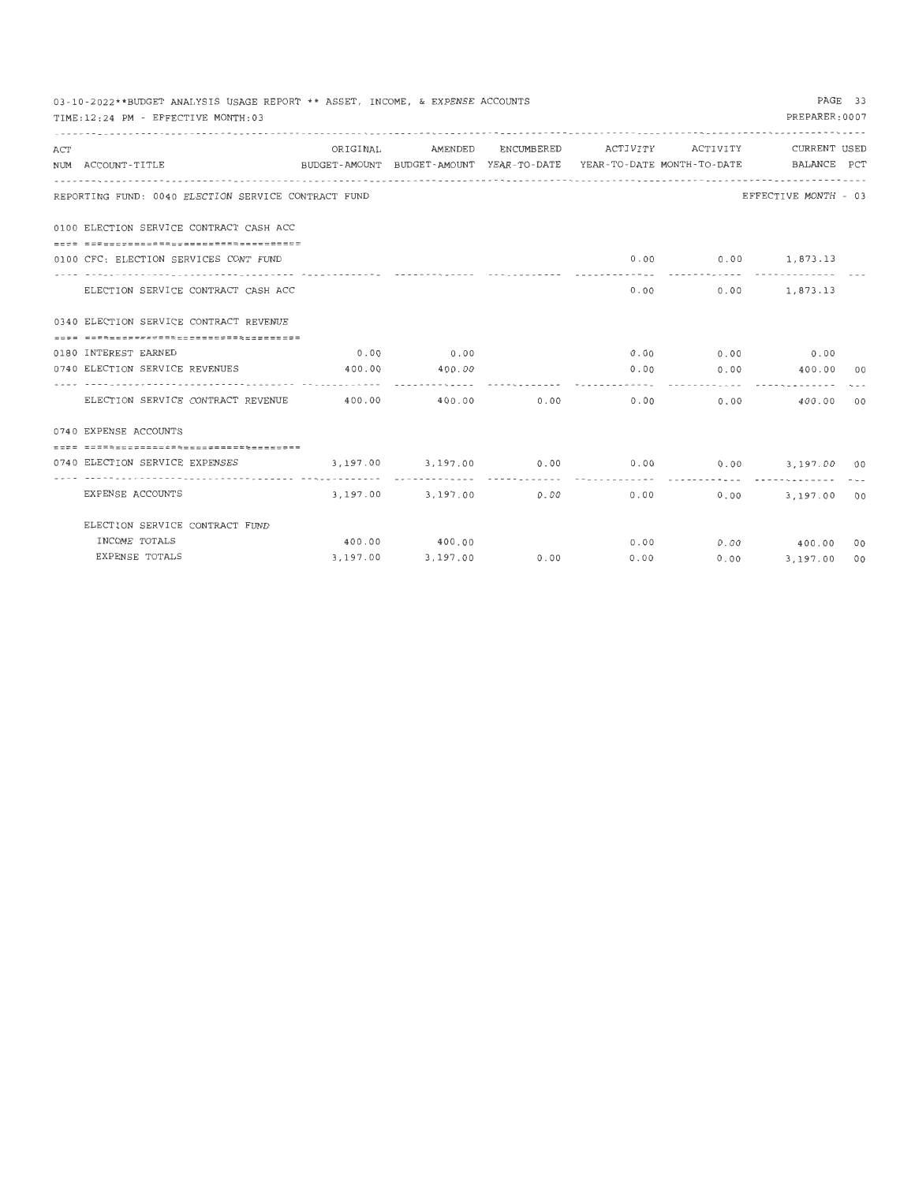03-10-2022**BUDGET ANALYSIS USAGE REPORT ** ASSET, INCOME, & EXPENSE ACCOUNTS

TIME:12:24 PM - EFFECTIVE MONTH:03

PREPARER:0007

REPORTING FUND: 0040 ELECTION SERVICE CONTRACT FUND — EFFECTIVE MONTH - 03

| ACT NUM | ACCOUNT-TITLE | ORIGINAL BUDGET-AMOUNT | AMENDED BUDGET-AMOUNT | ENCUMBERED YEAR-TO-DATE | ACTIVITY YEAR-TO-DATE | ACTIVITY MONTH-TO-DATE | CURRENT BALANCE | USED PCT |
|---|---|---|---|---|---|---|---|---|
| 0100 | ELECTION SERVICE CONTRACT CASH ACC | | | | | | | |
| 0100 | CFC: ELECTION SERVICES CONT FUND | | | | 0.00 | 0.00 | 1,873.13 | |
| | ELECTION SERVICE CONTRACT CASH ACC | | | | 0.00 | 0.00 | 1,873.13 | |
| 0340 | ELECTION SERVICE CONTRACT REVENUE | | | | | | | |
| 0180 | INTEREST EARNED | 0.00 | 0.00 | | 0.00 | 0.00 | 0.00 | |
| 0740 | ELECTION SERVICE REVENUES | 400.00 | 400.00 | | 0.00 | 0.00 | 400.00 | 00 |
| | ELECTION SERVICE CONTRACT REVENUE | 400.00 | 400.00 | 0.00 | 0.00 | 0.00 | 400.00 | 00 |
| 0740 | EXPENSE ACCOUNTS | | | | | | | |
| 0740 | ELECTION SERVICE EXPENSES | 3,197.00 | 3,197.00 | 0.00 | 0.00 | 0.00 | 3,197.00 | 00 |
| | EXPENSE ACCOUNTS | 3,197.00 | 3,197.00 | 0.00 | 0.00 | 0.00 | 3,197.00 | 00 |
| | ELECTION SERVICE CONTRACT FUND | | | | | | | |
| | INCOME TOTALS | 400.00 | 400.00 | | 0.00 | 0.00 | 400.00 | 00 |
| | EXPENSE TOTALS | 3,197.00 | 3,197.00 | 0.00 | 0.00 | 0.00 | 3,197.00 | 00 |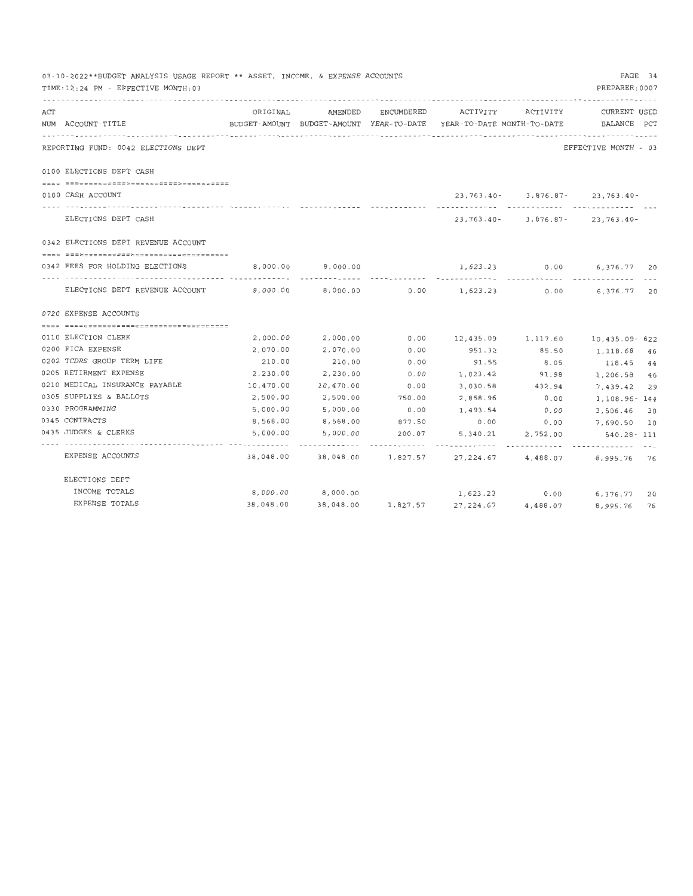03-10-2022**BUDGET ANALYSIS USAGE REPORT ** ASSET, INCOME, & EXPENSE ACCOUNTS

TIME:12:24 PM - EFFECTIVE MONTH:03

PREPARER:0007

REPORTING FUND: 0042 ELECTIONS DEPT

EFFECTIVE MONTH - 03

| ACT NUM | ACCOUNT-TITLE | ORIGINAL BUDGET-AMOUNT | AMENDED BUDGET-AMOUNT | ENCUMBERED YEAR-TO-DATE | ACTIVITY YEAR-TO-DATE | ACTIVITY MONTH-TO-DATE | CURRENT BALANCE | USED PCT |
|---|---|---|---|---|---|---|---|---|
| | **0100 ELECTIONS DEPT CASH** | | | | | | | |
| 0100 | CASH ACCOUNT | | | | 23,763.40- | 3,876.87- | 23,763.40- | |
| | ELECTIONS DEPT CASH | | | | 23,763.40- | 3,876.87- | 23,763.40- | |
| | **0342 ELECTIONS DEPT REVENUE ACCOUNT** | | | | | | | |
| 0342 | FEES FOR HOLDING ELECTIONS | 8,000.00 | 8,000.00 | | 1,623.23 | 0.00 | 6,376.77 | 20 |
| | ELECTIONS DEPT REVENUE ACCOUNT | 8,000.00 | 8,000.00 | 0.00 | 1,623.23 | 0.00 | 6,376.77 | 20 |
| | **0720 EXPENSE ACCOUNTS** | | | | | | | |
| 0110 | ELECTION CLERK | 2,000.00 | 2,000.00 | 0.00 | 12,435.09 | 1,117.60 | 10,435.09- | 622 |
| 0200 | FICA EXPENSE | 2,070.00 | 2,070.00 | 0.00 | 951.32 | 85.50 | 1,118.68 | 46 |
| 0202 | TCDRS GROUP TERM LIFE | 210.00 | 210.00 | 0.00 | 91.55 | 8.05 | 118.45 | 44 |
| 0205 | RETIRMENT EXPENSE | 2,230.00 | 2,230.00 | 0.00 | 1,023.42 | 91.98 | 1,206.58 | 46 |
| 0210 | MEDICAL INSURANCE PAYABLE | 10,470.00 | 10,470.00 | 0.00 | 3,030.58 | 432.94 | 7,439.42 | 29 |
| 0305 | SUPPLIES & BALLOTS | 2,500.00 | 2,500.00 | 750.00 | 2,858.96 | 0.00 | 1,108.96- | 144 |
| 0330 | PROGRAMMING | 5,000.00 | 5,000.00 | 0.00 | 1,493.54 | 0.00 | 3,506.46 | 30 |
| 0345 | CONTRACTS | 8,568.00 | 8,568.00 | 877.50 | 0.00 | 0.00 | 7,690.50 | 10 |
| 0435 | JUDGES & CLERKS | 5,000.00 | 5,000.00 | 200.07 | 5,340.21 | 2,752.00 | 540.28- | 111 |
| | EXPENSE ACCOUNTS | 38,048.00 | 38,048.00 | 1,827.57 | 27,224.67 | 4,488.07 | 8,995.76 | 76 |
| | **ELECTIONS DEPT** | | | | | | | |
| | INCOME TOTALS | 8,000.00 | 8,000.00 | | 1,623.23 | 0.00 | 6,376.77 | 20 |
| | EXPENSE TOTALS | 38,048.00 | 38,048.00 | 1,827.57 | 27,224.67 | 4,488.07 | 8,995.76 | 76 |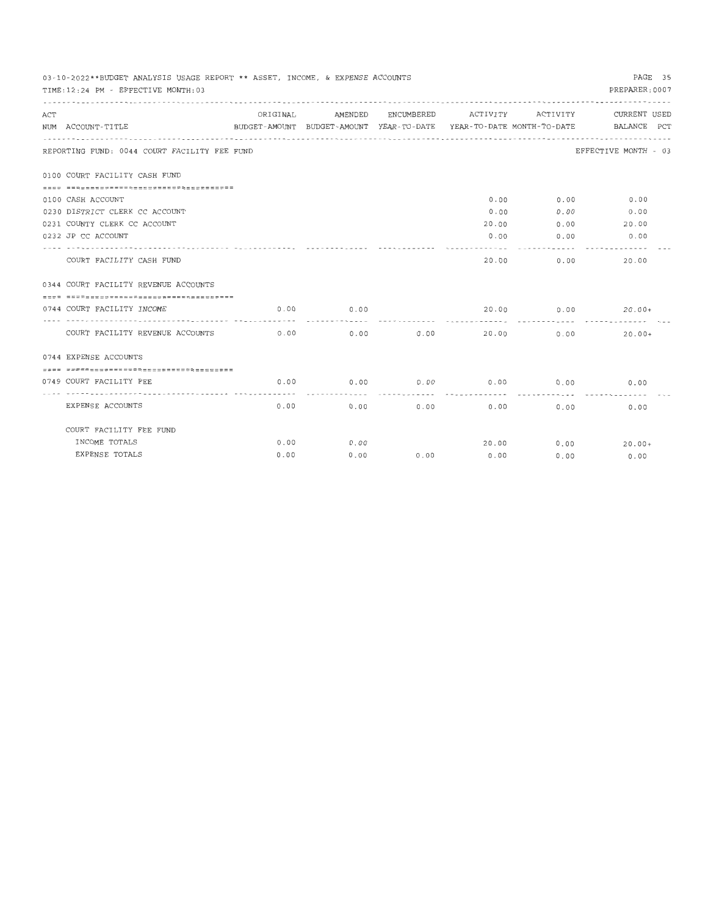03-10-2022**BUDGET ANALYSIS USAGE REPORT ** ASSET, INCOME, & EXPENSE ACCOUNTS

TIME:12:24 PM - EFFECTIVE MONTH:03

PREPARER:0007

| ACT NUM | ACCOUNT-TITLE | ORIGINAL BUDGET-AMOUNT | AMENDED BUDGET-AMOUNT | ENCUMBERED YEAR-TO-DATE | ACTIVITY YEAR-TO-DATE | ACTIVITY MONTH-TO-DATE | CURRENT BALANCE | USED PCT |
|---|---|---|---|---|---|---|---|---|
| | **REPORTING FUND: 0044 COURT FACILITY FEE FUND** | | | | | | EFFECTIVE MONTH - 03 | |
| | **0100 COURT FACILITY CASH FUND** | | | | | | | |
| 0100 | CASH ACCOUNT | | | | 0.00 | 0.00 | 0.00 | |
| 0230 | DISTRICT CLERK CC ACCOUNT | | | | 0.00 | 0.00 | 0.00 | |
| 0231 | COUNTY CLERK CC ACCOUNT | | | | 20.00 | 0.00 | 20.00 | |
| 0232 | JP CC ACCOUNT | | | | 0.00 | 0.00 | 0.00 | |
| | COURT FACILITY CASH FUND | | | | 20.00 | 0.00 | 20.00 | |
| | **0344 COURT FACILITY REVENUE ACCOUNTS** | | | | | | | |
| 0744 | COURT FACILITY INCOME | 0.00 | 0.00 | | 20.00 | 0.00 | 20.00+ | |
| | COURT FACILITY REVENUE ACCOUNTS | 0.00 | 0.00 | 0.00 | 20.00 | 0.00 | 20.00+ | |
| | **0744 EXPENSE ACCOUNTS** | | | | | | | |
| 0749 | COURT FACILITY FEE | 0.00 | 0.00 | 0.00 | 0.00 | 0.00 | 0.00 | |
| | EXPENSE ACCOUNTS | 0.00 | 0.00 | 0.00 | 0.00 | 0.00 | 0.00 | |
| | **COURT FACILITY FEE FUND** | | | | | | | |
| | INCOME TOTALS | 0.00 | 0.00 | | 20.00 | 0.00 | 20.00+ | |
| | EXPENSE TOTALS | 0.00 | 0.00 | 0.00 | 0.00 | 0.00 | 0.00 | |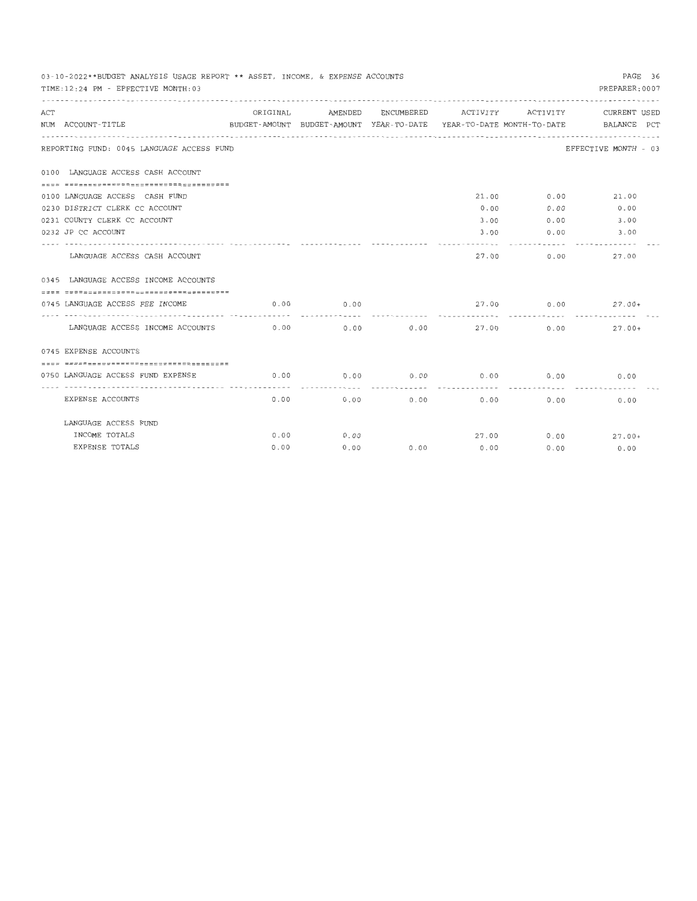03-10-2022**BUDGET ANALYSIS USAGE REPORT ** ASSET, INCOME, & EXPENSE ACCOUNTS

TIME:12:24 PM - EFFECTIVE MONTH:03

PREPARER:0007

REPORTING FUND: 0045 LANGUAGE ACCESS FUND — EFFECTIVE MONTH - 03

| ACT NUM | ACCOUNT-TITLE | ORIGINAL BUDGET-AMOUNT | AMENDED BUDGET-AMOUNT | ENCUMBERED YEAR-TO-DATE | ACTIVITY YEAR-TO-DATE | ACTIVITY MONTH-TO-DATE | CURRENT BALANCE | USED PCT |
|---|---|---|---|---|---|---|---|---|
| 0100 | LANGUAGE ACCESS CASH ACCOUNT | | | | | | | |
| 0100 | LANGUAGE ACCESS CASH FUND | | | | 21.00 | 0.00 | 21.00 | |
| 0230 | DISTRICT CLERK CC ACCOUNT | | | | 0.00 | 0.00 | 0.00 | |
| 0231 | COUNTY CLERK CC ACCOUNT | | | | 3.00 | 0.00 | 3.00 | |
| 0232 | JP CC ACCOUNT | | | | 3.00 | 0.00 | 3.00 | |
| | LANGUAGE ACCESS CASH ACCOUNT | | | | 27.00 | 0.00 | 27.00 | |
| 0345 | LANGUAGE ACCESS INCOME ACCOUNTS | | | | | | | |
| 0745 | LANGUAGE ACCESS FEE INCOME | 0.00 | 0.00 | | 27.00 | 0.00 | 27.00+ | |
| | LANGUAGE ACCESS INCOME ACCOUNTS | 0.00 | 0.00 | 0.00 | 27.00 | 0.00 | 27.00+ | |
| 0745 | EXPENSE ACCOUNTS | | | | | | | |
| 0750 | LANGUAGE ACCESS FUND EXPENSE | 0.00 | 0.00 | 0.00 | 0.00 | 0.00 | 0.00 | |
| | EXPENSE ACCOUNTS | 0.00 | 0.00 | 0.00 | 0.00 | 0.00 | 0.00 | |
| | LANGUAGE ACCESS FUND | | | | | | | |
| | INCOME TOTALS | 0.00 | 0.00 | | 27.00 | 0.00 | 27.00+ | |
| | EXPENSE TOTALS | 0.00 | 0.00 | 0.00 | 0.00 | 0.00 | 0.00 | |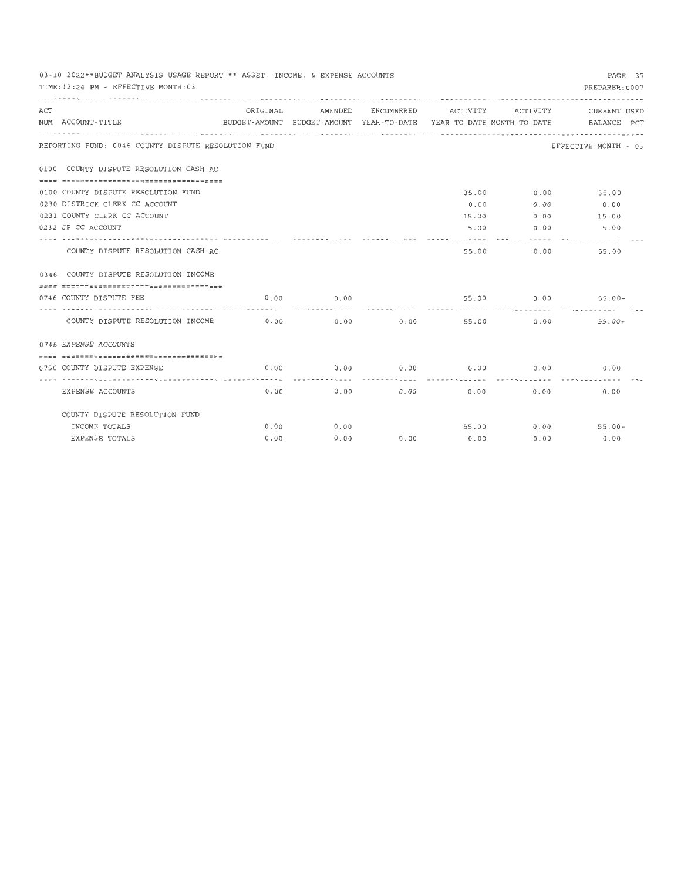03-10-2022**BUDGET ANALYSIS USAGE REPORT ** ASSET, INCOME, & EXPENSE ACCOUNTS

TIME:12:24 PM - EFFECTIVE MONTH:03

PREPARER:0007

| ACT NUM | ACCOUNT-TITLE | ORIGINAL BUDGET-AMOUNT | AMENDED BUDGET-AMOUNT | ENCUMBERED YEAR-TO-DATE | ACTIVITY YEAR-TO-DATE | ACTIVITY MONTH-TO-DATE | CURRENT BALANCE | USED PCT |
|---|---|---|---|---|---|---|---|---|
| | REPORTING FUND: 0046 COUNTY DISPUTE RESOLUTION FUND | | | | | | EFFECTIVE MONTH - 03 | |
| 0100 | COUNTY DISPUTE RESOLUTION CASH AC | | | | | | | |
| 0100 | COUNTY DISPUTE RESOLUTION FUND | | | | 35.00 | 0.00 | 35.00 | |
| 0230 | DISTRICK CLERK CC ACCOUNT | | | | 0.00 | 0.00 | 0.00 | |
| 0231 | COUNTY CLERK CC ACCOUNT | | | | 15.00 | 0.00 | 15.00 | |
| 0232 | JP CC ACCOUNT | | | | 5.00 | 0.00 | 5.00 | |
| | COUNTY DISPUTE RESOLUTION CASH AC | | | | 55.00 | 0.00 | 55.00 | |
| 0346 | COUNTY DISPUTE RESOLUTION INCOME | | | | | | | |
| 0746 | COUNTY DISPUTE FEE | 0.00 | 0.00 | | 55.00 | 0.00 | 55.00+ | |
| | COUNTY DISPUTE RESOLUTION INCOME | 0.00 | 0.00 | 0.00 | 55.00 | 0.00 | 55.00+ | |
| 0746 | EXPENSE ACCOUNTS | | | | | | | |
| 0756 | COUNTY DISPUTE EXPENSE | 0.00 | 0.00 | 0.00 | 0.00 | 0.00 | 0.00 | |
| | EXPENSE ACCOUNTS | 0.00 | 0.00 | 0.00 | 0.00 | 0.00 | 0.00 | |
| | COUNTY DISPUTE RESOLUTION FUND | | | | | | | |
| | INCOME TOTALS | 0.00 | 0.00 | | 55.00 | 0.00 | 55.00+ | |
| | EXPENSE TOTALS | 0.00 | 0.00 | 0.00 | 0.00 | 0.00 | 0.00 | |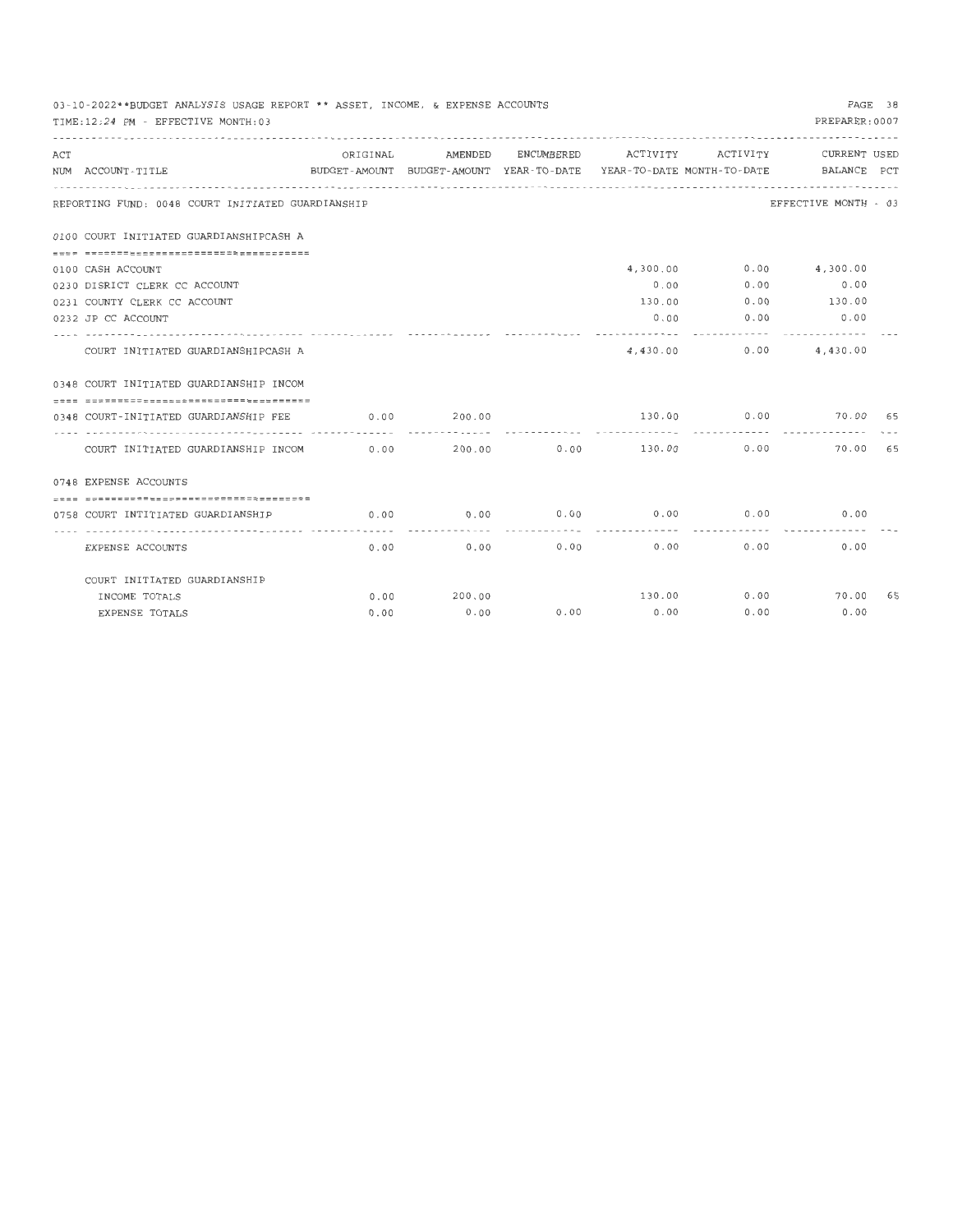03-10-2022**BUDGET ANALYSIS USAGE REPORT ** ASSET, INCOME, & EXPENSE ACCOUNTS

TIME:12:24 PM - EFFECTIVE MONTH:03

PREPARER:0007

| ACT NUM | ACCOUNT-TITLE | ORIGINAL BUDGET-AMOUNT | AMENDED BUDGET-AMOUNT | ENCUMBERED YEAR-TO-DATE | ACTIVITY YEAR-TO-DATE | ACTIVITY MONTH-TO-DATE | CURRENT BALANCE | USED PCT |
|---|---|---|---|---|---|---|---|---|
| | REPORTING FUND: 0048 COURT INITIATED GUARDIANSHIP | | | | | | EFFECTIVE MONTH - 03 | |
| | 0100 COURT INITIATED GUARDIANSHIPCASH A | | | | | | | |
| 0100 | CASH ACCOUNT | | | | 4,300.00 | 0.00 | 4,300.00 | |
| 0230 | DISRICT CLERK CC ACCOUNT | | | | 0.00 | 0.00 | 0.00 | |
| 0231 | COUNTY CLERK CC ACCOUNT | | | | 130.00 | 0.00 | 130.00 | |
| 0232 | JP CC ACCOUNT | | | | 0.00 | 0.00 | 0.00 | |
| | COURT INITIATED GUARDIANSHIPCASH A | | | | 4,430.00 | 0.00 | 4,430.00 | |
| | 0348 COURT INITIATED GUARDIANSHIP INCOM | | | | | | | |
| 0348 | COURT-INITIATED GUARDIANSHIP FEE | 0.00 | 200.00 | | 130.00 | 0.00 | 70.00 | 65 |
| | COURT INITIATED GUARDIANSHIP INCOM | 0.00 | 200.00 | 0.00 | 130.00 | 0.00 | 70.00 | 65 |
| | 0748 EXPENSE ACCOUNTS | | | | | | | |
| 0758 | COURT INTITIATED GUARDIANSHIP | 0.00 | 0.00 | 0.00 | 0.00 | 0.00 | 0.00 | |
| | EXPENSE ACCOUNTS | 0.00 | 0.00 | 0.00 | 0.00 | 0.00 | 0.00 | |
| | COURT INITIATED GUARDIANSHIP | | | | | | | |
| | INCOME TOTALS | 0.00 | 200.00 | | 130.00 | 0.00 | 70.00 | 65 |
| | EXPENSE TOTALS | 0.00 | 0.00 | 0.00 | 0.00 | 0.00 | 0.00 | |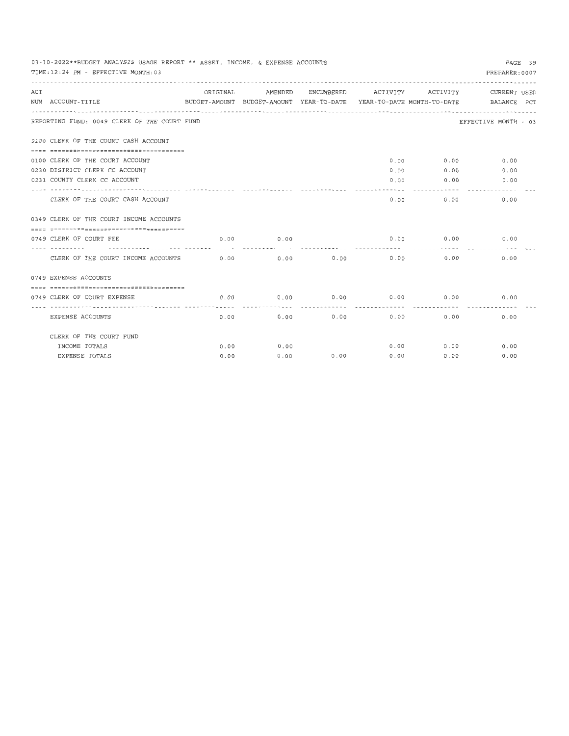03-10-2022**BUDGET ANALYSIS USAGE REPORT ** ASSET, INCOME, & EXPENSE ACCOUNTS

TIME:12:24 PM - EFFECTIVE MONTH:03

PREPARER:0007

| ACT NUM | ACCOUNT-TITLE | ORIGINAL BUDGET-AMOUNT | AMENDED BUDGET-AMOUNT | ENCUMBERED YEAR-TO-DATE | ACTIVITY YEAR-TO-DATE | ACTIVITY MONTH-TO-DATE | CURRENT BALANCE | USED PCT |
|---|---|---|---|---|---|---|---|---|
| | REPORTING FUND: 0049 CLERK OF THE COURT FUND | | | | | | EFFECTIVE MONTH - 03 | |
| 0100 | CLERK OF THE COURT CASH ACCOUNT | | | | | | | |
| 0100 | CLERK OF THE COURT ACCOUNT | | | | 0.00 | 0.00 | 0.00 | |
| 0230 | DISTRICT CLERK CC ACCOUNT | | | | 0.00 | 0.00 | 0.00 | |
| 0231 | COUNTY CLERK CC ACCOUNT | | | | 0.00 | 0.00 | 0.00 | |
| | CLERK OF THE COURT CASH ACCOUNT | | | | 0.00 | 0.00 | 0.00 | |
| 0349 | CLERK OF THE COURT INCOME ACCOUNTS | | | | | | | |
| 0749 | CLERK OF COURT FEE | 0.00 | 0.00 | | 0.00 | 0.00 | 0.00 | |
| | CLERK OF THE COURT INCOME ACCOUNTS | 0.00 | 0.00 | 0.00 | 0.00 | 0.00 | 0.00 | |
| 0749 | EXPENSE ACCOUNTS | | | | | | | |
| 0749 | CLERK OF COURT EXPENSE | 0.00 | 0.00 | 0.00 | 0.00 | 0.00 | 0.00 | |
| | EXPENSE ACCOUNTS | 0.00 | 0.00 | 0.00 | 0.00 | 0.00 | 0.00 | |
| | CLERK OF THE COURT FUND | | | | | | | |
| | INCOME TOTALS | 0.00 | 0.00 | | 0.00 | 0.00 | 0.00 | |
| | EXPENSE TOTALS | 0.00 | 0.00 | 0.00 | 0.00 | 0.00 | 0.00 | |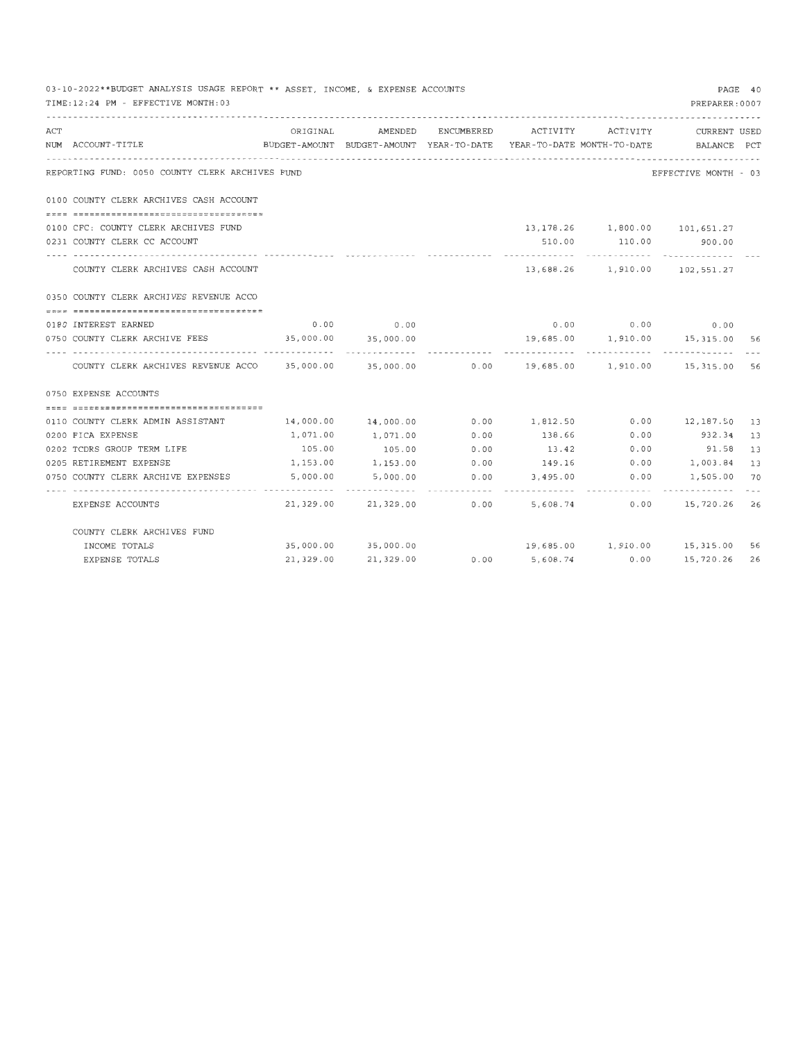03-10-2022**BUDGET ANALYSIS USAGE REPORT ** ASSET, INCOME, & EXPENSE ACCOUNTS

TIME:12:24 PM - EFFECTIVE MONTH:03

PREPARER:0007

| ACT NUM | ACCOUNT-TITLE | ORIGINAL BUDGET-AMOUNT | AMENDED BUDGET-AMOUNT | ENCUMBERED YEAR-TO-DATE | ACTIVITY YEAR-TO-DATE | ACTIVITY MONTH-TO-DATE | CURRENT BALANCE | USED PCT |
|---|---|---|---|---|---|---|---|---|
| | **REPORTING FUND: 0050 COUNTY CLERK ARCHIVES FUND** | | | | | | EFFECTIVE MONTH - 03 | |
| | **0100 COUNTY CLERK ARCHIVES CASH ACCOUNT** | | | | | | | |
| 0100 | CFC: COUNTY CLERK ARCHIVES FUND | | | | 13,178.26 | 1,800.00 | 101,651.27 | |
| 0231 | COUNTY CLERK CC ACCOUNT | | | | 510.00 | 110.00 | 900.00 | |
| | COUNTY CLERK ARCHIVES CASH ACCOUNT | | | | 13,688.26 | 1,910.00 | 102,551.27 | |
| | **0350 COUNTY CLERK ARCHIVES REVENUE ACCO** | | | | | | | |
| 0180 | INTEREST EARNED | 0.00 | 0.00 | | 0.00 | 0.00 | 0.00 | |
| 0750 | COUNTY CLERK ARCHIVE FEES | 35,000.00 | 35,000.00 | | 19,685.00 | 1,910.00 | 15,315.00 | 56 |
| | COUNTY CLERK ARCHIVES REVENUE ACCO | 35,000.00 | 35,000.00 | 0.00 | 19,685.00 | 1,910.00 | 15,315.00 | 56 |
| | **0750 EXPENSE ACCOUNTS** | | | | | | | |
| 0110 | COUNTY CLERK ADMIN ASSISTANT | 14,000.00 | 14,000.00 | 0.00 | 1,812.50 | 0.00 | 12,187.50 | 13 |
| 0200 | FICA EXPENSE | 1,071.00 | 1,071.00 | 0.00 | 138.66 | 0.00 | 932.34 | 13 |
| 0202 | TCDRS GROUP TERM LIFE | 105.00 | 105.00 | 0.00 | 13.42 | 0.00 | 91.58 | 13 |
| 0205 | RETIREMENT EXPENSE | 1,153.00 | 1,153.00 | 0.00 | 149.16 | 0.00 | 1,003.84 | 13 |
| 0750 | COUNTY CLERK ARCHIVE EXPENSES | 5,000.00 | 5,000.00 | 0.00 | 3,495.00 | 0.00 | 1,505.00 | 70 |
| | EXPENSE ACCOUNTS | 21,329.00 | 21,329.00 | 0.00 | 5,608.74 | 0.00 | 15,720.26 | 26 |
| | **COUNTY CLERK ARCHIVES FUND** | | | | | | | |
| | INCOME TOTALS | 35,000.00 | 35,000.00 | | 19,685.00 | 1,910.00 | 15,315.00 | 56 |
| | EXPENSE TOTALS | 21,329.00 | 21,329.00 | 0.00 | 5,608.74 | 0.00 | 15,720.26 | 26 |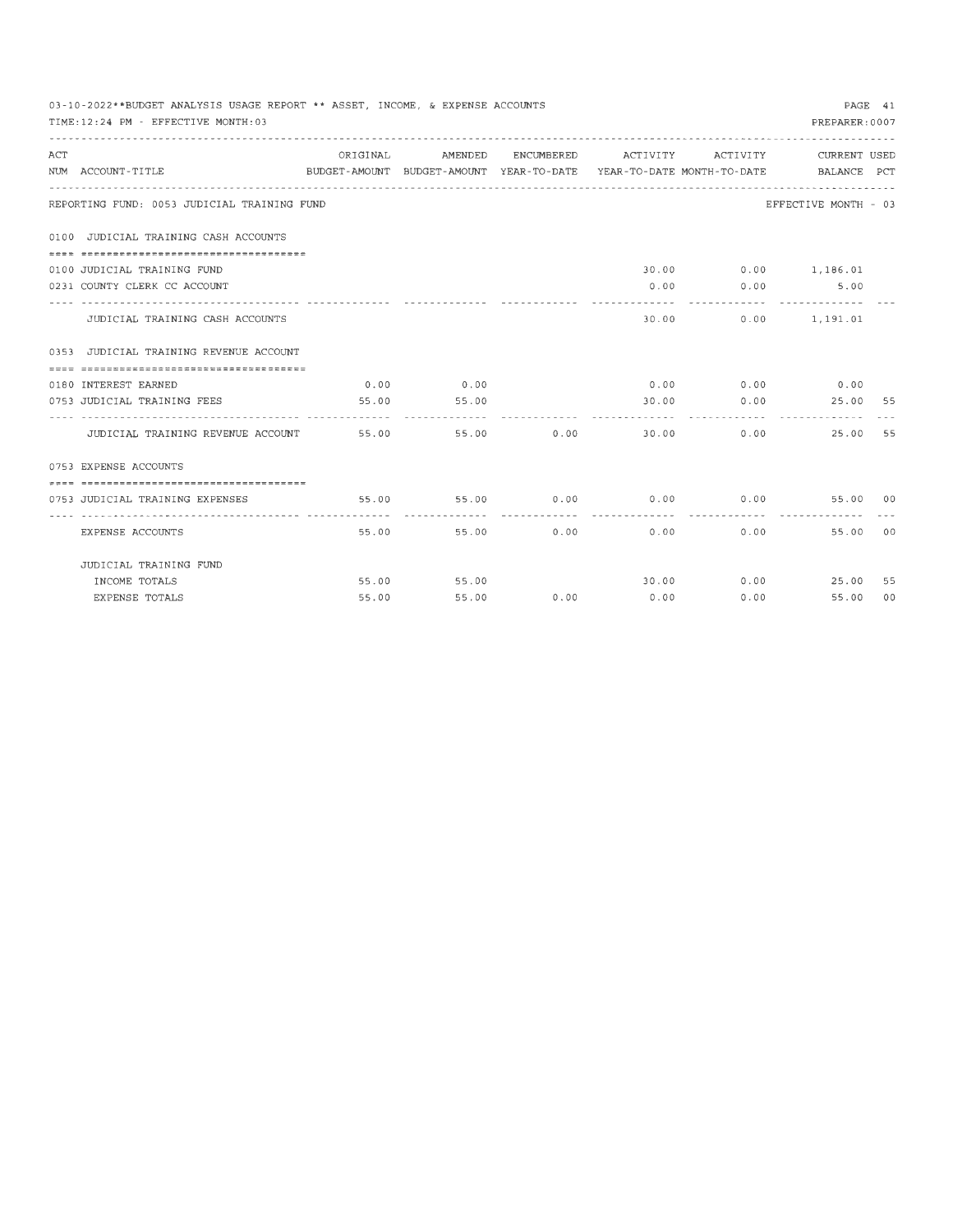03-10-2022**BUDGET ANALYSIS USAGE REPORT ** ASSET, INCOME, & EXPENSE ACCOUNTS

TIME:12:24 PM - EFFECTIVE MONTH:03

PAGE 41

PREPARER:0007

| ACT NUM | ACCOUNT-TITLE | ORIGINAL BUDGET-AMOUNT | AMENDED BUDGET-AMOUNT | ENCUMBERED YEAR-TO-DATE | ACTIVITY YEAR-TO-DATE | ACTIVITY MONTH-TO-DATE | CURRENT BALANCE | USED PCT |
|---|---|---|---|---|---|---|---|---|
| | REPORTING FUND: 0053 JUDICIAL TRAINING FUND | | | | | | EFFECTIVE MONTH - 03 | |
| 0100 | JUDICIAL TRAINING CASH ACCOUNTS | | | | | | | |
| 0100 | JUDICIAL TRAINING FUND | | | | 30.00 | 0.00 | 1,186.01 | |
| 0231 | COUNTY CLERK CC ACCOUNT | | | | 0.00 | 0.00 | 5.00 | |
| | JUDICIAL TRAINING CASH ACCOUNTS | | | | 30.00 | 0.00 | 1,191.01 | |
| 0353 | JUDICIAL TRAINING REVENUE ACCOUNT | | | | | | | |
| 0180 | INTEREST EARNED | 0.00 | 0.00 | | 0.00 | 0.00 | 0.00 | |
| 0753 | JUDICIAL TRAINING FEES | 55.00 | 55.00 | | 30.00 | 0.00 | 25.00 | 55 |
| | JUDICIAL TRAINING REVENUE ACCOUNT | 55.00 | 55.00 | 0.00 | 30.00 | 0.00 | 25.00 | 55 |
| 0753 | EXPENSE ACCOUNTS | | | | | | | |
| 0753 | JUDICIAL TRAINING EXPENSES | 55.00 | 55.00 | 0.00 | 0.00 | 0.00 | 55.00 | 00 |
| | EXPENSE ACCOUNTS | 55.00 | 55.00 | 0.00 | 0.00 | 0.00 | 55.00 | 00 |
| | JUDICIAL TRAINING FUND | | | | | | | |
| | INCOME TOTALS | 55.00 | 55.00 | | 30.00 | 0.00 | 25.00 | 55 |
| | EXPENSE TOTALS | 55.00 | 55.00 | 0.00 | 0.00 | 0.00 | 55.00 | 00 |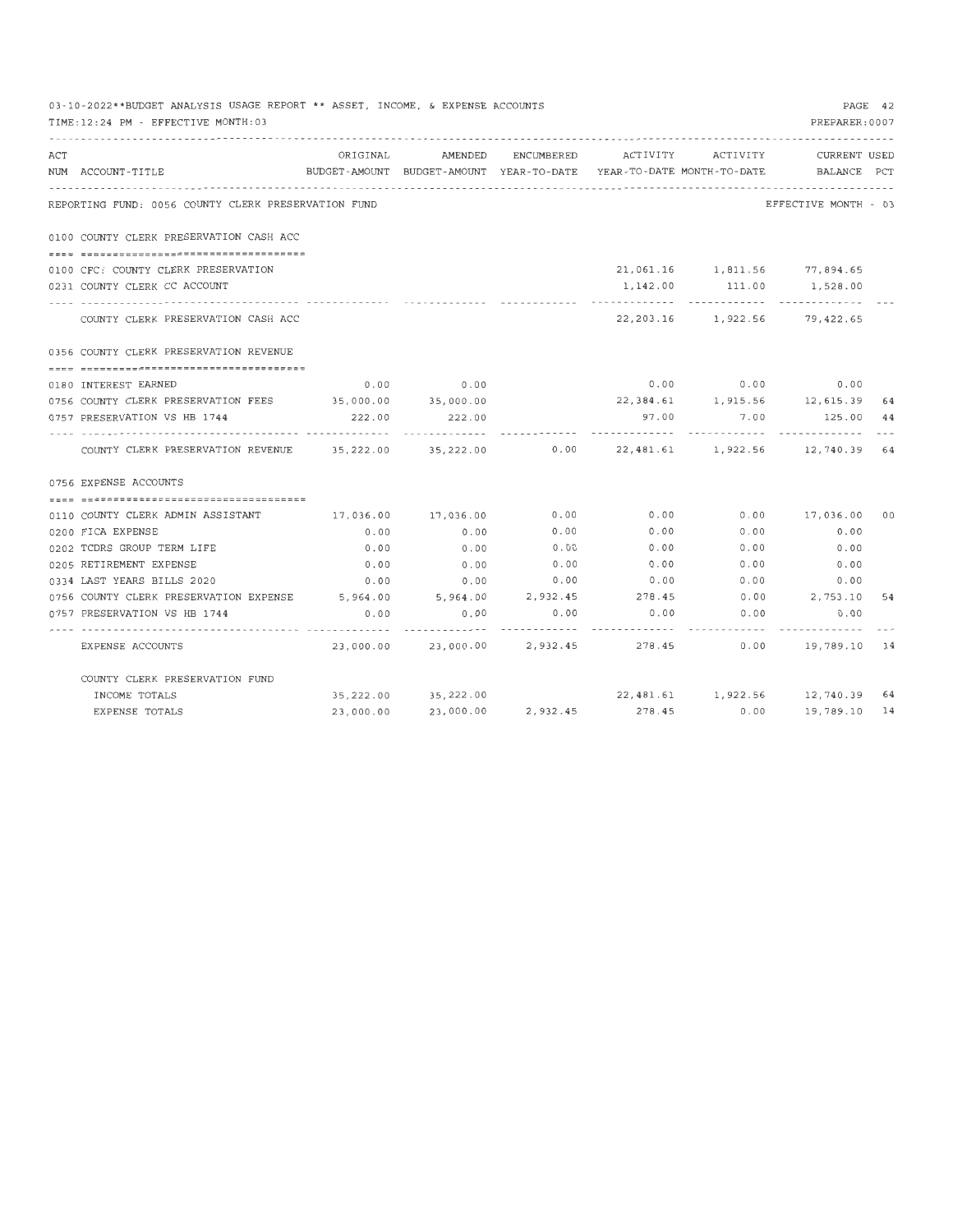03-10-2022**BUDGET ANALYSIS USAGE REPORT ** ASSET, INCOME, & EXPENSE ACCOUNTS

TIME:12:24 PM - EFFECTIVE MONTH:03

PREPARER:0007

REPORTING FUND: 0056 COUNTY CLERK PRESERVATION FUND — EFFECTIVE MONTH - 03

| ACT NUM | ACCOUNT-TITLE | ORIGINAL BUDGET-AMOUNT | AMENDED BUDGET-AMOUNT | ENCUMBERED YEAR-TO-DATE | ACTIVITY YEAR-TO-DATE | ACTIVITY MONTH-TO-DATE | CURRENT BALANCE | USED PCT |
|---|---|---|---|---|---|---|---|---|
| 0100 | COUNTY CLERK PRESERVATION CASH ACC | | | | | | | |
| 0100 | CFC: COUNTY CLERK PRESERVATION | | | | 21,061.16 | 1,811.56 | 77,894.65 | |
| 0231 | COUNTY CLERK CC ACCOUNT | | | | 1,142.00 | 111.00 | 1,528.00 | |
| | COUNTY CLERK PRESERVATION CASH ACC | | | | 22,203.16 | 1,922.56 | 79,422.65 | |
| 0356 | COUNTY CLERK PRESERVATION REVENUE | | | | | | | |
| 0180 | INTEREST EARNED | 0.00 | 0.00 | | 0.00 | 0.00 | 0.00 | |
| 0756 | COUNTY CLERK PRESERVATION FEES | 35,000.00 | 35,000.00 | | 22,384.61 | 1,915.56 | 12,615.39 | 64 |
| 0757 | PRESERVATION VS HB 1744 | 222.00 | 222.00 | | 97.00 | 7.00 | 125.00 | 44 |
| | COUNTY CLERK PRESERVATION REVENUE | 35,222.00 | 35,222.00 | 0.00 | 22,481.61 | 1,922.56 | 12,740.39 | 64 |
| 0756 | EXPENSE ACCOUNTS | | | | | | | |
| 0110 | COUNTY CLERK ADMIN ASSISTANT | 17,036.00 | 17,036.00 | 0.00 | 0.00 | 0.00 | 17,036.00 | 00 |
| 0200 | FICA EXPENSE | 0.00 | 0.00 | 0.00 | 0.00 | 0.00 | 0.00 | |
| 0202 | TCDRS GROUP TERM LIFE | 0.00 | 0.00 | 0.00 | 0.00 | 0.00 | 0.00 | |
| 0205 | RETIREMENT EXPENSE | 0.00 | 0.00 | 0.00 | 0.00 | 0.00 | 0.00 | |
| 0334 | LAST YEARS BILLS 2020 | 0.00 | 0.00 | 0.00 | 0.00 | 0.00 | 0.00 | |
| 0756 | COUNTY CLERK PRESERVATION EXPENSE | 5,964.00 | 5,964.00 | 2,932.45 | 278.45 | 0.00 | 2,753.10 | 54 |
| 0757 | PRESERVATION VS HB 1744 | 0.00 | 0.00 | 0.00 | 0.00 | 0.00 | 0.00 | |
| | EXPENSE ACCOUNTS | 23,000.00 | 23,000.00 | 2,932.45 | 278.45 | 0.00 | 19,789.10 | 14 |
| | COUNTY CLERK PRESERVATION FUND | | | | | | | |
| | INCOME TOTALS | 35,222.00 | 35,222.00 | | 22,481.61 | 1,922.56 | 12,740.39 | 64 |
| | EXPENSE TOTALS | 23,000.00 | 23,000.00 | 2,932.45 | 278.45 | 0.00 | 19,789.10 | 14 |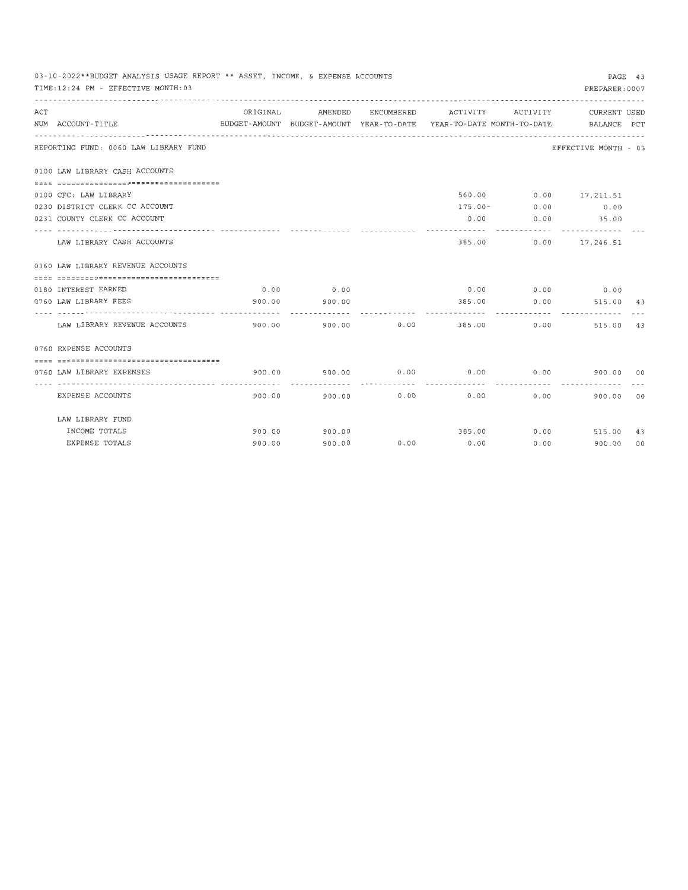03-10-2022**BUDGET ANALYSIS USAGE REPORT ** ASSET, INCOME, & EXPENSE ACCOUNTS

TIME:12:24 PM - EFFECTIVE MONTH:03

PREPARER:0007

| ACT NUM | ACCOUNT-TITLE | ORIGINAL BUDGET-AMOUNT | AMENDED BUDGET-AMOUNT | ENCUMBERED YEAR-TO-DATE | ACTIVITY YEAR-TO-DATE | ACTIVITY MONTH-TO-DATE | CURRENT BALANCE | USED PCT |
|---|---|---|---|---|---|---|---|---|
| | REPORTING FUND: 0060 LAW LIBRARY FUND | | | | | | EFFECTIVE MONTH - 03 | |
| | **0100 LAW LIBRARY CASH ACCOUNTS** | | | | | | | |
| 0100 | CFC: LAW LIBRARY | | | | 560.00 | 0.00 | 17,211.51 | |
| 0230 | DISTRICT CLERK CC ACCOUNT | | | | 175.00- | 0.00 | 0.00 | |
| 0231 | COUNTY CLERK CC ACCOUNT | | | | 0.00 | 0.00 | 35.00 | |
| | LAW LIBRARY CASH ACCOUNTS | | | | 385.00 | 0.00 | 17,246.51 | |
| | **0360 LAW LIBRARY REVENUE ACCOUNTS** | | | | | | | |
| 0180 | INTEREST EARNED | 0.00 | 0.00 | | 0.00 | 0.00 | 0.00 | |
| 0760 | LAW LIBRARY FEES | 900.00 | 900.00 | | 385.00 | 0.00 | 515.00 | 43 |
| | LAW LIBRARY REVENUE ACCOUNTS | 900.00 | 900.00 | 0.00 | 385.00 | 0.00 | 515.00 | 43 |
| | **0760 EXPENSE ACCOUNTS** | | | | | | | |
| 0760 | LAW LIBRARY EXPENSES | 900.00 | 900.00 | 0.00 | 0.00 | 0.00 | 900.00 | 00 |
| | EXPENSE ACCOUNTS | 900.00 | 900.00 | 0.00 | 0.00 | 0.00 | 900.00 | 00 |
| | **LAW LIBRARY FUND** | | | | | | | |
| | INCOME TOTALS | 900.00 | 900.00 | | 385.00 | 0.00 | 515.00 | 43 |
| | EXPENSE TOTALS | 900.00 | 900.00 | 0.00 | 0.00 | 0.00 | 900.00 | 00 |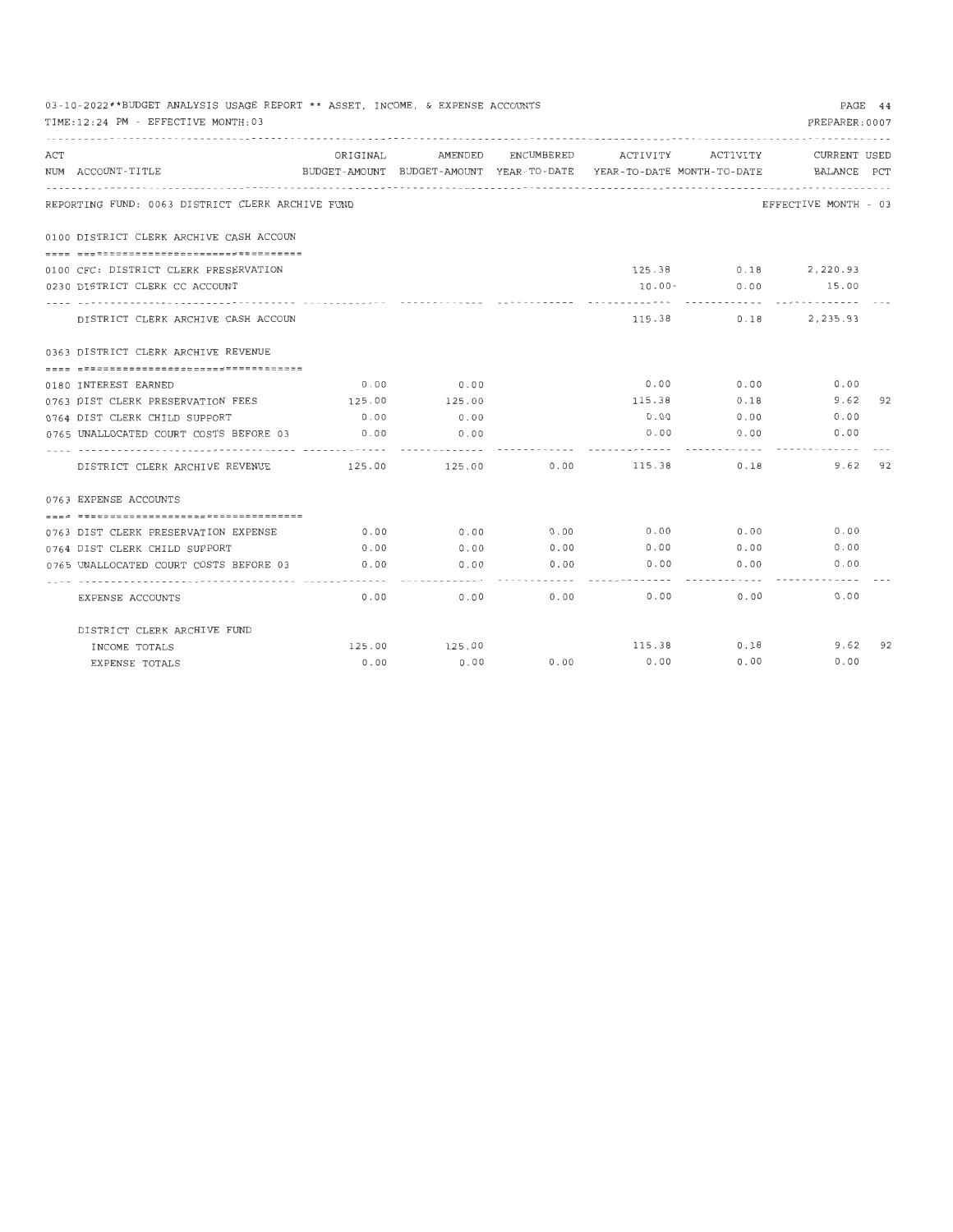03-10-2022**BUDGET ANALYSIS USAGE REPORT ** ASSET, INCOME, & EXPENSE ACCOUNTS

TIME:12:24 PM - EFFECTIVE MONTH:03

PREPARER:0007

| ACT NUM | ACCOUNT-TITLE | ORIGINAL BUDGET-AMOUNT | AMENDED BUDGET-AMOUNT | ENCUMBERED YEAR-TO-DATE | ACTIVITY YEAR-TO-DATE | ACTIVITY MONTH-TO-DATE | CURRENT BALANCE | USED PCT |
|---|---|---|---|---|---|---|---|---|
| | **REPORTING FUND: 0063 DISTRICT CLERK ARCHIVE FUND** | | | | | | EFFECTIVE MONTH - 03 | |
| | **0100 DISTRICT CLERK ARCHIVE CASH ACCOUN** | | | | | | | |
| 0100 | CFC: DISTRICT CLERK PRESERVATION | | | | 125.38 | 0.18 | 2,220.93 | |
| 0230 | DISTRICT CLERK CC ACCOUNT | | | | 10.00- | 0.00 | 15.00 | |
| | DISTRICT CLERK ARCHIVE CASH ACCOUN | | | | 115.38 | 0.18 | 2,235.93 | |
| | **0363 DISTRICT CLERK ARCHIVE REVENUE** | | | | | | | |
| 0180 | INTEREST EARNED | 0.00 | 0.00 | | 0.00 | 0.00 | 0.00 | |
| 0763 | DIST CLERK PRESERVATION FEES | 125.00 | 125.00 | | 115.38 | 0.18 | 9.62 | 92 |
| 0764 | DIST CLERK CHILD SUPPORT | 0.00 | 0.00 | | 0.00 | 0.00 | 0.00 | |
| 0765 | UNALLOCATED COURT COSTS BEFORE 03 | 0.00 | 0.00 | | 0.00 | 0.00 | 0.00 | |
| | DISTRICT CLERK ARCHIVE REVENUE | 125.00 | 125.00 | 0.00 | 115.38 | 0.18 | 9.62 | 92 |
| | **0763 EXPENSE ACCOUNTS** | | | | | | | |
| 0763 | DIST CLERK PRESERVATION EXPENSE | 0.00 | 0.00 | 0.00 | 0.00 | 0.00 | 0.00 | |
| 0764 | DIST CLERK CHILD SUPPORT | 0.00 | 0.00 | 0.00 | 0.00 | 0.00 | 0.00 | |
| 0765 | UNALLOCATED COURT COSTS BEFORE 03 | 0.00 | 0.00 | 0.00 | 0.00 | 0.00 | 0.00 | |
| | EXPENSE ACCOUNTS | 0.00 | 0.00 | 0.00 | 0.00 | 0.00 | 0.00 | |
| | **DISTRICT CLERK ARCHIVE FUND** | | | | | | | |
| | INCOME TOTALS | 125.00 | 125.00 | | 115.38 | 0.18 | 9.62 | 92 |
| | EXPENSE TOTALS | 0.00 | 0.00 | 0.00 | 0.00 | 0.00 | 0.00 | |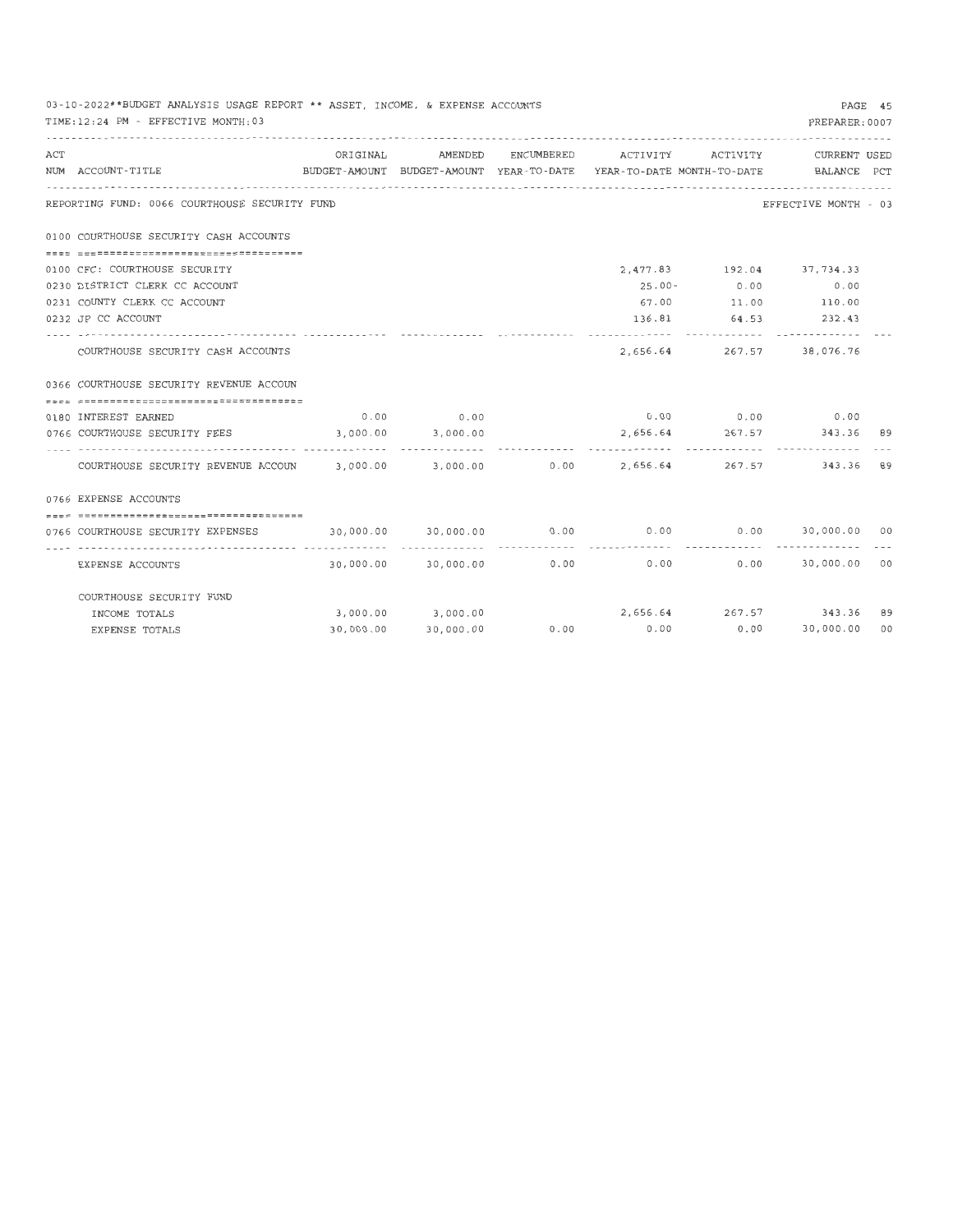03-10-2022**BUDGET ANALYSIS USAGE REPORT ** ASSET, INCOME, & EXPENSE ACCOUNTS

TIME:12:24 PM - EFFECTIVE MONTH:03

PREPARER:0007

REPORTING FUND: 0066 COURTHOUSE SECURITY FUND — EFFECTIVE MONTH - 03

| ACT NUM | ACCOUNT-TITLE | ORIGINAL BUDGET-AMOUNT | AMENDED BUDGET-AMOUNT | ENCUMBERED YEAR-TO-DATE | ACTIVITY YEAR-TO-DATE | ACTIVITY MONTH-TO-DATE | CURRENT BALANCE | USED PCT |
|---|---|---|---|---|---|---|---|---|
| | **0100 COURTHOUSE SECURITY CASH ACCOUNTS** | | | | | | | |
| 0100 | CFC: COURTHOUSE SECURITY | | | | 2,477.83 | 192.04 | 37,734.33 | |
| 0230 | DISTRICT CLERK CC ACCOUNT | | | | 25.00- | 0.00 | 0.00 | |
| 0231 | COUNTY CLERK CC ACCOUNT | | | | 67.00 | 11.00 | 110.00 | |
| 0232 | JP CC ACCOUNT | | | | 136.81 | 64.53 | 232.43 | |
| | COURTHOUSE SECURITY CASH ACCOUNTS | | | | 2,656.64 | 267.57 | 38,076.76 | |
| | **0366 COURTHOUSE SECURITY REVENUE ACCOUN** | | | | | | | |
| 0180 | INTEREST EARNED | 0.00 | 0.00 | | 0.00 | 0.00 | 0.00 | |
| 0766 | COURTHOUSE SECURITY FEES | 3,000.00 | 3,000.00 | | 2,656.64 | 267.57 | 343.36 | 89 |
| | COURTHOUSE SECURITY REVENUE ACCOUN | 3,000.00 | 3,000.00 | 0.00 | 2,656.64 | 267.57 | 343.36 | 89 |
| | **0766 EXPENSE ACCOUNTS** | | | | | | | |
| 0766 | COURTHOUSE SECURITY EXPENSES | 30,000.00 | 30,000.00 | 0.00 | 0.00 | 0.00 | 30,000.00 | 00 |
| | EXPENSE ACCOUNTS | 30,000.00 | 30,000.00 | 0.00 | 0.00 | 0.00 | 30,000.00 | 00 |
| | **COURTHOUSE SECURITY FUND** | | | | | | | |
| | INCOME TOTALS | 3,000.00 | 3,000.00 | | 2,656.64 | 267.57 | 343.36 | 89 |
| | EXPENSE TOTALS | 30,000.00 | 30,000.00 | 0.00 | 0.00 | 0.00 | 30,000.00 | 00 |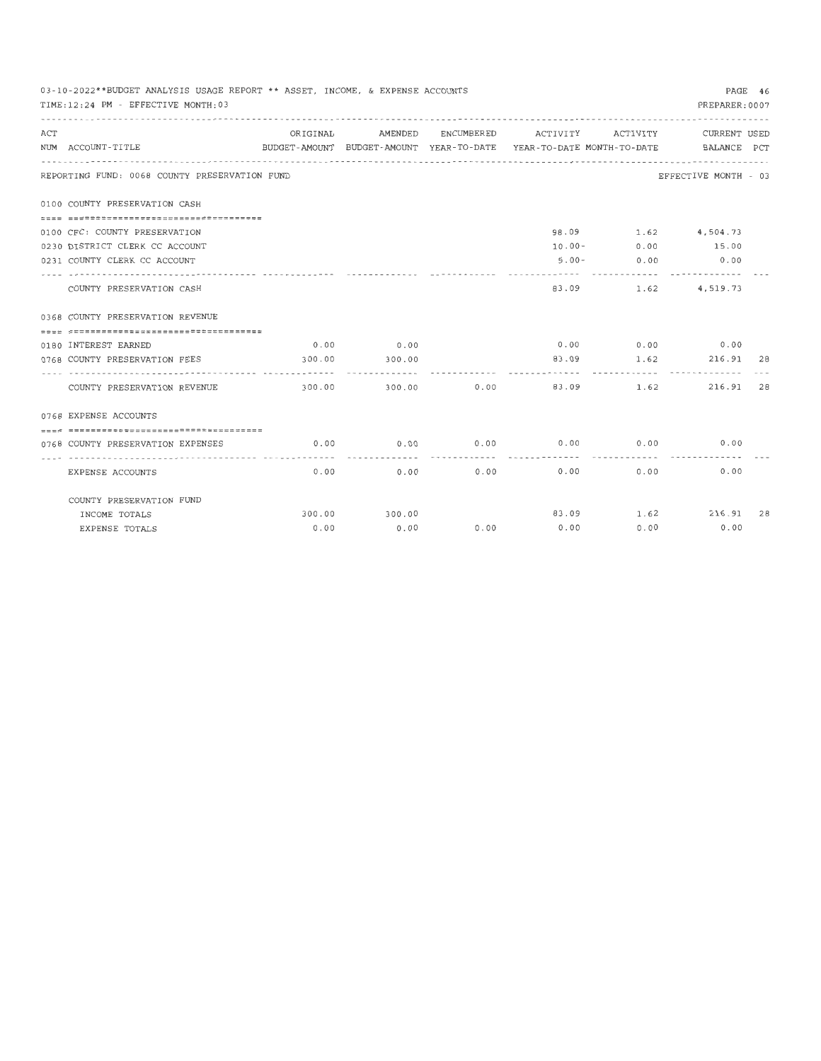03-10-2022**BUDGET ANALYSIS USAGE REPORT ** ASSET, INCOME, & EXPENSE ACCOUNTS

TIME:12:24 PM - EFFECTIVE MONTH:03

PREPARER:0007

| ACT NUM | ACCOUNT-TITLE | ORIGINAL BUDGET-AMOUNT | AMENDED BUDGET-AMOUNT | ENCUMBERED YEAR-TO-DATE | ACTIVITY YEAR-TO-DATE | ACTIVITY MONTH-TO-DATE | CURRENT BALANCE | USED PCT |
|---|---|---|---|---|---|---|---|---|
| | **REPORTING FUND: 0068 COUNTY PRESERVATION FUND** | | | | | | EFFECTIVE MONTH - 03 | |
| 0100 | COUNTY PRESERVATION CASH | | | | | | | |
| 0100 | CFC: COUNTY PRESERVATION | | | | 98.09 | 1.62 | 4,504.73 | |
| 0230 | DISTRICT CLERK CC ACCOUNT | | | | 10.00- | 0.00 | 15.00 | |
| 0231 | COUNTY CLERK CC ACCOUNT | | | | 5.00- | 0.00 | 0.00 | |
| | COUNTY PRESERVATION CASH | | | | 83.09 | 1.62 | 4,519.73 | |
| 0368 | COUNTY PRESERVATION REVENUE | | | | | | | |
| 0180 | INTEREST EARNED | 0.00 | 0.00 | | 0.00 | 0.00 | 0.00 | |
| 0768 | COUNTY PRESERVATION FEES | 300.00 | 300.00 | | 83.09 | 1.62 | 216.91 | 28 |
| | COUNTY PRESERVATION REVENUE | 300.00 | 300.00 | 0.00 | 83.09 | 1.62 | 216.91 | 28 |
| 0768 | EXPENSE ACCOUNTS | | | | | | | |
| 0768 | COUNTY PRESERVATION EXPENSES | 0.00 | 0.00 | 0.00 | 0.00 | 0.00 | 0.00 | |
| | EXPENSE ACCOUNTS | 0.00 | 0.00 | 0.00 | 0.00 | 0.00 | 0.00 | |
| | COUNTY PRESERVATION FUND | | | | | | | |
| | INCOME TOTALS | 300.00 | 300.00 | | 83.09 | 1.62 | 216.91 | 28 |
| | EXPENSE TOTALS | 0.00 | 0.00 | 0.00 | 0.00 | 0.00 | 0.00 | |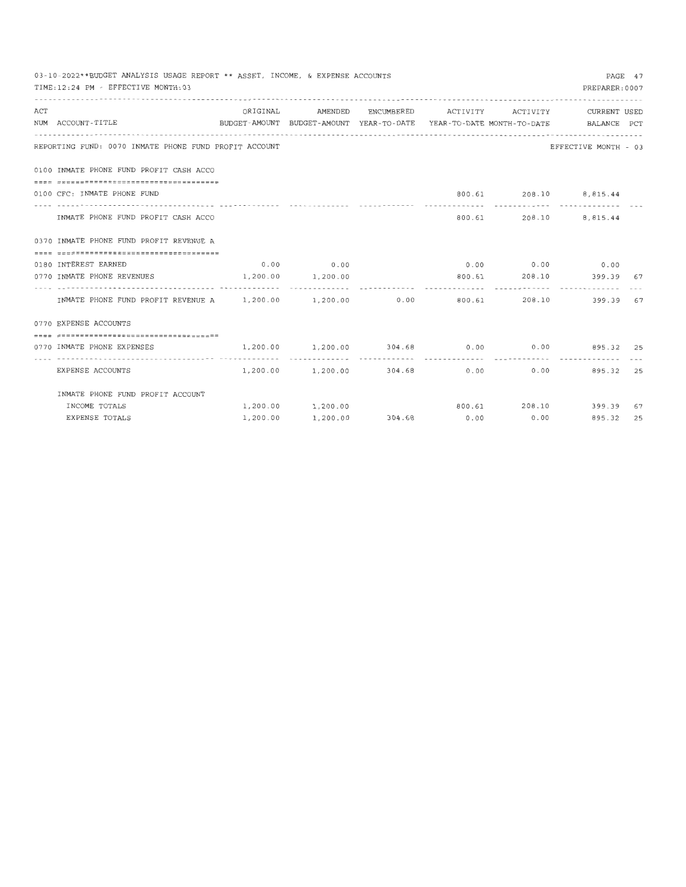03-10-2022**BUDGET ANALYSIS USAGE REPORT ** ASSET, INCOME, & EXPENSE ACCOUNTS
TIME:12:24 PM - EFFECTIVE MONTH:03

PREPARER:0007

| ACT NUM | ACCOUNT-TITLE | ORIGINAL BUDGET-AMOUNT | AMENDED BUDGET-AMOUNT | ENCUMBERED YEAR-TO-DATE | ACTIVITY YEAR-TO-DATE | ACTIVITY MONTH-TO-DATE | CURRENT BALANCE | USED PCT |
|---|---|---|---|---|---|---|---|---|
| | REPORTING FUND: 0070 INMATE PHONE FUND PROFIT ACCOUNT | | | | | | EFFECTIVE MONTH - 03 | |
| 0100 | INMATE PHONE FUND PROFIT CASH ACCO | | | | | | | |
| 0100 | CFC: INMATE PHONE FUND | | | | 800.61 | 208.10 | 8,815.44 | |
| | INMATE PHONE FUND PROFIT CASH ACCO | | | | 800.61 | 208.10 | 8,815.44 | |
| 0370 | INMATE PHONE FUND PROFIT REVENUE A | | | | | | | |
| 0180 | INTEREST EARNED | 0.00 | 0.00 | | 0.00 | 0.00 | 0.00 | |
| 0770 | INMATE PHONE REVENUES | 1,200.00 | 1,200.00 | | 800.61 | 208.10 | 399.39 | 67 |
| | INMATE PHONE FUND PROFIT REVENUE A | 1,200.00 | 1,200.00 | 0.00 | 800.61 | 208.10 | 399.39 | 67 |
| 0770 | EXPENSE ACCOUNTS | | | | | | | |
| 0770 | INMATE PHONE EXPENSES | 1,200.00 | 1,200.00 | 304.68 | 0.00 | 0.00 | 895.32 | 25 |
| | EXPENSE ACCOUNTS | 1,200.00 | 1,200.00 | 304.68 | 0.00 | 0.00 | 895.32 | 25 |
| | INMATE PHONE FUND PROFIT ACCOUNT | | | | | | | |
| | INCOME TOTALS | 1,200.00 | 1,200.00 | | 800.61 | 208.10 | 399.39 | 67 |
| | EXPENSE TOTALS | 1,200.00 | 1,200.00 | 304.68 | 0.00 | 0.00 | 895.32 | 25 |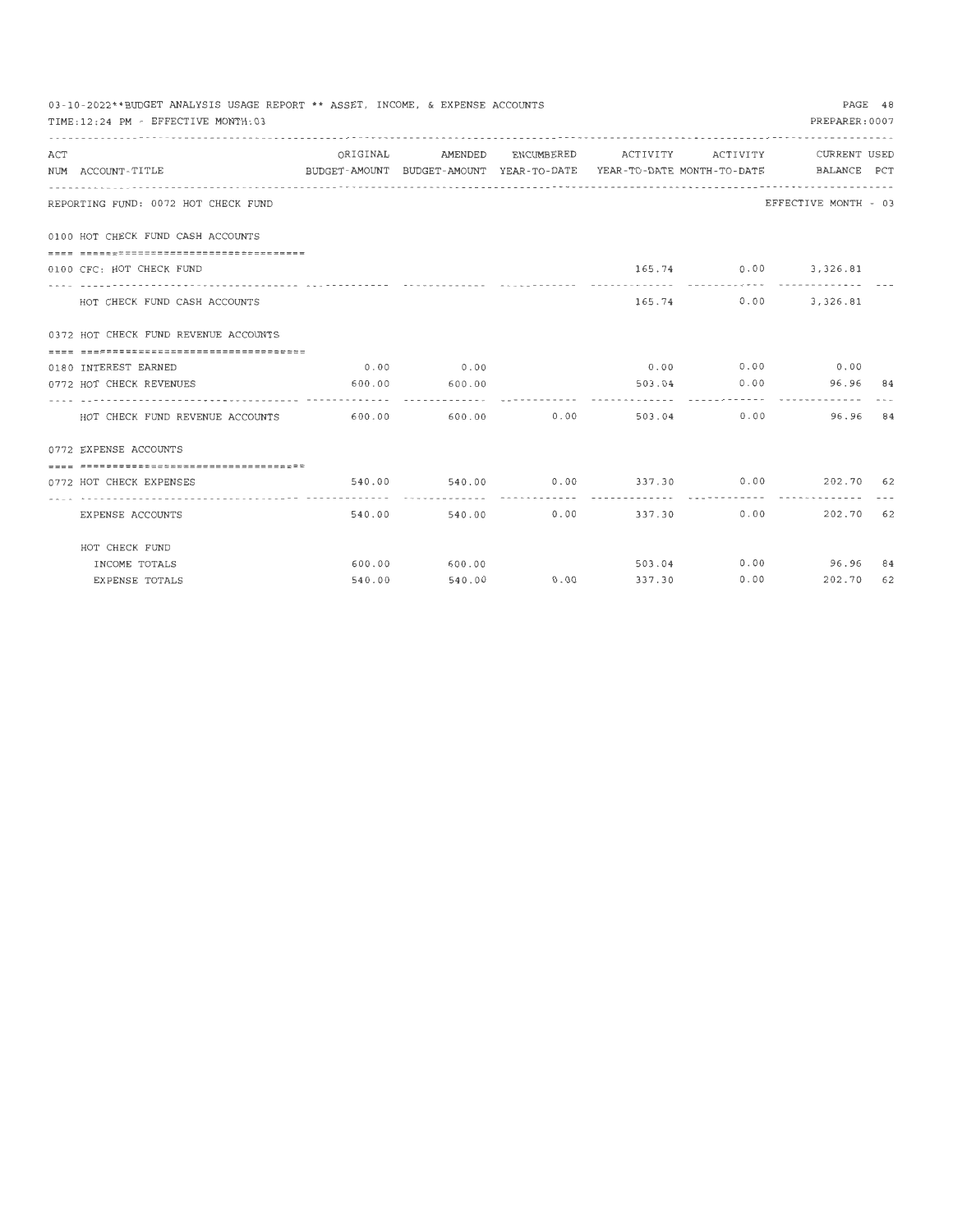03-10-2022**BUDGET ANALYSIS USAGE REPORT ** ASSET, INCOME, & EXPENSE ACCOUNTS

TIME:12:24 PM - EFFECTIVE MONTH:03

PREPARER:0007

| ACT NUM | ACCOUNT-TITLE | ORIGINAL BUDGET-AMOUNT | AMENDED BUDGET-AMOUNT | ENCUMBERED YEAR-TO-DATE | ACTIVITY YEAR-TO-DATE | ACTIVITY MONTH-TO-DATE | CURRENT BALANCE | USED PCT |
|---|---|---|---|---|---|---|---|---|
| | REPORTING FUND: 0072 HOT CHECK FUND | | | | | | EFFECTIVE MONTH - 03 | |
| | 0100 HOT CHECK FUND CASH ACCOUNTS | | | | | | | |
| 0100 | CFC: HOT CHECK FUND | | | | 165.74 | 0.00 | 3,326.81 | |
| | HOT CHECK FUND CASH ACCOUNTS | | | | 165.74 | 0.00 | 3,326.81 | |
| | 0372 HOT CHECK FUND REVENUE ACCOUNTS | | | | | | | |
| 0180 | INTEREST EARNED | 0.00 | 0.00 | | 0.00 | 0.00 | 0.00 | |
| 0772 | HOT CHECK REVENUES | 600.00 | 600.00 | | 503.04 | 0.00 | 96.96 | 84 |
| | HOT CHECK FUND REVENUE ACCOUNTS | 600.00 | 600.00 | 0.00 | 503.04 | 0.00 | 96.96 | 84 |
| | 0772 EXPENSE ACCOUNTS | | | | | | | |
| 0772 | HOT CHECK EXPENSES | 540.00 | 540.00 | 0.00 | 337.30 | 0.00 | 202.70 | 62 |
| | EXPENSE ACCOUNTS | 540.00 | 540.00 | 0.00 | 337.30 | 0.00 | 202.70 | 62 |
| | HOT CHECK FUND | | | | | | | |
| | INCOME TOTALS | 600.00 | 600.00 | | 503.04 | 0.00 | 96.96 | 84 |
| | EXPENSE TOTALS | 540.00 | 540.00 | 0.00 | 337.30 | 0.00 | 202.70 | 62 |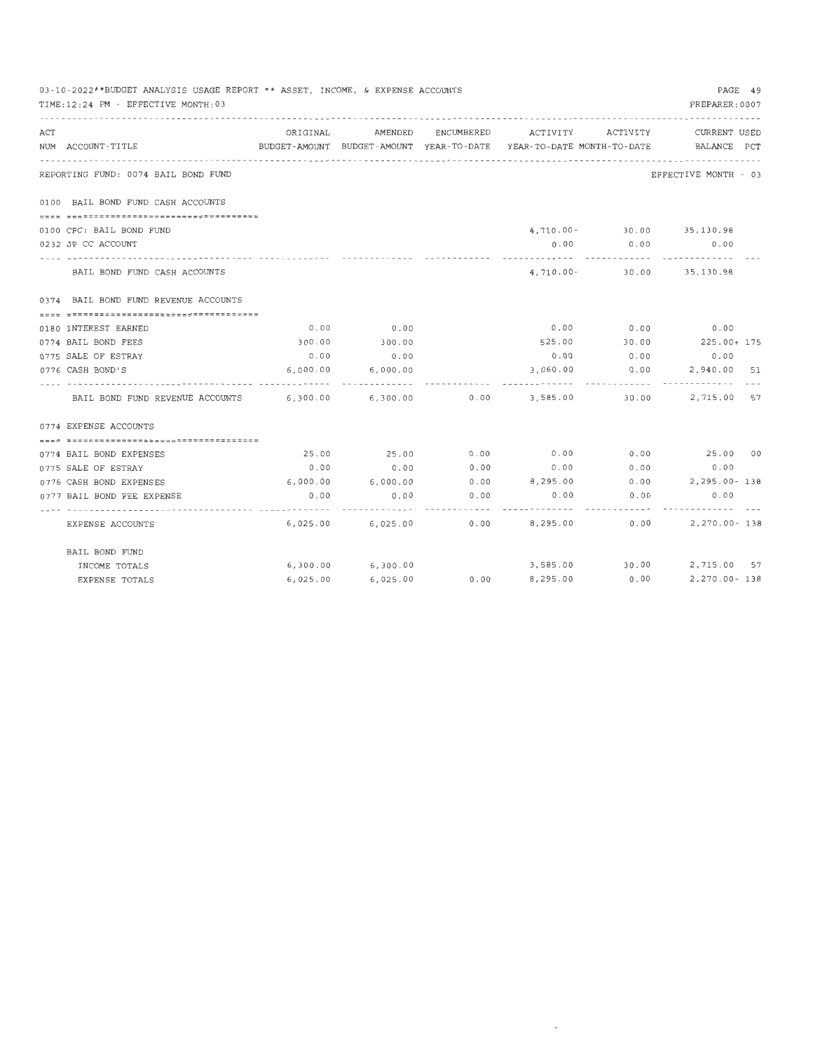03-10-2022**BUDGET ANALYSIS USAGE REPORT ** ASSET, INCOME, & EXPENSE ACCOUNTS
TIME:12:24 PM - EFFECTIVE MONTH:03
PREPARER:0007

REPORTING FUND: 0074 BAIL BOND FUND — EFFECTIVE MONTH - 03

| ACT NUM ACCOUNT-TITLE | ORIGINAL BUDGET-AMOUNT | AMENDED BUDGET-AMOUNT | ENCUMBERED YEAR-TO-DATE | ACTIVITY YEAR-TO-DATE | ACTIVITY MONTH-TO-DATE | CURRENT BALANCE | USED PCT |
|---|---|---|---|---|---|---|---|
| **0100 BAIL BOND FUND CASH ACCOUNTS** | | | | | | | |
| 0100 CFC: BAIL BOND FUND | | | | 4,710.00- | 30.00 | 35,130.98 | |
| 0232 JP CC ACCOUNT | | | | 0.00 | 0.00 | 0.00 | |
| BAIL BOND FUND CASH ACCOUNTS | | | | 4,710.00- | 30.00 | 35,130.98 | |
| **0374 BAIL BOND FUND REVENUE ACCOUNTS** | | | | | | | |
| 0180 INTEREST EARNED | 0.00 | 0.00 | | 0.00 | 0.00 | 0.00 | |
| 0774 BAIL BOND FEES | 300.00 | 300.00 | | 525.00 | 30.00 | 225.00+ | 175 |
| 0775 SALE OF ESTRAY | 0.00 | 0.00 | | 0.00 | 0.00 | 0.00 | |
| 0776 CASH BOND'S | 6,000.00 | 6,000.00 | | 3,060.00 | 0.00 | 2,940.00 | 51 |
| BAIL BOND FUND REVENUE ACCOUNTS | 6,300.00 | 6,300.00 | 0.00 | 3,585.00 | 30.00 | 2,715.00 | 57 |
| **0774 EXPENSE ACCOUNTS** | | | | | | | |
| 0774 BAIL BOND EXPENSES | 25.00 | 25.00 | 0.00 | 0.00 | 0.00 | 25.00 | 00 |
| 0775 SALE OF ESTRAY | 0.00 | 0.00 | 0.00 | 0.00 | 0.00 | 0.00 | |
| 0776 CASH BOND EXPENSES | 6,000.00 | 6,000.00 | 0.00 | 8,295.00 | 0.00 | 2,295.00- | 138 |
| 0777 BAIL BOND FEE EXPENSE | 0.00 | 0.00 | 0.00 | 0.00 | 0.00 | 0.00 | |
| EXPENSE ACCOUNTS | 6,025.00 | 6,025.00 | 0.00 | 8,295.00 | 0.00 | 2,270.00- | 138 |
| **BAIL BOND FUND** | | | | | | | |
| INCOME TOTALS | 6,300.00 | 6,300.00 | | 3,585.00 | 30.00 | 2,715.00 | 57 |
| EXPENSE TOTALS | 6,025.00 | 6,025.00 | 0.00 | 8,295.00 | 0.00 | 2,270.00- | 138 |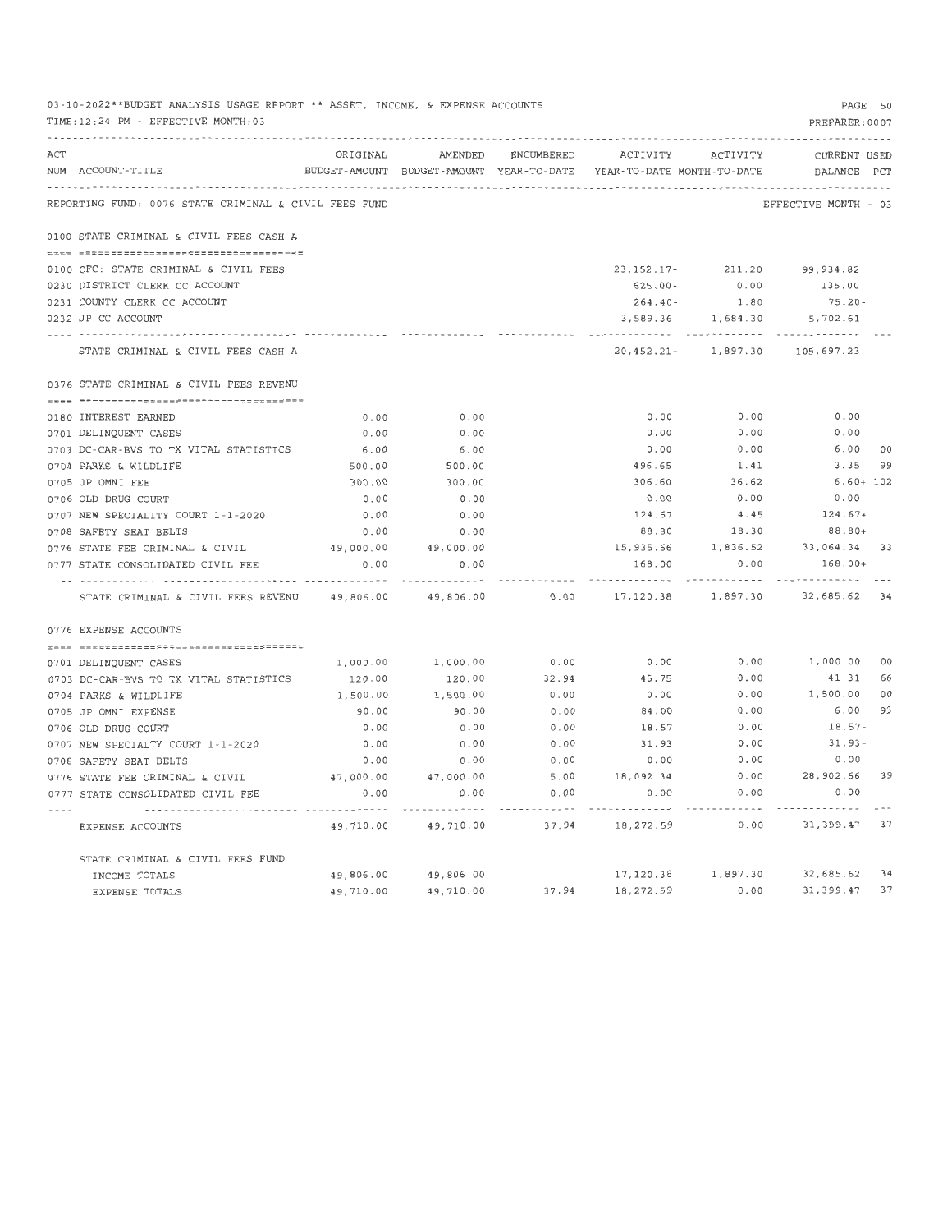03-10-2022**BUDGET ANALYSIS USAGE REPORT ** ASSET, INCOME, & EXPENSE ACCOUNTS

TIME:12:24 PM - EFFECTIVE MONTH:03

PREPARER:0007

REPORTING FUND: 0076 STATE CRIMINAL & CIVIL FEES FUND — EFFECTIVE MONTH - 03

| ACT NUM | ACCOUNT-TITLE | ORIGINAL BUDGET-AMOUNT | AMENDED BUDGET-AMOUNT | ENCUMBERED YEAR-TO-DATE | ACTIVITY YEAR-TO-DATE | ACTIVITY MONTH-TO-DATE | CURRENT BALANCE | USED PCT |
|---|---|---|---|---|---|---|---|---|
| | **0100 STATE CRIMINAL & CIVIL FEES CASH A** | | | | | | | |
| 0100 | CFC: STATE CRIMINAL & CIVIL FEES | | | | 23,152.17- | 211.20 | 99,934.82 | |
| 0230 | DISTRICT CLERK CC ACCOUNT | | | | 625.00- | 0.00 | 135.00 | |
| 0231 | COUNTY CLERK CC ACCOUNT | | | | 264.40- | 1.80 | 75.20- | |
| 0232 | JP CC ACCOUNT | | | | 3,589.36 | 1,684.30 | 5,702.61 | |
| | STATE CRIMINAL & CIVIL FEES CASH A | | | | 20,452.21- | 1,897.30 | 105,697.23 | |
| | **0376 STATE CRIMINAL & CIVIL FEES REVENU** | | | | | | | |
| 0180 | INTEREST EARNED | 0.00 | 0.00 | | 0.00 | 0.00 | 0.00 | |
| 0701 | DELINQUENT CASES | 0.00 | 0.00 | | 0.00 | 0.00 | 0.00 | |
| 0703 | DC-CAR-BVS TO TX VITAL STATISTICS | 6.00 | 6.00 | | 0.00 | 0.00 | 6.00 | 00 |
| 0704 | PARKS & WILDLIFE | 500.00 | 500.00 | | 496.65 | 1.41 | 3.35 | 99 |
| 0705 | JP OMNI FEE | 300.00 | 300.00 | | 306.60 | 36.62 | 6.60+ | 102 |
| 0706 | OLD DRUG COURT | 0.00 | 0.00 | | 0.00 | 0.00 | 0.00 | |
| 0707 | NEW SPECIALITY COURT 1-1-2020 | 0.00 | 0.00 | | 124.67 | 4.45 | 124.67+ | |
| 0708 | SAFETY SEAT BELTS | 0.00 | 0.00 | | 88.80 | 18.30 | 88.80+ | |
| 0776 | STATE FEE CRIMINAL & CIVIL | 49,000.00 | 49,000.00 | | 15,935.66 | 1,836.52 | 33,064.34 | 33 |
| 0777 | STATE CONSOLIDATED CIVIL FEE | 0.00 | 0.00 | | 168.00 | 0.00 | 168.00+ | |
| | STATE CRIMINAL & CIVIL FEES REVENU | 49,806.00 | 49,806.00 | 0.00 | 17,120.38 | 1,897.30 | 32,685.62 | 34 |
| | **0776 EXPENSE ACCOUNTS** | | | | | | | |
| 0701 | DELINQUENT CASES | 1,000.00 | 1,000.00 | 0.00 | 0.00 | 0.00 | 1,000.00 | 00 |
| 0703 | DC-CAR-BVS TO TX VITAL STATISTICS | 120.00 | 120.00 | 32.94 | 45.75 | 0.00 | 41.31 | 66 |
| 0704 | PARKS & WILDLIFE | 1,500.00 | 1,500.00 | 0.00 | 0.00 | 0.00 | 1,500.00 | 00 |
| 0705 | JP OMNI EXPENSE | 90.00 | 90.00 | 0.00 | 84.00 | 0.00 | 6.00 | 93 |
| 0706 | OLD DRUG COURT | 0.00 | 0.00 | 0.00 | 18.57 | 0.00 | 18.57- | |
| 0707 | NEW SPECIALTY COURT 1-1-2020 | 0.00 | 0.00 | 0.00 | 31.93 | 0.00 | 31.93- | |
| 0708 | SAFETY SEAT BELTS | 0.00 | 0.00 | 0.00 | 0.00 | 0.00 | 0.00 | |
| 0776 | STATE FEE CRIMINAL & CIVIL | 47,000.00 | 47,000.00 | 5.00 | 18,092.34 | 0.00 | 28,902.66 | 39 |
| 0777 | STATE CONSOLIDATED CIVIL FEE | 0.00 | 0.00 | 0.00 | 0.00 | 0.00 | 0.00 | |
| | EXPENSE ACCOUNTS | 49,710.00 | 49,710.00 | 37.94 | 18,272.59 | 0.00 | 31,399.47 | 37 |
| | **STATE CRIMINAL & CIVIL FEES FUND** | | | | | | | |
| | INCOME TOTALS | 49,806.00 | 49,806.00 | | 17,120.38 | 1,897.30 | 32,685.62 | 34 |
| | EXPENSE TOTALS | 49,710.00 | 49,710.00 | 37.94 | 18,272.59 | 0.00 | 31,399.47 | 37 |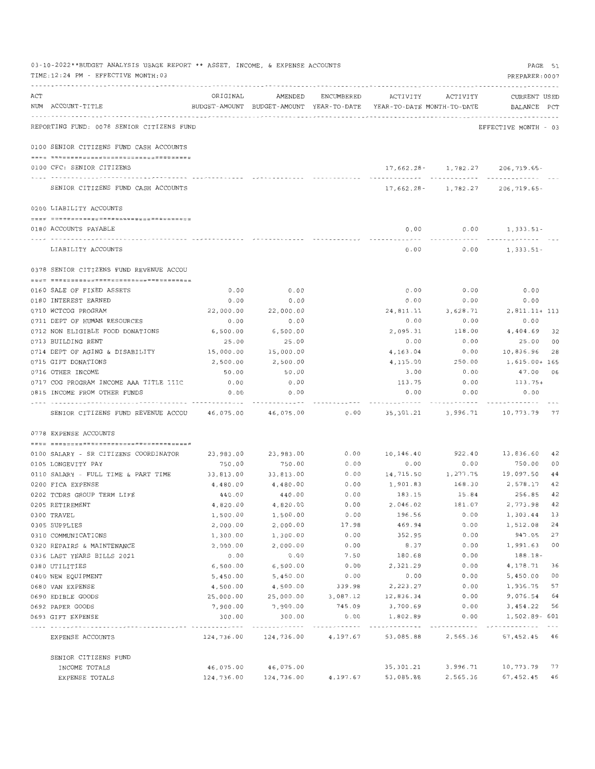03-10-2022**BUDGET ANALYSIS USAGE REPORT ** ASSET, INCOME, & EXPENSE ACCOUNTS
TIME:12:24 PM - EFFECTIVE MONTH:03

PREPARER:0007

| ACT NUM | ACCOUNT-TITLE | ORIGINAL BUDGET-AMOUNT | AMENDED BUDGET-AMOUNT | ENCUMBERED YEAR-TO-DATE | ACTIVITY YEAR-TO-DATE | ACTIVITY MONTH-TO-DATE | CURRENT BALANCE | USED PCT |
|---|---|---|---|---|---|---|---|---|
| | REPORTING FUND: 0078 SENIOR CITIZENS FUND | | | | | | EFFECTIVE MONTH - 03 | |
| | **0100 SENIOR CITIZENS FUND CASH ACCOUNTS** | | | | | | | |
| 0100 | CFC: SENIOR CITIZENS | | | | 17,662.28- | 1,782.27 | 206,719.65- | |
| | SENIOR CITIZENS FUND CASH ACCOUNTS | | | | 17,662.28- | 1,782.27 | 206,719.65- | |
| | **0200 LIABILITY ACCOUNTS** | | | | | | | |
| 0180 | ACCOUNTS PAYABLE | | | | 0.00 | 0.00 | 1,333.51- | |
| | LIABILITY ACCOUNTS | | | | 0.00 | 0.00 | 1,333.51- | |
| | **0378 SENIOR CITIZENS FUND REVENUE ACCOU** | | | | | | | |
| 0160 | SALE OF FIXED ASSETS | 0.00 | 0.00 | | 0.00 | 0.00 | 0.00 | |
| 0180 | INTEREST EARNED | 0.00 | 0.00 | | 0.00 | 0.00 | 0.00 | |
| 0710 | WCTCOG PROGRAM | 22,000.00 | 22,000.00 | | 24,811.11 | 3,628.71 | 2,811.11+ | 113 |
| 0711 | DEPT OF HUMAN RESOURCES | 0.00 | 0.00 | | 0.00 | 0.00 | 0.00 | |
| 0712 | NON ELIGIBLE FOOD DONATIONS | 6,500.00 | 6,500.00 | | 2,095.31 | 118.00 | 4,404.69 | 32 |
| 0713 | BUILDING RENT | 25.00 | 25.00 | | 0.00 | 0.00 | 25.00 | 00 |
| 0714 | DEPT OF AGING & DISABILITY | 15,000.00 | 15,000.00 | | 4,163.04 | 0.00 | 10,836.96 | 28 |
| 0715 | GIFT DONATIONS | 2,500.00 | 2,500.00 | | 4,115.00 | 250.00 | 1,615.00+ | 165 |
| 0716 | OTHER INCOME | 50.00 | 50.00 | | 3.00 | 0.00 | 47.00 | 06 |
| 0717 | COG PROGRAM INCOME AAA TITLE IIIC | 0.00 | 0.00 | | 113.75 | 0.00 | 113.75+ | |
| 0815 | INCOME FROM OTHER FUNDS | 0.00 | 0.00 | | 0.00 | 0.00 | 0.00 | |
| | SENIOR CITIZENS FUND REVENUE ACCOU | 46,075.00 | 46,075.00 | 0.00 | 35,301.21 | 3,996.71 | 10,773.79 | 77 |
| | **0778 EXPENSE ACCOUNTS** | | | | | | | |
| 0100 | SALARY - SR CITIZENS COORDINATOR | 23,983.00 | 23,983.00 | 0.00 | 10,146.40 | 922.40 | 13,836.60 | 42 |
| 0105 | LONGEVITY PAY | 750.00 | 750.00 | 0.00 | 0.00 | 0.00 | 750.00 | 00 |
| 0110 | SALARY - FULL TIME & PART TIME | 33,813.00 | 33,813.00 | 0.00 | 14,715.50 | 1,277.75 | 19,097.50 | 44 |
| 0200 | FICA EXPENSE | 4,480.00 | 4,480.00 | 0.00 | 1,901.83 | 168.30 | 2,578.17 | 42 |
| 0202 | TCDRS GROUP TERM LIFE | 440.00 | 440.00 | 0.00 | 183.15 | 15.84 | 256.85 | 42 |
| 0205 | RETIREMENT | 4,820.00 | 4,820.00 | 0.00 | 2,046.02 | 181.07 | 2,773.98 | 42 |
| 0300 | TRAVEL | 1,500.00 | 1,500.00 | 0.00 | 196.56 | 0.00 | 1,303.44 | 13 |
| 0305 | SUPPLIES | 2,000.00 | 2,000.00 | 17.98 | 469.94 | 0.00 | 1,512.08 | 24 |
| 0310 | COMMUNICATIONS | 1,300.00 | 1,300.00 | 0.00 | 352.95 | 0.00 | 947.05 | 27 |
| 0320 | REPAIRS & MAINTENANCE | 2,000.00 | 2,000.00 | 0.00 | 8.37 | 0.00 | 1,991.63 | 00 |
| 0336 | LAST YEARS BILLS 2021 | 0.00 | 0.00 | 7.50 | 180.68 | 0.00 | 188.18- | |
| 0380 | UTILITIES | 6,500.00 | 6,500.00 | 0.00 | 2,321.29 | 0.00 | 4,178.71 | 36 |
| 0400 | NEW EQUIPMENT | 5,450.00 | 5,450.00 | 0.00 | 0.00 | 0.00 | 5,450.00 | 00 |
| 0680 | VAN EXPENSE | 4,500.00 | 4,500.00 | 339.98 | 2,223.27 | 0.00 | 1,936.75 | 57 |
| 0690 | EDIBLE GOODS | 25,000.00 | 25,000.00 | 3,087.12 | 12,836.34 | 0.00 | 9,076.54 | 64 |
| 0692 | PAPER GOODS | 7,900.00 | 7,900.00 | 745.09 | 3,700.69 | 0.00 | 3,454.22 | 56 |
| 0693 | GIFT EXPENSE | 300.00 | 300.00 | 0.00 | 1,802.89 | 0.00 | 1,502.89- | 601 |
| | EXPENSE ACCOUNTS | 124,736.00 | 124,736.00 | 4,197.67 | 53,085.88 | 2,565.36 | 67,452.45 | 46 |
| | **SENIOR CITIZENS FUND** | | | | | | | |
| | INCOME TOTALS | 46,075.00 | 46,075.00 | | 35,301.21 | 3,996.71 | 10,773.79 | 77 |
| | EXPENSE TOTALS | 124,736.00 | 124,736.00 | 4,197.67 | 53,085.88 | 2,565.36 | 67,452.45 | 46 |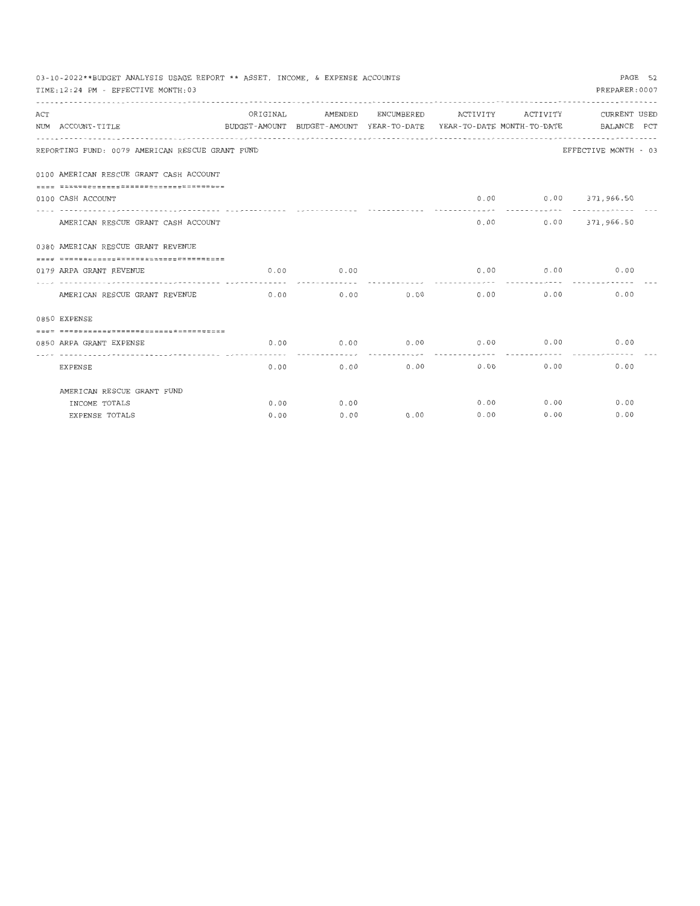03-10-2022**BUDGET ANALYSIS USAGE REPORT ** ASSET, INCOME, & EXPENSE ACCOUNTS

TIME:12:24 PM - EFFECTIVE MONTH:03

PREPARER:0007

REPORTING FUND: 0079 AMERICAN RESCUE GRANT FUND

EFFECTIVE MONTH - 03

| ACT NUM | ACCOUNT-TITLE | ORIGINAL BUDGET-AMOUNT | AMENDED BUDGET-AMOUNT | ENCUMBERED YEAR-TO-DATE | ACTIVITY YEAR-TO-DATE | ACTIVITY MONTH-TO-DATE | CURRENT BALANCE | USED PCT |
|---|---|---|---|---|---|---|---|---|
| 0100 | AMERICAN RESCUE GRANT CASH ACCOUNT | | | | | | | |
| 0100 | CASH ACCOUNT | | | | 0.00 | 0.00 | 371,966.50 | |
| | AMERICAN RESCUE GRANT CASH ACCOUNT | | | | 0.00 | 0.00 | 371,966.50 | |
| 0380 | AMERICAN RESCUE GRANT REVENUE | | | | | | | |
| 0179 | ARPA GRANT REVENUE | 0.00 | 0.00 | | 0.00 | 0.00 | 0.00 | |
| | AMERICAN RESCUE GRANT REVENUE | 0.00 | 0.00 | 0.00 | 0.00 | 0.00 | 0.00 | |
| 0850 | EXPENSE | | | | | | | |
| 0850 | ARPA GRANT EXPENSE | 0.00 | 0.00 | 0.00 | 0.00 | 0.00 | 0.00 | |
| | EXPENSE | 0.00 | 0.00 | 0.00 | 0.00 | 0.00 | 0.00 | |
| | AMERICAN RESCUE GRANT FUND | | | | | | | |
| | INCOME TOTALS | 0.00 | 0.00 | | 0.00 | 0.00 | 0.00 | |
| | EXPENSE TOTALS | 0.00 | 0.00 | 0.00 | 0.00 | 0.00 | 0.00 | |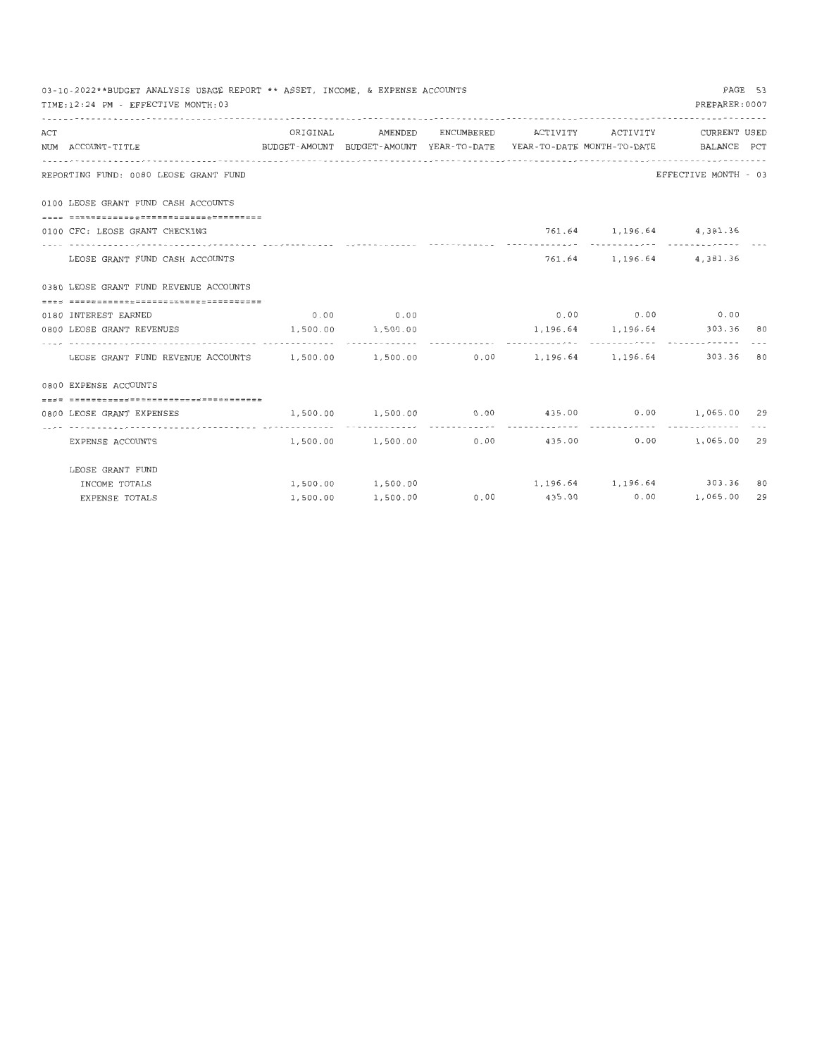03-10-2022**BUDGET ANALYSIS USAGE REPORT ** ASSET, INCOME, & EXPENSE ACCOUNTS

TIME:12:24 PM - EFFECTIVE MONTH:03

PREPARER:0007

REPORTING FUND: 0080 LEOSE GRANT FUND

EFFECTIVE MONTH - 03

| ACT NUM | ACCOUNT-TITLE | ORIGINAL BUDGET-AMOUNT | AMENDED BUDGET-AMOUNT | ENCUMBERED YEAR-TO-DATE | ACTIVITY YEAR-TO-DATE | ACTIVITY MONTH-TO-DATE | CURRENT BALANCE | USED PCT |
|---|---|---|---|---|---|---|---|---|
| 0100 | LEOSE GRANT FUND CASH ACCOUNTS | | | | | | | |
| 0100 | CFC: LEOSE GRANT CHECKING | | | | 761.64 | 1,196.64 | 4,381.36 | |
| | LEOSE GRANT FUND CASH ACCOUNTS | | | | 761.64 | 1,196.64 | 4,381.36 | |
| 0380 | LEOSE GRANT FUND REVENUE ACCOUNTS | | | | | | | |
| 0180 | INTEREST EARNED | 0.00 | 0.00 | | 0.00 | 0.00 | 0.00 | |
| 0800 | LEOSE GRANT REVENUES | 1,500.00 | 1,500.00 | | 1,196.64 | 1,196.64 | 303.36 | 80 |
| | LEOSE GRANT FUND REVENUE ACCOUNTS | 1,500.00 | 1,500.00 | 0.00 | 1,196.64 | 1,196.64 | 303.36 | 80 |
| 0800 | EXPENSE ACCOUNTS | | | | | | | |
| 0800 | LEOSE GRANT EXPENSES | 1,500.00 | 1,500.00 | 0.00 | 435.00 | 0.00 | 1,065.00 | 29 |
| | EXPENSE ACCOUNTS | 1,500.00 | 1,500.00 | 0.00 | 435.00 | 0.00 | 1,065.00 | 29 |
| | LEOSE GRANT FUND | | | | | | | |
| | INCOME TOTALS | 1,500.00 | 1,500.00 | | 1,196.64 | 1,196.64 | 303.36 | 80 |
| | EXPENSE TOTALS | 1,500.00 | 1,500.00 | 0.00 | 435.00 | 0.00 | 1,065.00 | 29 |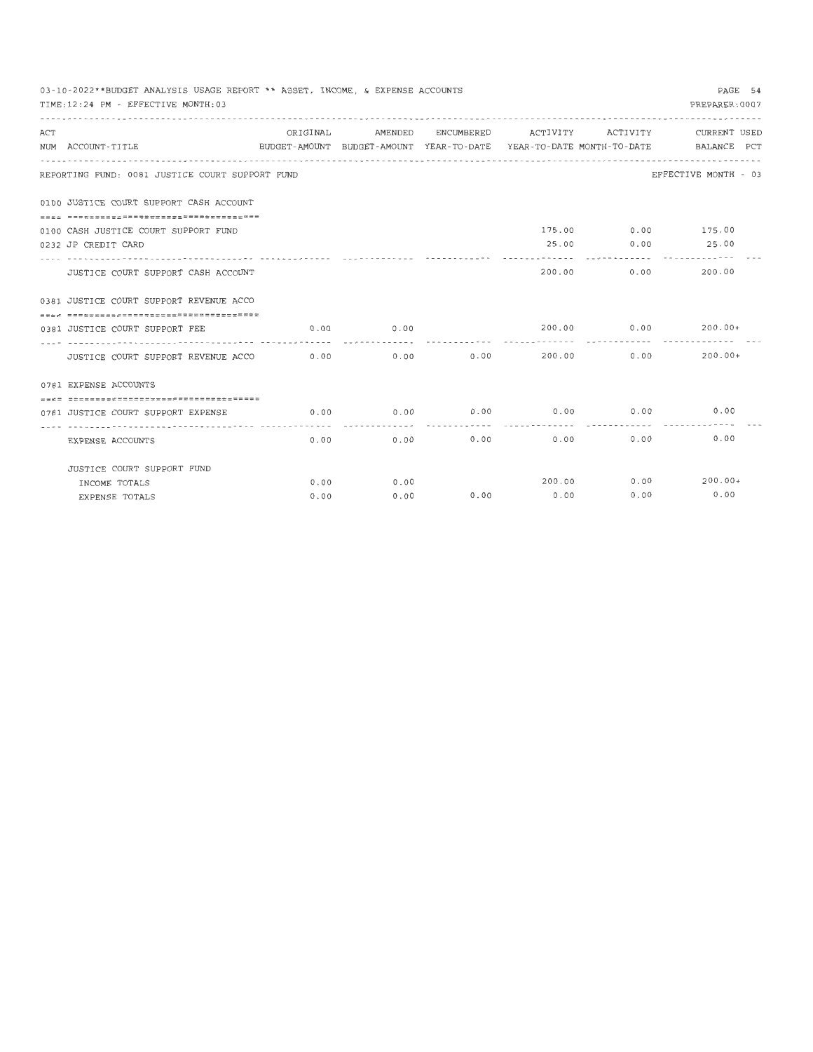03-10-2022**BUDGET ANALYSIS USAGE REPORT ** ASSET, INCOME, & EXPENSE ACCOUNTS

TIME:12:24 PM - EFFECTIVE MONTH:03

PREPARER:0007

| ACT NUM | ACCOUNT-TITLE | ORIGINAL BUDGET-AMOUNT | AMENDED BUDGET-AMOUNT | ENCUMBERED YEAR-TO-DATE | ACTIVITY YEAR-TO-DATE | ACTIVITY MONTH-TO-DATE | CURRENT BALANCE | USED PCT |
|---|---|---|---|---|---|---|---|---|
| | **REPORTING FUND: 0081 JUSTICE COURT SUPPORT FUND** | | | | | | EFFECTIVE MONTH - 03 | |
| 0100 | **JUSTICE COURT SUPPORT CASH ACCOUNT** | | | | | | | |
| 0100 | CASH JUSTICE COURT SUPPORT FUND | | | | 175.00 | 0.00 | 175.00 | |
| 0232 | JP CREDIT CARD | | | | 25.00 | 0.00 | 25.00 | |
| | JUSTICE COURT SUPPORT CASH ACCOUNT | | | | 200.00 | 0.00 | 200.00 | |
| 0381 | **JUSTICE COURT SUPPORT REVENUE ACCO** | | | | | | | |
| 0381 | JUSTICE COURT SUPPORT FEE | 0.00 | 0.00 | | 200.00 | 0.00 | 200.00+ | |
| | JUSTICE COURT SUPPORT REVENUE ACCO | 0.00 | 0.00 | 0.00 | 200.00 | 0.00 | 200.00+ | |
| 0781 | **EXPENSE ACCOUNTS** | | | | | | | |
| 0781 | JUSTICE COURT SUPPORT EXPENSE | 0.00 | 0.00 | 0.00 | 0.00 | 0.00 | 0.00 | |
| | EXPENSE ACCOUNTS | 0.00 | 0.00 | 0.00 | 0.00 | 0.00 | 0.00 | |
| | **JUSTICE COURT SUPPORT FUND** | | | | | | | |
| | INCOME TOTALS | 0.00 | 0.00 | | 200.00 | 0.00 | 200.00+ | |
| | EXPENSE TOTALS | 0.00 | 0.00 | 0.00 | 0.00 | 0.00 | 0.00 | |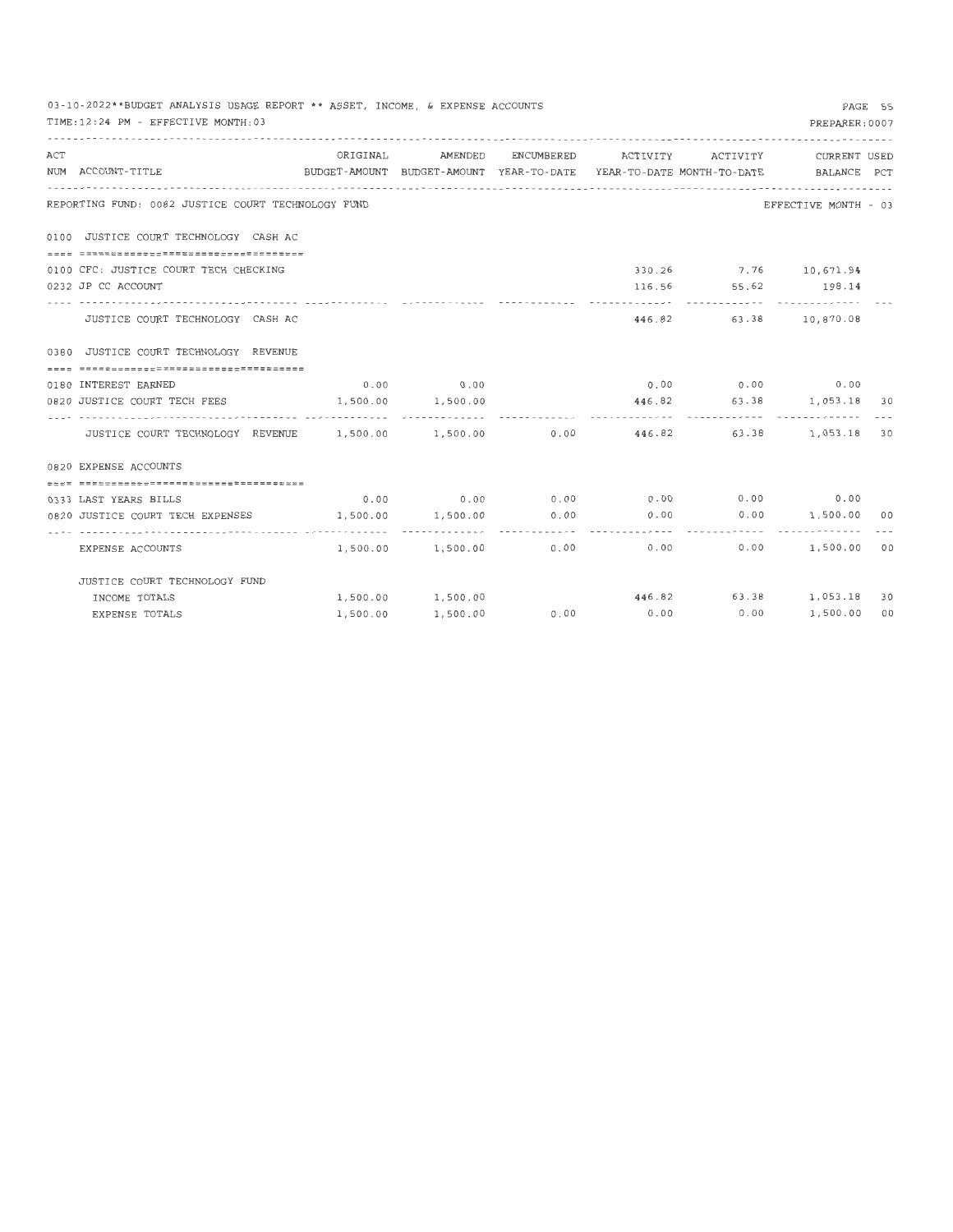03-10-2022**BUDGET ANALYSIS USAGE REPORT ** ASSET, INCOME, & EXPENSE ACCOUNTS

TIME:12:24 PM - EFFECTIVE MONTH:03

PREPARER:0007

REPORTING FUND: 0082 JUSTICE COURT TECHNOLOGY FUND — EFFECTIVE MONTH - 03

| ACT NUM | ACCOUNT-TITLE | ORIGINAL BUDGET-AMOUNT | AMENDED BUDGET-AMOUNT | ENCUMBERED YEAR-TO-DATE | ACTIVITY YEAR-TO-DATE | ACTIVITY MONTH-TO-DATE | CURRENT BALANCE | USED PCT |
|---|---|---|---|---|---|---|---|---|
| 0100 | JUSTICE COURT TECHNOLOGY CASH AC | | | | | | | |
| 0100 | CFC: JUSTICE COURT TECH CHECKING | | | | 330.26 | 7.76 | 10,671.94 | |
| 0232 | JP CC ACCOUNT | | | | 116.56 | 55.62 | 198.14 | |
| | JUSTICE COURT TECHNOLOGY CASH AC | | | | 446.82 | 63.38 | 10,870.08 | |
| 0380 | JUSTICE COURT TECHNOLOGY REVENUE | | | | | | | |
| 0180 | INTEREST EARNED | 0.00 | 0.00 | | 0.00 | 0.00 | 0.00 | |
| 0820 | JUSTICE COURT TECH FEES | 1,500.00 | 1,500.00 | | 446.82 | 63.38 | 1,053.18 | 30 |
| | JUSTICE COURT TECHNOLOGY REVENUE | 1,500.00 | 1,500.00 | 0.00 | 446.82 | 63.38 | 1,053.18 | 30 |
| 0820 | EXPENSE ACCOUNTS | | | | | | | |
| 0333 | LAST YEARS BILLS | 0.00 | 0.00 | 0.00 | 0.00 | 0.00 | 0.00 | |
| 0820 | JUSTICE COURT TECH EXPENSES | 1,500.00 | 1,500.00 | 0.00 | 0.00 | 0.00 | 1,500.00 | 00 |
| | EXPENSE ACCOUNTS | 1,500.00 | 1,500.00 | 0.00 | 0.00 | 0.00 | 1,500.00 | 00 |
| | JUSTICE COURT TECHNOLOGY FUND | | | | | | | |
| | INCOME TOTALS | 1,500.00 | 1,500.00 | | 446.82 | 63.38 | 1,053.18 | 30 |
| | EXPENSE TOTALS | 1,500.00 | 1,500.00 | 0.00 | 0.00 | 0.00 | 1,500.00 | 00 |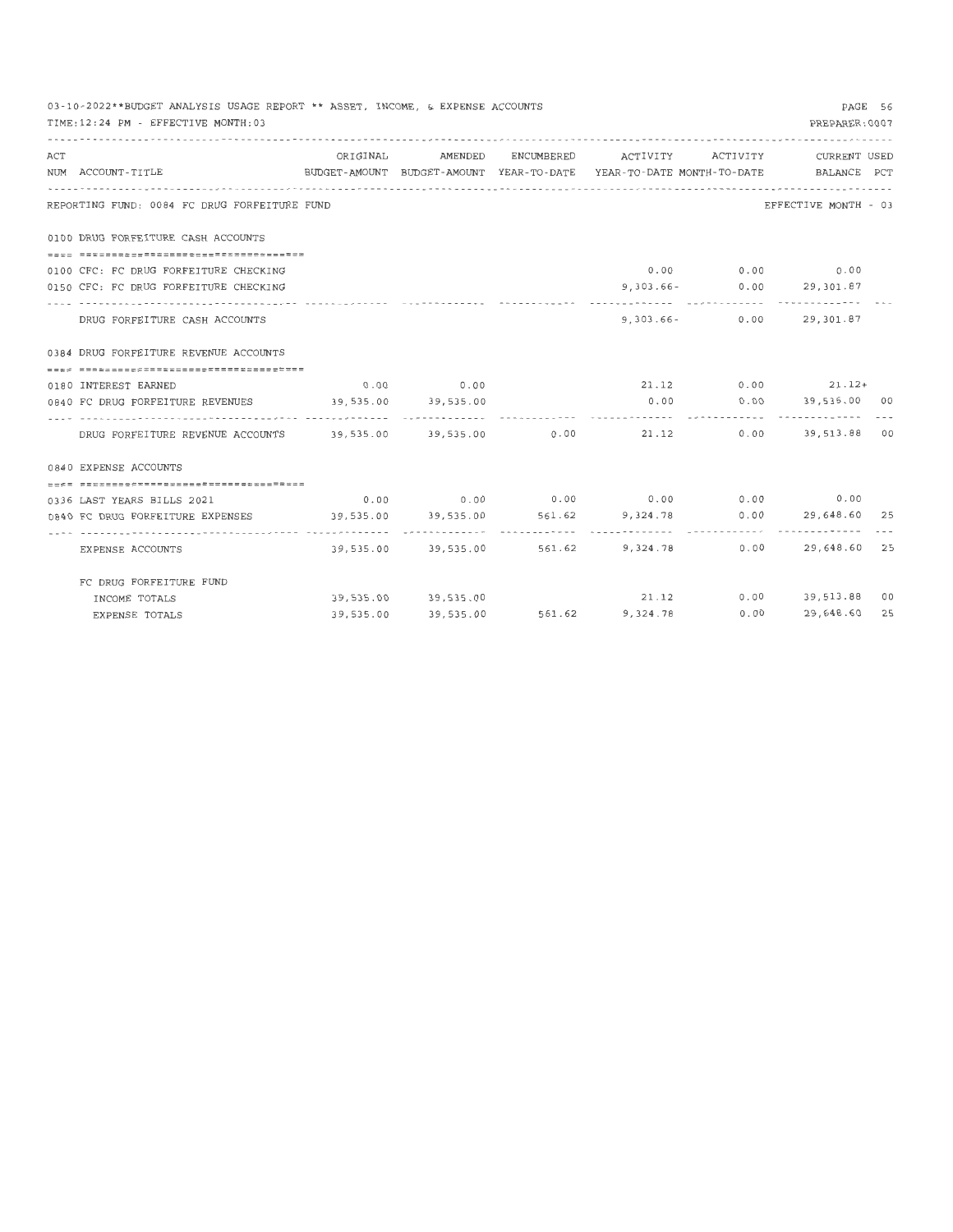03-10-2022**BUDGET ANALYSIS USAGE REPORT ** ASSET, INCOME, & EXPENSE ACCOUNTS

TIME:12:24 PM - EFFECTIVE MONTH:03

PREPARER:0007

| ACT NUM | ACCOUNT-TITLE | ORIGINAL BUDGET-AMOUNT | AMENDED BUDGET-AMOUNT | ENCUMBERED YEAR-TO-DATE | ACTIVITY YEAR-TO-DATE | ACTIVITY MONTH-TO-DATE | CURRENT BALANCE | USED PCT |
|---|---|---|---|---|---|---|---|---|
| | **REPORTING FUND: 0084 FC DRUG FORFEITURE FUND** | | | | | | EFFECTIVE MONTH - 03 | |
| 0100 | **DRUG FORFEITURE CASH ACCOUNTS** | | | | | | | |
| 0100 | CFC: FC DRUG FORFEITURE CHECKING | | | | 0.00 | 0.00 | 0.00 | |
| 0150 | CFC: FC DRUG FORFEITURE CHECKING | | | | 9,303.66- | 0.00 | 29,301.87 | |
| | DRUG FORFEITURE CASH ACCOUNTS | | | | 9,303.66- | 0.00 | 29,301.87 | |
| 0384 | **DRUG FORFEITURE REVENUE ACCOUNTS** | | | | | | | |
| 0180 | INTEREST EARNED | 0.00 | 0.00 | | 21.12 | 0.00 | 21.12+ | |
| 0840 | FC DRUG FORFEITURE REVENUES | 39,535.00 | 39,535.00 | | 0.00 | 0.00 | 39,535.00 | 00 |
| | DRUG FORFEITURE REVENUE ACCOUNTS | 39,535.00 | 39,535.00 | 0.00 | 21.12 | 0.00 | 39,513.88 | 00 |
| 0840 | **EXPENSE ACCOUNTS** | | | | | | | |
| 0336 | LAST YEARS BILLS 2021 | 0.00 | 0.00 | 0.00 | 0.00 | 0.00 | 0.00 | |
| 0840 | FC DRUG FORFEITURE EXPENSES | 39,535.00 | 39,535.00 | 561.62 | 9,324.78 | 0.00 | 29,648.60 | 25 |
| | EXPENSE ACCOUNTS | 39,535.00 | 39,535.00 | 561.62 | 9,324.78 | 0.00 | 29,648.60 | 25 |
| | **FC DRUG FORFEITURE FUND** | | | | | | | |
| | INCOME TOTALS | 39,535.00 | 39,535.00 | | 21.12 | 0.00 | 39,513.88 | 00 |
| | EXPENSE TOTALS | 39,535.00 | 39,535.00 | 561.62 | 9,324.78 | 0.00 | 29,648.60 | 25 |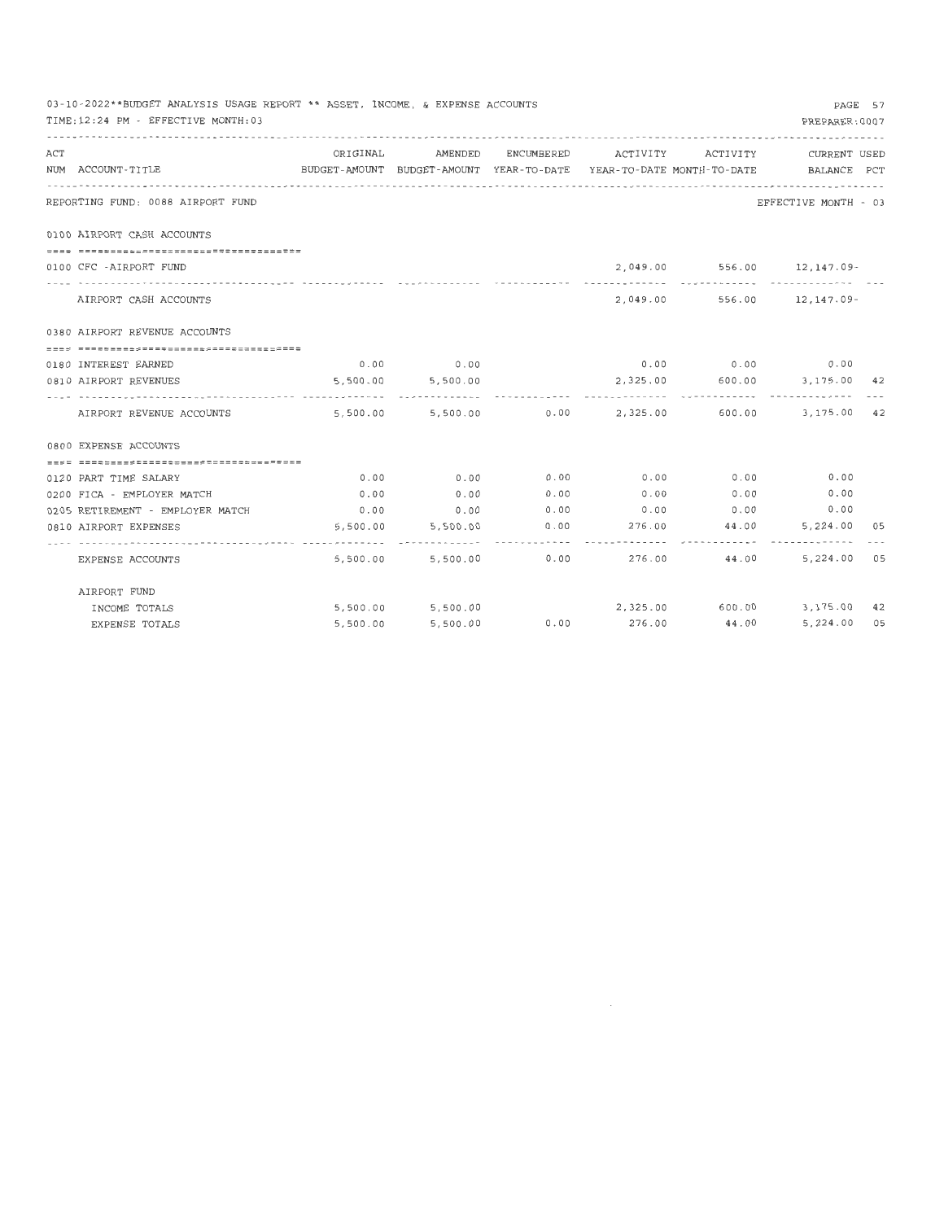03-10-2022**BUDGET ANALYSIS USAGE REPORT ** ASSET, INCOME, & EXPENSE ACCOUNTS

TIME:12:24 PM - EFFECTIVE MONTH:03

PREPARER:0007

REPORTING FUND: 0088 AIRPORT FUND

EFFECTIVE MONTH - 03

| ACT NUM | ACCOUNT-TITLE | ORIGINAL BUDGET-AMOUNT | AMENDED BUDGET-AMOUNT | ENCUMBERED YEAR-TO-DATE | ACTIVITY YEAR-TO-DATE | ACTIVITY MONTH-TO-DATE | CURRENT BALANCE | USED PCT |
|---|---|---|---|---|---|---|---|---|
| | **0100 AIRPORT CASH ACCOUNTS** | | | | | | | |
| 0100 | CFC -AIRPORT FUND | | | | 2,049.00 | 556.00 | 12,147.09- | |
| | AIRPORT CASH ACCOUNTS | | | | 2,049.00 | 556.00 | 12,147.09- | |
| | **0380 AIRPORT REVENUE ACCOUNTS** | | | | | | | |
| 0180 | INTEREST EARNED | 0.00 | 0.00 | | 0.00 | 0.00 | 0.00 | |
| 0810 | AIRPORT REVENUES | 5,500.00 | 5,500.00 | | 2,325.00 | 600.00 | 3,175.00 | 42 |
| | AIRPORT REVENUE ACCOUNTS | 5,500.00 | 5,500.00 | 0.00 | 2,325.00 | 600.00 | 3,175.00 | 42 |
| | **0800 EXPENSE ACCOUNTS** | | | | | | | |
| 0120 | PART TIME SALARY | 0.00 | 0.00 | 0.00 | 0.00 | 0.00 | 0.00 | |
| 0200 | FICA - EMPLOYER MATCH | 0.00 | 0.00 | 0.00 | 0.00 | 0.00 | 0.00 | |
| 0205 | RETIREMENT - EMPLOYER MATCH | 0.00 | 0.00 | 0.00 | 0.00 | 0.00 | 0.00 | |
| 0810 | AIRPORT EXPENSES | 5,500.00 | 5,500.00 | 0.00 | 276.00 | 44.00 | 5,224.00 | 05 |
| | EXPENSE ACCOUNTS | 5,500.00 | 5,500.00 | 0.00 | 276.00 | 44.00 | 5,224.00 | 05 |
| | **AIRPORT FUND** | | | | | | | |
| | INCOME TOTALS | 5,500.00 | 5,500.00 | | 2,325.00 | 600.00 | 3,175.00 | 42 |
| | EXPENSE TOTALS | 5,500.00 | 5,500.00 | 0.00 | 276.00 | 44.00 | 5,224.00 | 05 |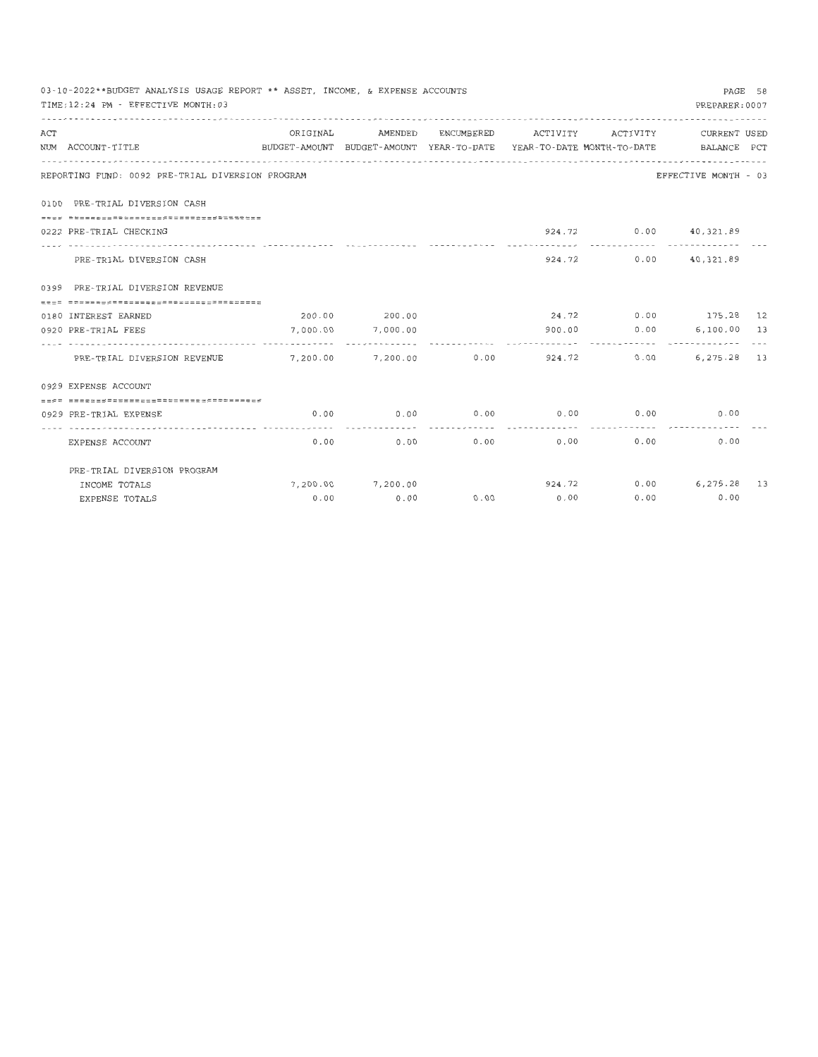03-10-2022**BUDGET ANALYSIS USAGE REPORT ** ASSET, INCOME, & EXPENSE ACCOUNTS

TIME:12:24 PM - EFFECTIVE MONTH:03

PREPARER:0007

| ACT NUM | ACCOUNT-TITLE | ORIGINAL BUDGET-AMOUNT | AMENDED BUDGET-AMOUNT | ENCUMBERED YEAR-TO-DATE | ACTIVITY YEAR-TO-DATE | ACTIVITY MONTH-TO-DATE | CURRENT BALANCE | USED PCT |
|---|---|---|---|---|---|---|---|---|
| | REPORTING FUND: 0092 PRE-TRIAL DIVERSION PROGRAM | | | | | | EFFECTIVE MONTH - 03 | |
| 0100 | PRE-TRIAL DIVERSION CASH | | | | | | | |
| 0222 | PRE-TRIAL CHECKING | | | | 924.72 | 0.00 | 40,321.89 | |
| | PRE-TRIAL DIVERSION CASH | | | | 924.72 | 0.00 | 40,321.89 | |
| 0399 | PRE-TRIAL DIVERSION REVENUE | | | | | | | |
| 0180 | INTEREST EARNED | 200.00 | 200.00 | | 24.72 | 0.00 | 175.28 | 12 |
| 0920 | PRE-TRIAL FEES | 7,000.00 | 7,000.00 | | 900.00 | 0.00 | 6,100.00 | 13 |
| | PRE-TRIAL DIVERSION REVENUE | 7,200.00 | 7,200.00 | 0.00 | 924.72 | 0.00 | 6,275.28 | 13 |
| 0929 | EXPENSE ACCOUNT | | | | | | | |
| 0929 | PRE-TRIAL EXPENSE | 0.00 | 0.00 | 0.00 | 0.00 | 0.00 | 0.00 | |
| | EXPENSE ACCOUNT | 0.00 | 0.00 | 0.00 | 0.00 | 0.00 | 0.00 | |
| | PRE-TRIAL DIVERSION PROGRAM | | | | | | | |
| | INCOME TOTALS | 7,200.00 | 7,200.00 | | 924.72 | 0.00 | 6,275.28 | 13 |
| | EXPENSE TOTALS | 0.00 | 0.00 | 0.00 | 0.00 | 0.00 | 0.00 | |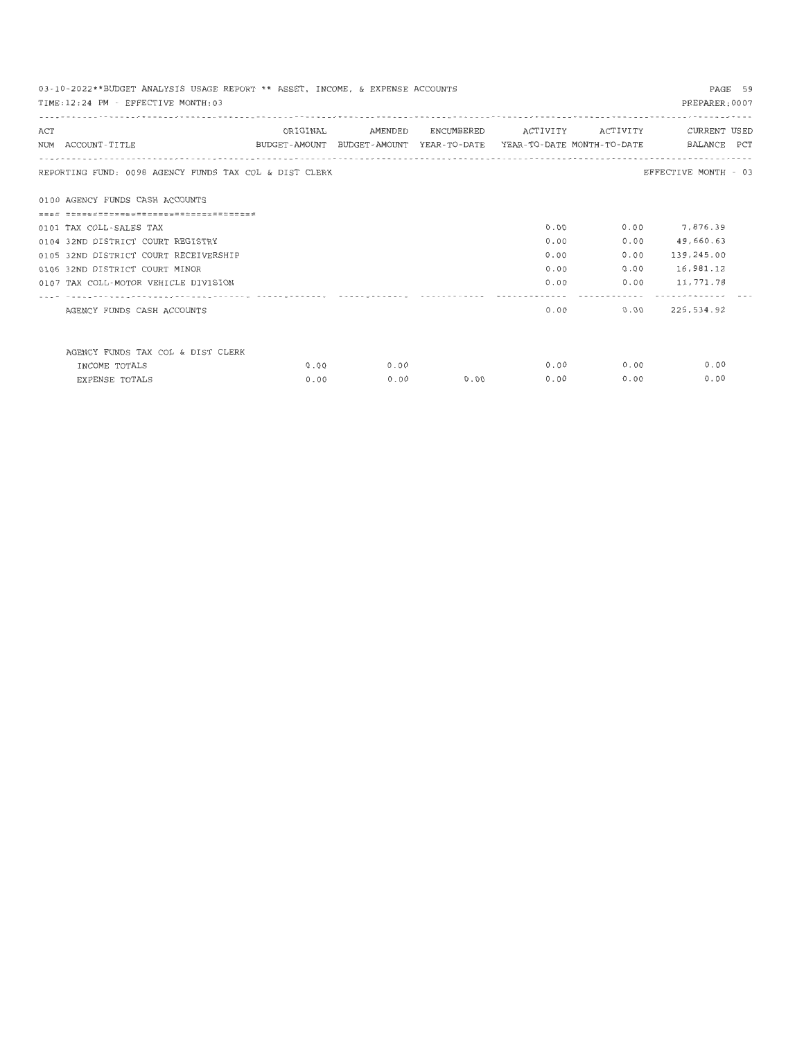03-10-2022**BUDGET ANALYSIS USAGE REPORT ** ASSET, INCOME, & EXPENSE ACCOUNTS

TIME:12:24 PM - EFFECTIVE MONTH:03

PREPARER:0007

REPORTING FUND: 0098 AGENCY FUNDS TAX COL & DIST CLERK — EFFECTIVE MONTH - 03

| ACT NUM | ACCOUNT-TITLE | ORIGINAL BUDGET-AMOUNT | AMENDED BUDGET-AMOUNT | ENCUMBERED YEAR-TO-DATE | ACTIVITY YEAR-TO-DATE | ACTIVITY MONTH-TO-DATE | CURRENT BALANCE | USED PCT |
|---|---|---|---|---|---|---|---|---|
| 0100 | AGENCY FUNDS CASH ACCOUNTS | | | | | | | |
| 0101 | TAX COLL-SALES TAX | | | | 0.00 | 0.00 | 7,876.39 | |
| 0104 | 32ND DISTRICT COURT REGISTRY | | | | 0.00 | 0.00 | 49,660.63 | |
| 0105 | 32ND DISTRICT COURT RECEIVERSHIP | | | | 0.00 | 0.00 | 139,245.00 | |
| 0106 | 32ND DISTRICT COURT MINOR | | | | 0.00 | 0.00 | 16,981.12 | |
| 0107 | TAX COLL-MOTOR VEHICLE DIVISION | | | | 0.00 | 0.00 | 11,771.78 | |
| | AGENCY FUNDS CASH ACCOUNTS | | | | 0.00 | 0.00 | 225,534.92 | |
| | AGENCY FUNDS TAX COL & DIST CLERK | | | | | | | |
| | INCOME TOTALS | 0.00 | 0.00 | | 0.00 | 0.00 | 0.00 | |
| | EXPENSE TOTALS | 0.00 | 0.00 | 0.00 | 0.00 | 0.00 | 0.00 | |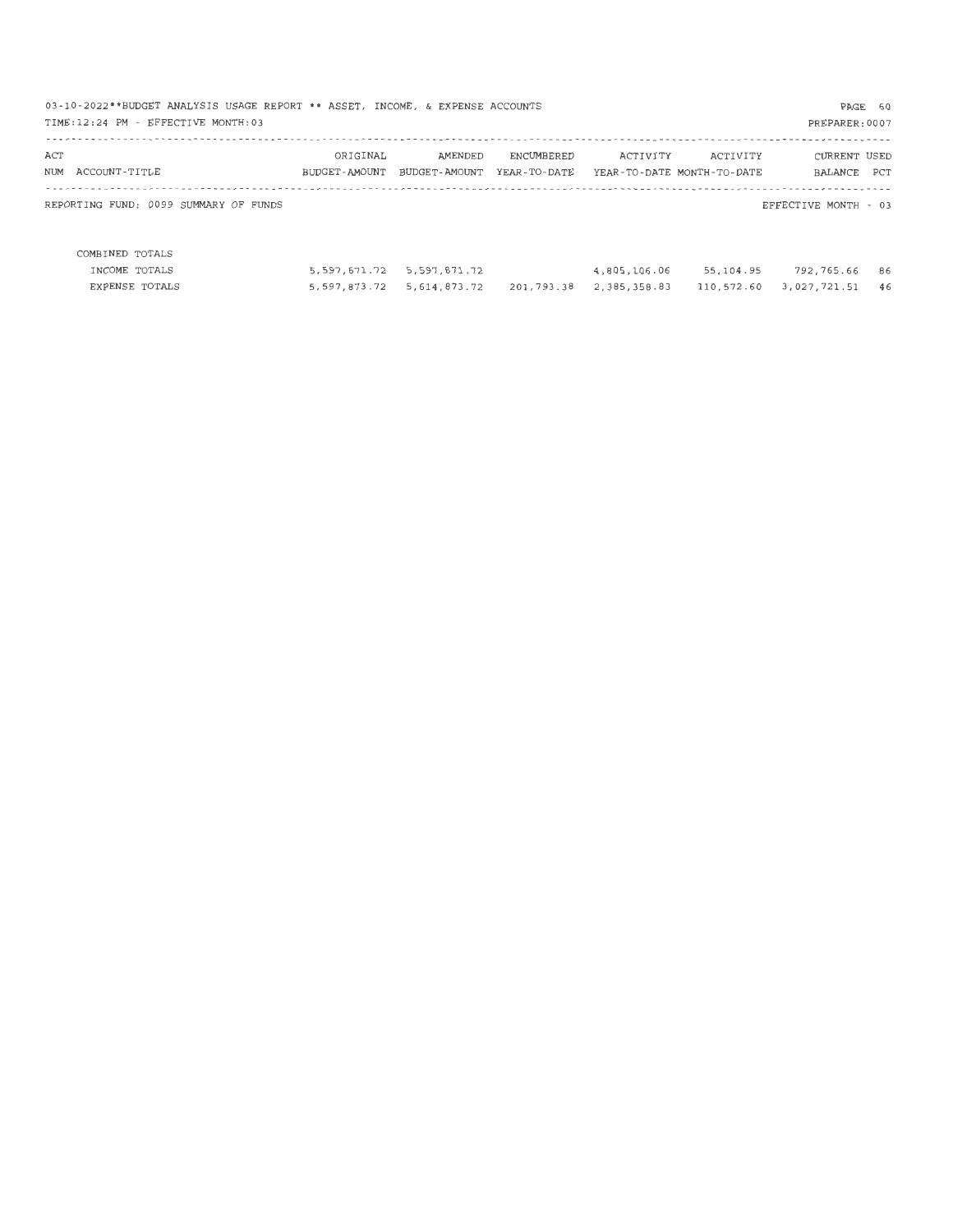03-10-2022**BUDGET ANALYSIS USAGE REPORT ** ASSET, INCOME, & EXPENSE ACCOUNTS

TIME:12:24 PM - EFFECTIVE MONTH:03

PREPARER:0007

| ACT NUM ACCOUNT-TITLE | ORIGINAL BUDGET-AMOUNT | AMENDED BUDGET-AMOUNT | ENCUMBERED YEAR-TO-DATE | ACTIVITY YEAR-TO-DATE | ACTIVITY MONTH-TO-DATE | CURRENT BALANCE | USED PCT |
|---|---|---|---|---|---|---|---|
| REPORTING FUND: 0099 SUMMARY OF FUNDS | | | | | | EFFECTIVE MONTH - 03 | |
| COMBINED TOTALS | | | | | | | |
| INCOME TOTALS | 5,597,671.72 | 5,597,871.72 | | 4,805,106.06 | 55,104.95 | 792,765.66 | 86 |
| EXPENSE TOTALS | 5,597,873.72 | 5,614,873.72 | 201,793.38 | 2,385,358.83 | 110,572.60 | 3,027,721.51 | 46 |